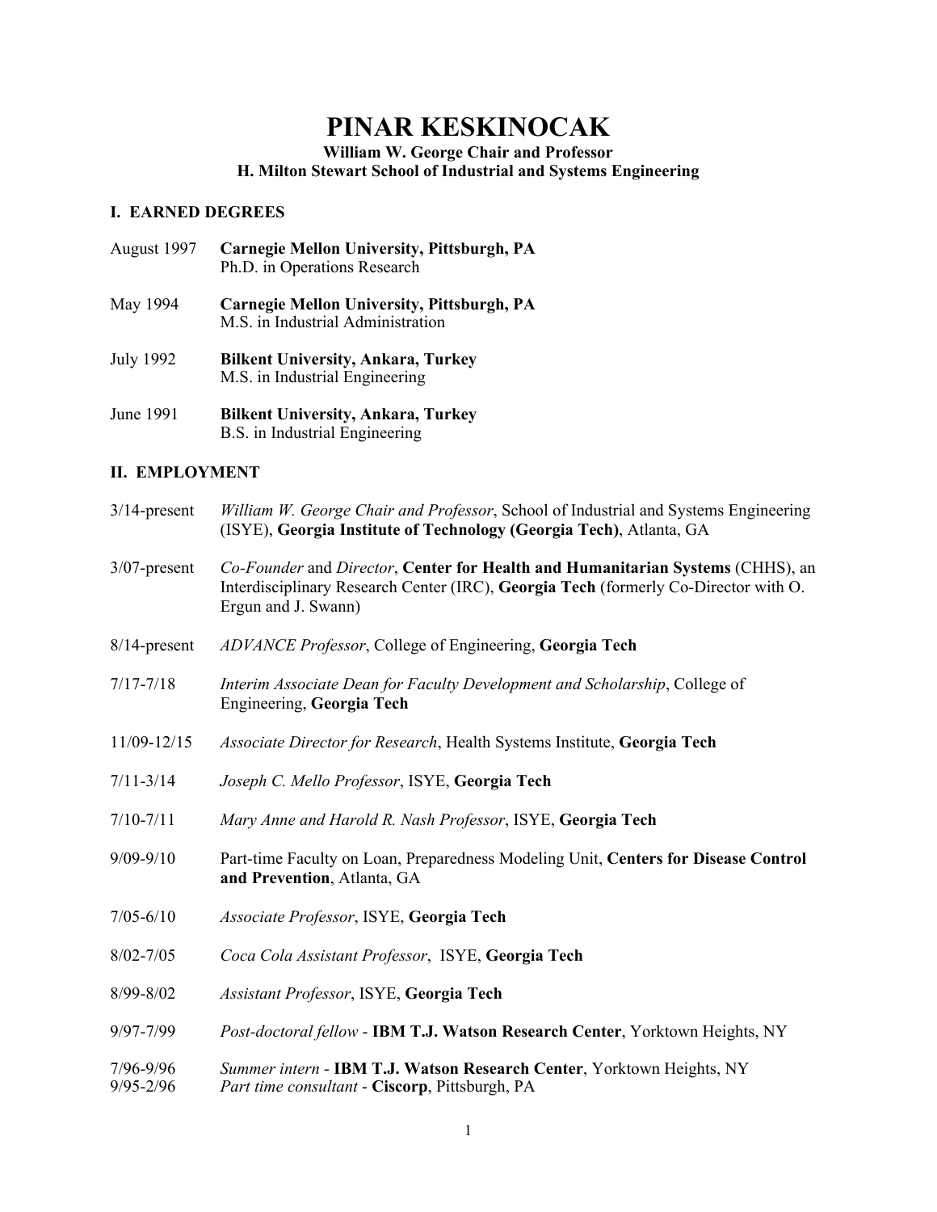# PINAR KESKINOCAK

**William W. George Chair and Professor**
**H. Milton Stewart School of Industrial and Systems Engineering**

## I. EARNED DEGREES

August 1997 **Carnegie Mellon University, Pittsburgh, PA**
Ph.D. in Operations Research

May 1994 **Carnegie Mellon University, Pittsburgh, PA**
M.S. in Industrial Administration

July 1992 **Bilkent University, Ankara, Turkey**
M.S. in Industrial Engineering

June 1991 **Bilkent University, Ankara, Turkey**
B.S. in Industrial Engineering

## II. EMPLOYMENT

3/14-present *William W. George Chair and Professor*, School of Industrial and Systems Engineering (ISYE), **Georgia Institute of Technology (Georgia Tech)**, Atlanta, GA

3/07-present *Co-Founder* and *Director*, **Center for Health and Humanitarian Systems** (CHHS), an Interdisciplinary Research Center (IRC), **Georgia Tech** (formerly Co-Director with O. Ergun and J. Swann)

8/14-present *ADVANCE Professor*, College of Engineering, **Georgia Tech**

7/17-7/18 *Interim Associate Dean for Faculty Development and Scholarship*, College of Engineering, **Georgia Tech**

11/09-12/15 *Associate Director for Research*, Health Systems Institute, **Georgia Tech**

7/11-3/14 *Joseph C. Mello Professor*, ISYE, **Georgia Tech**

7/10-7/11 *Mary Anne and Harold R. Nash Professor*, ISYE, **Georgia Tech**

9/09-9/10 Part-time Faculty on Loan, Preparedness Modeling Unit, **Centers for Disease Control and Prevention**, Atlanta, GA

7/05-6/10 *Associate Professor*, ISYE, **Georgia Tech**

8/02-7/05 *Coca Cola Assistant Professor*, ISYE, **Georgia Tech**

8/99-8/02 *Assistant Professor*, ISYE, **Georgia Tech**

9/97-7/99 *Post-doctoral fellow* - **IBM T.J. Watson Research Center**, Yorktown Heights, NY

7/96-9/96 *Summer intern* - **IBM T.J. Watson Research Center**, Yorktown Heights, NY

9/95-2/96 *Part time consultant* - **Ciscorp**, Pittsburgh, PA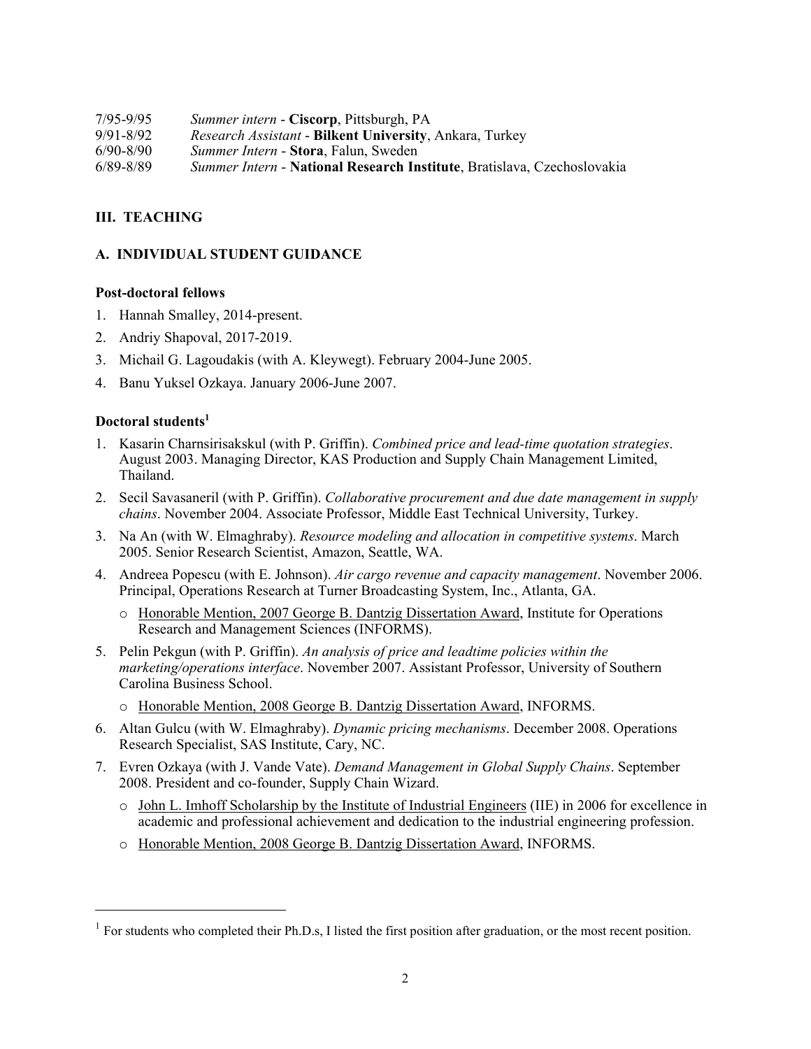7/95-9/95 *Summer intern* - **Ciscorp**, Pittsburgh, PA
9/91-8/92 *Research Assistant* - **Bilkent University**, Ankara, Turkey
6/90-8/90 *Summer Intern* - **Stora**, Falun, Sweden
6/89-8/89 *Summer Intern* - **National Research Institute**, Bratislava, Czechoslovakia

## III. TEACHING

### A. INDIVIDUAL STUDENT GUIDANCE

**Post-doctoral fellows**

1. Hannah Smalley, 2014-present.
2. Andriy Shapoval, 2017-2019.
3. Michail G. Lagoudakis (with A. Kleywegt). February 2004-June 2005.
4. Banu Yuksel Ozkaya. January 2006-June 2007.

**Doctoral students[1]**

1. Kasarin Charnsirisakskul (with P. Griffin). *Combined price and lead-time quotation strategies*. August 2003. Managing Director, KAS Production and Supply Chain Management Limited, Thailand.
2. Secil Savasaneril (with P. Griffin). *Collaborative procurement and due date management in supply chains*. November 2004. Associate Professor, Middle East Technical University, Turkey.
3. Na An (with W. Elmaghraby). *Resource modeling and allocation in competitive systems*. March 2005. Senior Research Scientist, Amazon, Seattle, WA.
4. Andreea Popescu (with E. Johnson). *Air cargo revenue and capacity management*. November 2006. Principal, Operations Research at Turner Broadcasting System, Inc., Atlanta, GA.
   - Honorable Mention, 2007 George B. Dantzig Dissertation Award, Institute for Operations Research and Management Sciences (INFORMS).
5. Pelin Pekgun (with P. Griffin). *An analysis of price and leadtime policies within the marketing/operations interface*. November 2007. Assistant Professor, University of Southern Carolina Business School.
   - Honorable Mention, 2008 George B. Dantzig Dissertation Award, INFORMS.
6. Altan Gulcu (with W. Elmaghraby). *Dynamic pricing mechanisms*. December 2008. Operations Research Specialist, SAS Institute, Cary, NC.
7. Evren Ozkaya (with J. Vande Vate). *Demand Management in Global Supply Chains*. September 2008. President and co-founder, Supply Chain Wizard.
   - John L. Imhoff Scholarship by the Institute of Industrial Engineers (IIE) in 2006 for excellence in academic and professional achievement and dedication to the industrial engineering profession.
   - Honorable Mention, 2008 George B. Dantzig Dissertation Award, INFORMS.

---

[1] For students who completed their Ph.D.s, I listed the first position after graduation, or the most recent position.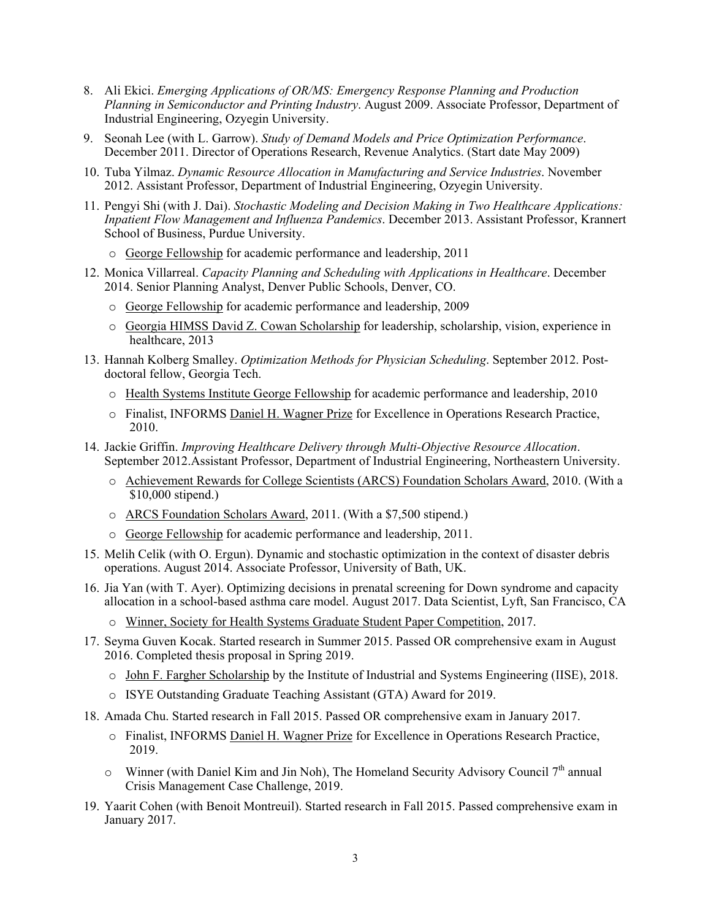8. Ali Ekici. *Emerging Applications of OR/MS: Emergency Response Planning and Production Planning in Semiconductor and Printing Industry*. August 2009. Associate Professor, Department of Industrial Engineering, Ozyegin University.

9. Seonah Lee (with L. Garrow). *Study of Demand Models and Price Optimization Performance*. December 2011. Director of Operations Research, Revenue Analytics. (Start date May 2009)

10. Tuba Yilmaz. *Dynamic Resource Allocation in Manufacturing and Service Industries*. November 2012. Assistant Professor, Department of Industrial Engineering, Ozyegin University.

11. Pengyi Shi (with J. Dai). *Stochastic Modeling and Decision Making in Two Healthcare Applications: Inpatient Flow Management and Influenza Pandemics*. December 2013. Assistant Professor, Krannert School of Business, Purdue University.
    - George Fellowship for academic performance and leadership, 2011

12. Monica Villarreal. *Capacity Planning and Scheduling with Applications in Healthcare*. December 2014. Senior Planning Analyst, Denver Public Schools, Denver, CO.
    - George Fellowship for academic performance and leadership, 2009
    - Georgia HIMSS David Z. Cowan Scholarship for leadership, scholarship, vision, experience in healthcare, 2013

13. Hannah Kolberg Smalley. *Optimization Methods for Physician Scheduling*. September 2012. Post-doctoral fellow, Georgia Tech.
    - Health Systems Institute George Fellowship for academic performance and leadership, 2010
    - Finalist, INFORMS Daniel H. Wagner Prize for Excellence in Operations Research Practice, 2010.

14. Jackie Griffin. *Improving Healthcare Delivery through Multi-Objective Resource Allocation*. September 2012.Assistant Professor, Department of Industrial Engineering, Northeastern University.
    - Achievement Rewards for College Scientists (ARCS) Foundation Scholars Award, 2010. (With a $10,000 stipend.)
    - ARCS Foundation Scholars Award, 2011. (With a $7,500 stipend.)
    - George Fellowship for academic performance and leadership, 2011.

15. Melih Celik (with O. Ergun). Dynamic and stochastic optimization in the context of disaster debris operations. August 2014. Associate Professor, University of Bath, UK.

16. Jia Yan (with T. Ayer). Optimizing decisions in prenatal screening for Down syndrome and capacity allocation in a school-based asthma care model. August 2017. Data Scientist, Lyft, San Francisco, CA
    - Winner, Society for Health Systems Graduate Student Paper Competition, 2017.

17. Seyma Guven Kocak. Started research in Summer 2015. Passed OR comprehensive exam in August 2016. Completed thesis proposal in Spring 2019.
    - John F. Fargher Scholarship by the Institute of Industrial and Systems Engineering (IISE), 2018.
    - ISYE Outstanding Graduate Teaching Assistant (GTA) Award for 2019.

18. Amada Chu. Started research in Fall 2015. Passed OR comprehensive exam in January 2017.
    - Finalist, INFORMS Daniel H. Wagner Prize for Excellence in Operations Research Practice, 2019.
    - Winner (with Daniel Kim and Jin Noh), The Homeland Security Advisory Council 7th annual Crisis Management Case Challenge, 2019.

19. Yaarit Cohen (with Benoit Montreuil). Started research in Fall 2015. Passed comprehensive exam in January 2017.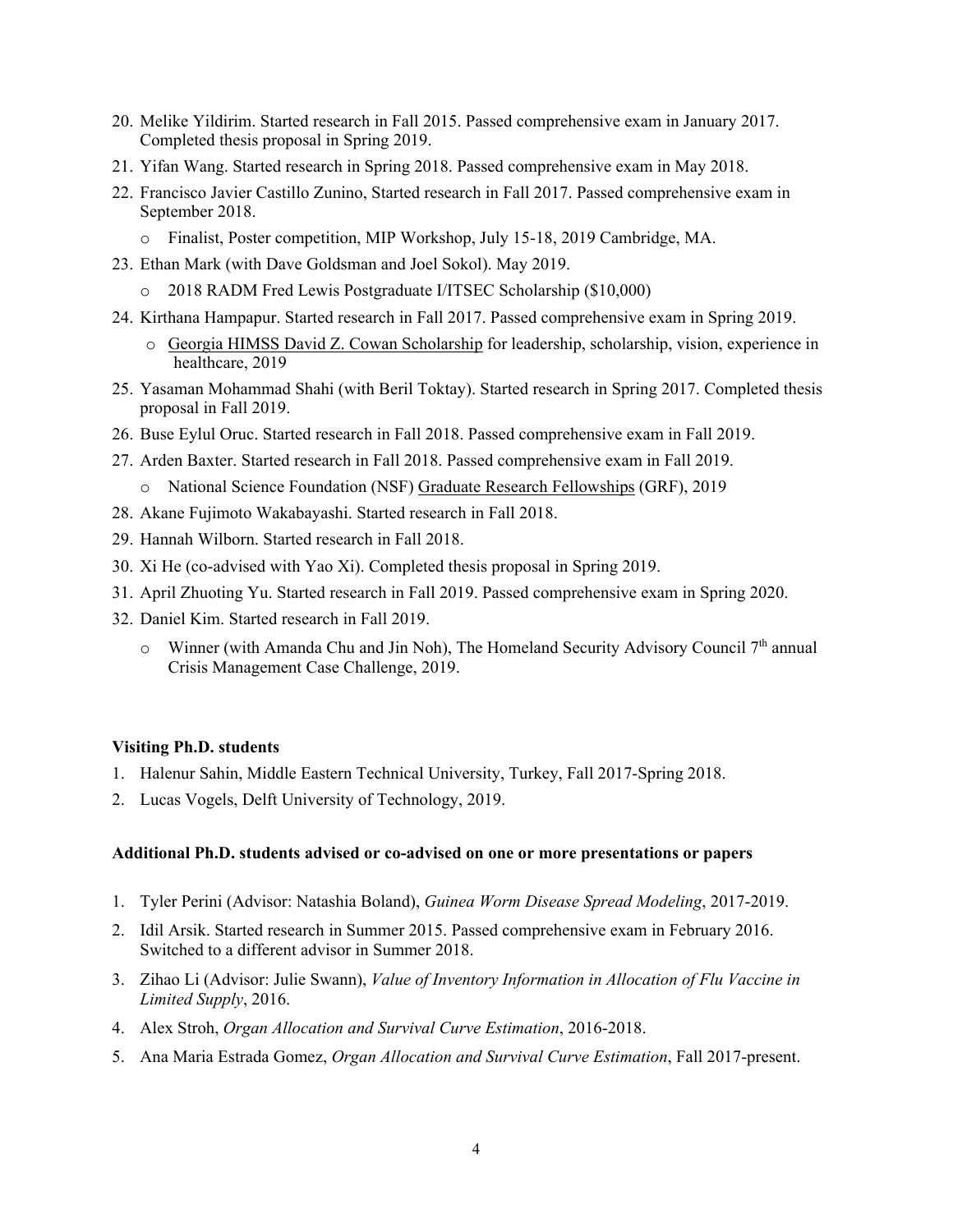20. Melike Yildirim. Started research in Fall 2015. Passed comprehensive exam in January 2017. Completed thesis proposal in Spring 2019.
21. Yifan Wang. Started research in Spring 2018. Passed comprehensive exam in May 2018.
22. Francisco Javier Castillo Zunino, Started research in Fall 2017. Passed comprehensive exam in September 2018.
    - Finalist, Poster competition, MIP Workshop, July 15-18, 2019 Cambridge, MA.
23. Ethan Mark (with Dave Goldsman and Joel Sokol). May 2019.
    - 2018 RADM Fred Lewis Postgraduate I/ITSEC Scholarship ($10,000)
24. Kirthana Hampapur. Started research in Fall 2017. Passed comprehensive exam in Spring 2019.
    - Georgia HIMSS David Z. Cowan Scholarship for leadership, scholarship, vision, experience in healthcare, 2019
25. Yasaman Mohammad Shahi (with Beril Toktay). Started research in Spring 2017. Completed thesis proposal in Fall 2019.
26. Buse Eylul Oruc. Started research in Fall 2018. Passed comprehensive exam in Fall 2019.
27. Arden Baxter. Started research in Fall 2018. Passed comprehensive exam in Fall 2019.
    - National Science Foundation (NSF) Graduate Research Fellowships (GRF), 2019
28. Akane Fujimoto Wakabayashi. Started research in Fall 2018.
29. Hannah Wilborn. Started research in Fall 2018.
30. Xi He (co-advised with Yao Xi). Completed thesis proposal in Spring 2019.
31. April Zhuoting Yu. Started research in Fall 2019. Passed comprehensive exam in Spring 2020.
32. Daniel Kim. Started research in Fall 2019.
    - Winner (with Amanda Chu and Jin Noh), The Homeland Security Advisory Council 7th annual Crisis Management Case Challenge, 2019.

**Visiting Ph.D. students**

1. Halenur Sahin, Middle Eastern Technical University, Turkey, Fall 2017-Spring 2018.
2. Lucas Vogels, Delft University of Technology, 2019.

**Additional Ph.D. students advised or co-advised on one or more presentations or papers**

1. Tyler Perini (Advisor: Natashia Boland), *Guinea Worm Disease Spread Modeling*, 2017-2019.
2. Idil Arsik. Started research in Summer 2015. Passed comprehensive exam in February 2016. Switched to a different advisor in Summer 2018.
3. Zihao Li (Advisor: Julie Swann), *Value of Inventory Information in Allocation of Flu Vaccine in Limited Supply*, 2016.
4. Alex Stroh, *Organ Allocation and Survival Curve Estimation*, 2016-2018.
5. Ana Maria Estrada Gomez, *Organ Allocation and Survival Curve Estimation*, Fall 2017-present.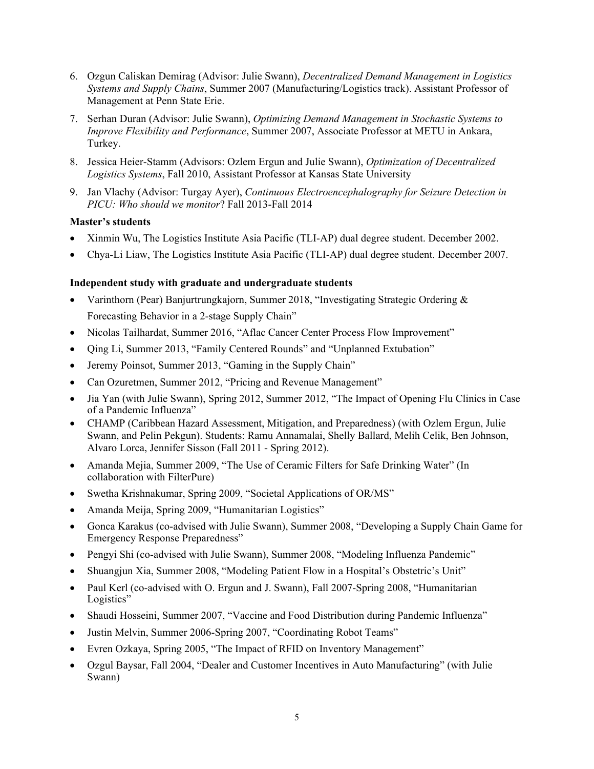6. Ozgun Caliskan Demirag (Advisor: Julie Swann), *Decentralized Demand Management in Logistics Systems and Supply Chains*, Summer 2007 (Manufacturing/Logistics track). Assistant Professor of Management at Penn State Erie.
7. Serhan Duran (Advisor: Julie Swann), *Optimizing Demand Management in Stochastic Systems to Improve Flexibility and Performance*, Summer 2007, Associate Professor at METU in Ankara, Turkey.
8. Jessica Heier-Stamm (Advisors: Ozlem Ergun and Julie Swann), *Optimization of Decentralized Logistics Systems*, Fall 2010, Assistant Professor at Kansas State University
9. Jan Vlachy (Advisor: Turgay Ayer), *Continuous Electroencephalography for Seizure Detection in PICU: Who should we monitor*? Fall 2013-Fall 2014

**Master's students**

- Xinmin Wu, The Logistics Institute Asia Pacific (TLI-AP) dual degree student. December 2002.
- Chya-Li Liaw, The Logistics Institute Asia Pacific (TLI-AP) dual degree student. December 2007.

**Independent study with graduate and undergraduate students**

- Varinthorn (Pear) Banjurtrungkajorn, Summer 2018, "Investigating Strategic Ordering & Forecasting Behavior in a 2-stage Supply Chain"
- Nicolas Tailhardat, Summer 2016, "Aflac Cancer Center Process Flow Improvement"
- Qing Li, Summer 2013, "Family Centered Rounds" and "Unplanned Extubation"
- Jeremy Poinsot, Summer 2013, "Gaming in the Supply Chain"
- Can Ozuretmen, Summer 2012, "Pricing and Revenue Management"
- Jia Yan (with Julie Swann), Spring 2012, Summer 2012, "The Impact of Opening Flu Clinics in Case of a Pandemic Influenza"
- CHAMP (Caribbean Hazard Assessment, Mitigation, and Preparedness) (with Ozlem Ergun, Julie Swann, and Pelin Pekgun). Students: Ramu Annamalai, Shelly Ballard, Melih Celik, Ben Johnson, Alvaro Lorca, Jennifer Sisson (Fall 2011 - Spring 2012).
- Amanda Mejia, Summer 2009, "The Use of Ceramic Filters for Safe Drinking Water" (In collaboration with FilterPure)
- Swetha Krishnakumar, Spring 2009, "Societal Applications of OR/MS"
- Amanda Meija, Spring 2009, "Humanitarian Logistics"
- Gonca Karakus (co-advised with Julie Swann), Summer 2008, "Developing a Supply Chain Game for Emergency Response Preparedness"
- Pengyi Shi (co-advised with Julie Swann), Summer 2008, "Modeling Influenza Pandemic"
- Shuangjun Xia, Summer 2008, "Modeling Patient Flow in a Hospital's Obstetric's Unit"
- Paul Kerl (co-advised with O. Ergun and J. Swann), Fall 2007-Spring 2008, "Humanitarian Logistics"
- Shaudi Hosseini, Summer 2007, "Vaccine and Food Distribution during Pandemic Influenza"
- Justin Melvin, Summer 2006-Spring 2007, "Coordinating Robot Teams"
- Evren Ozkaya, Spring 2005, "The Impact of RFID on Inventory Management"
- Ozgul Baysar, Fall 2004, "Dealer and Customer Incentives in Auto Manufacturing" (with Julie Swann)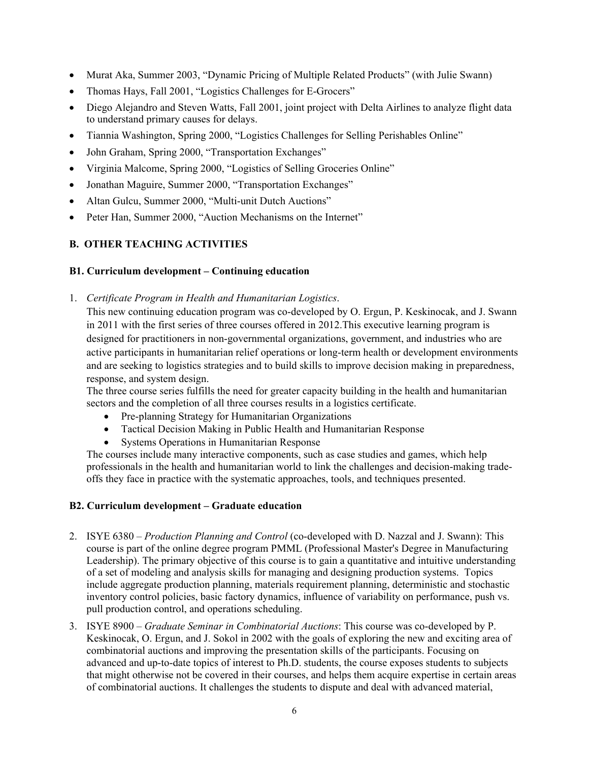- Murat Aka, Summer 2003, "Dynamic Pricing of Multiple Related Products" (with Julie Swann)
- Thomas Hays, Fall 2001, "Logistics Challenges for E-Grocers"
- Diego Alejandro and Steven Watts, Fall 2001, joint project with Delta Airlines to analyze flight data to understand primary causes for delays.
- Tiannia Washington, Spring 2000, "Logistics Challenges for Selling Perishables Online"
- John Graham, Spring 2000, "Transportation Exchanges"
- Virginia Malcome, Spring 2000, "Logistics of Selling Groceries Online"
- Jonathan Maguire, Summer 2000, "Transportation Exchanges"
- Altan Gulcu, Summer 2000, "Multi-unit Dutch Auctions"
- Peter Han, Summer 2000, "Auction Mechanisms on the Internet"

## B. OTHER TEACHING ACTIVITIES

### B1. Curriculum development – Continuing education

1. *Certificate Program in Health and Humanitarian Logistics*.
   This new continuing education program was co-developed by O. Ergun, P. Keskinocak, and J. Swann in 2011 with the first series of three courses offered in 2012.This executive learning program is designed for practitioners in non-governmental organizations, government, and industries who are active participants in humanitarian relief operations or long-term health or development environments and are seeking to logistics strategies and to build skills to improve decision making in preparedness, response, and system design.
   The three course series fulfills the need for greater capacity building in the health and humanitarian sectors and the completion of all three courses results in a logistics certificate.
   - Pre-planning Strategy for Humanitarian Organizations
   - Tactical Decision Making in Public Health and Humanitarian Response
   - Systems Operations in Humanitarian Response

   The courses include many interactive components, such as case studies and games, which help professionals in the health and humanitarian world to link the challenges and decision-making trade-offs they face in practice with the systematic approaches, tools, and techniques presented.

### B2. Curriculum development – Graduate education

2. ISYE 6380 – *Production Planning and Control* (co-developed with D. Nazzal and J. Swann): This course is part of the online degree program PMML (Professional Master's Degree in Manufacturing Leadership). The primary objective of this course is to gain a quantitative and intuitive understanding of a set of modeling and analysis skills for managing and designing production systems. Topics include aggregate production planning, materials requirement planning, deterministic and stochastic inventory control policies, basic factory dynamics, influence of variability on performance, push vs. pull production control, and operations scheduling.
3. ISYE 8900 – *Graduate Seminar in Combinatorial Auctions*: This course was co-developed by P. Keskinocak, O. Ergun, and J. Sokol in 2002 with the goals of exploring the new and exciting area of combinatorial auctions and improving the presentation skills of the participants. Focusing on advanced and up-to-date topics of interest to Ph.D. students, the course exposes students to subjects that might otherwise not be covered in their courses, and helps them acquire expertise in certain areas of combinatorial auctions. It challenges the students to dispute and deal with advanced material,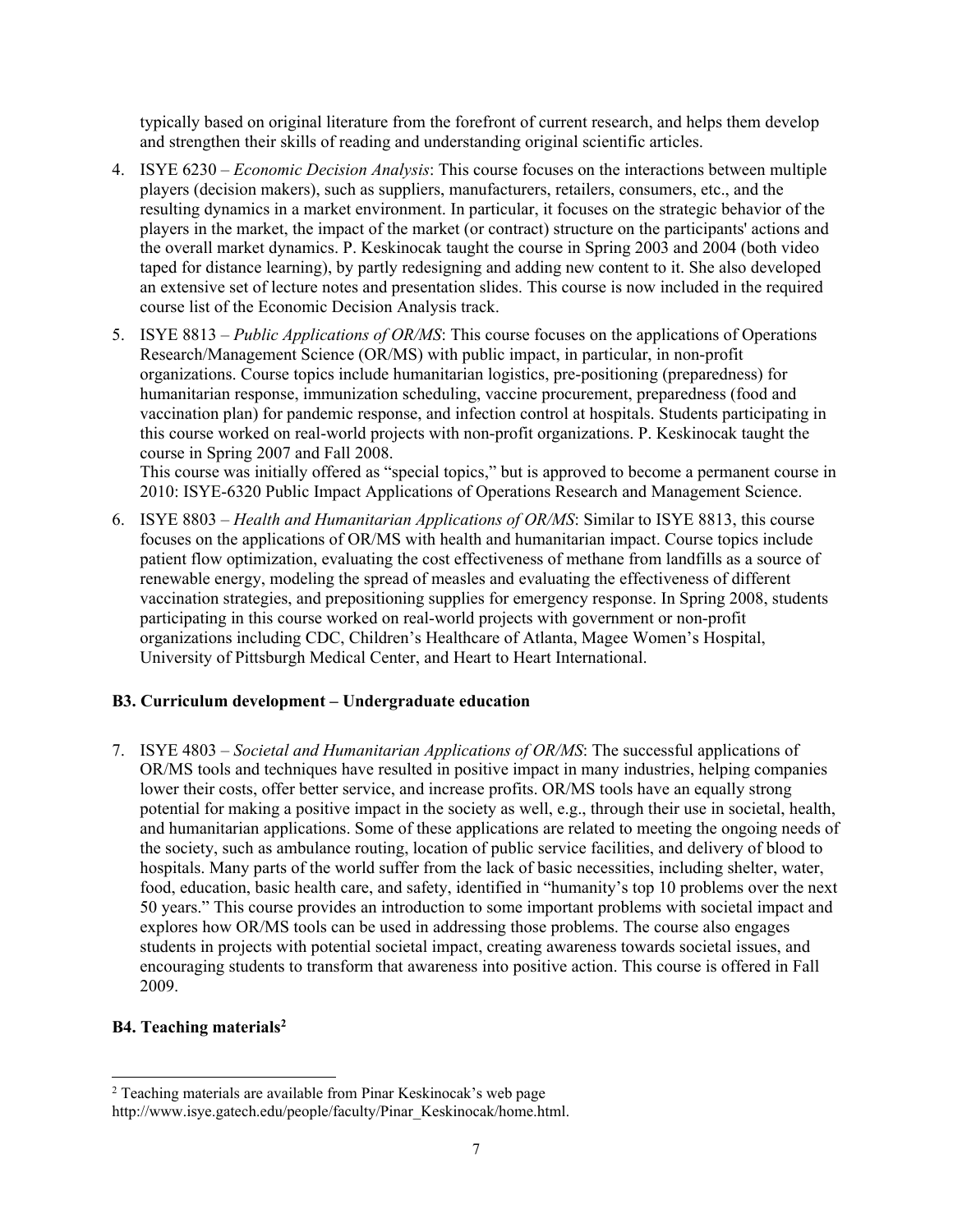typically based on original literature from the forefront of current research, and helps them develop and strengthen their skills of reading and understanding original scientific articles.

4. ISYE 6230 – *Economic Decision Analysis*: This course focuses on the interactions between multiple players (decision makers), such as suppliers, manufacturers, retailers, consumers, etc., and the resulting dynamics in a market environment. In particular, it focuses on the strategic behavior of the players in the market, the impact of the market (or contract) structure on the participants' actions and the overall market dynamics. P. Keskinocak taught the course in Spring 2003 and 2004 (both video taped for distance learning), by partly redesigning and adding new content to it. She also developed an extensive set of lecture notes and presentation slides. This course is now included in the required course list of the Economic Decision Analysis track.

5. ISYE 8813 – *Public Applications of OR/MS*: This course focuses on the applications of Operations Research/Management Science (OR/MS) with public impact, in particular, in non-profit organizations. Course topics include humanitarian logistics, pre-positioning (preparedness) for humanitarian response, immunization scheduling, vaccine procurement, preparedness (food and vaccination plan) for pandemic response, and infection control at hospitals. Students participating in this course worked on real-world projects with non-profit organizations. P. Keskinocak taught the course in Spring 2007 and Fall 2008.
   This course was initially offered as "special topics," but is approved to become a permanent course in 2010: ISYE-6320 Public Impact Applications of Operations Research and Management Science.

6. ISYE 8803 – *Health and Humanitarian Applications of OR/MS*: Similar to ISYE 8813, this course focuses on the applications of OR/MS with health and humanitarian impact. Course topics include patient flow optimization, evaluating the cost effectiveness of methane from landfills as a source of renewable energy, modeling the spread of measles and evaluating the effectiveness of different vaccination strategies, and prepositioning supplies for emergency response. In Spring 2008, students participating in this course worked on real-world projects with government or non-profit organizations including CDC, Children's Healthcare of Atlanta, Magee Women's Hospital, University of Pittsburgh Medical Center, and Heart to Heart International.

**B3. Curriculum development – Undergraduate education**

7. ISYE 4803 – *Societal and Humanitarian Applications of OR/MS*: The successful applications of OR/MS tools and techniques have resulted in positive impact in many industries, helping companies lower their costs, offer better service, and increase profits. OR/MS tools have an equally strong potential for making a positive impact in the society as well, e.g., through their use in societal, health, and humanitarian applications. Some of these applications are related to meeting the ongoing needs of the society, such as ambulance routing, location of public service facilities, and delivery of blood to hospitals. Many parts of the world suffer from the lack of basic necessities, including shelter, water, food, education, basic health care, and safety, identified in "humanity's top 10 problems over the next 50 years." This course provides an introduction to some important problems with societal impact and explores how OR/MS tools can be used in addressing those problems. The course also engages students in projects with potential societal impact, creating awareness towards societal issues, and encouraging students to transform that awareness into positive action. This course is offered in Fall 2009.

**B4. Teaching materials[2]**

[2] Teaching materials are available from Pinar Keskinocak's web page http://www.isye.gatech.edu/people/faculty/Pinar_Keskinocak/home.html.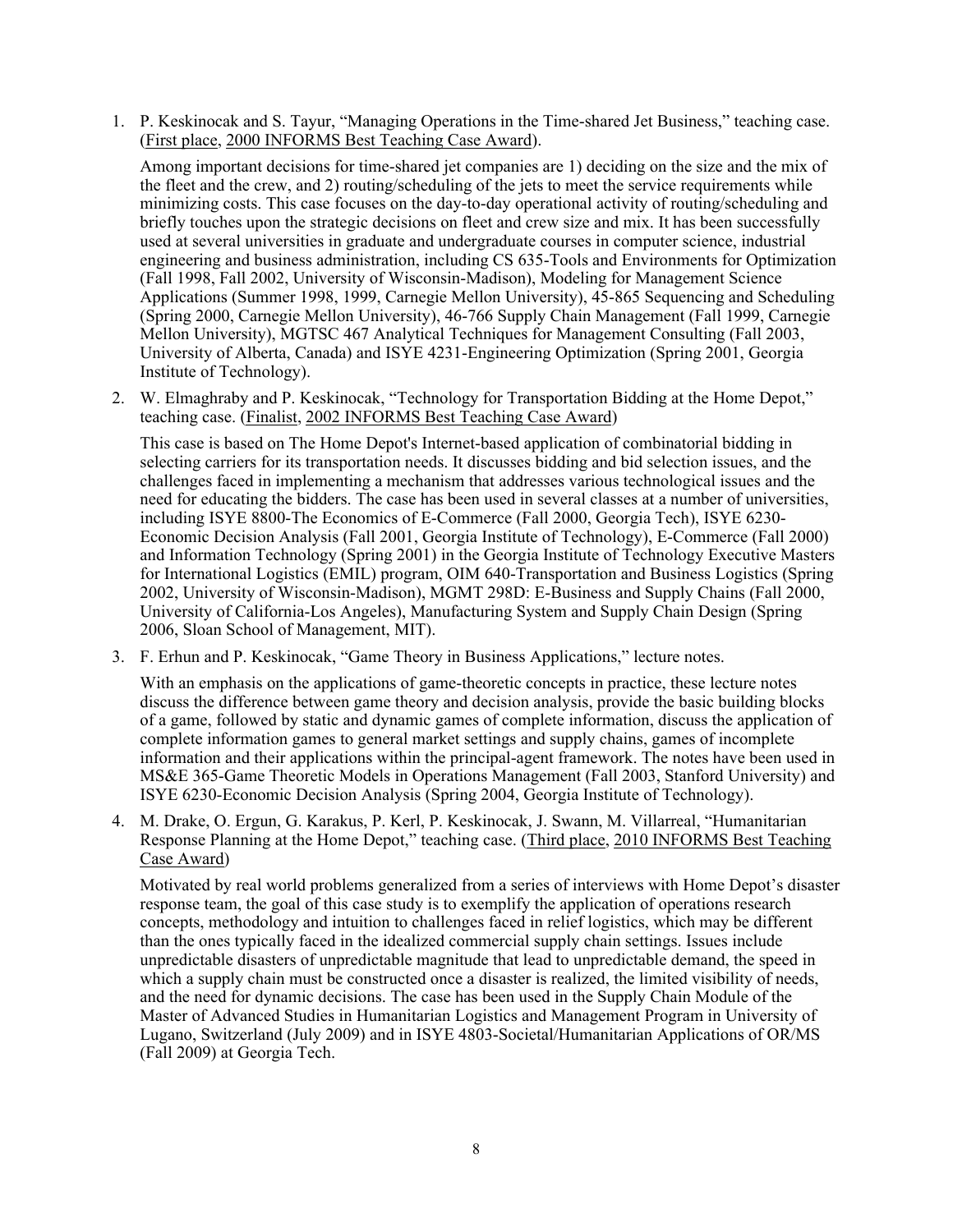1. P. Keskinocak and S. Tayur, "Managing Operations in the Time-shared Jet Business," teaching case. (First place, 2000 INFORMS Best Teaching Case Award).

   Among important decisions for time-shared jet companies are 1) deciding on the size and the mix of the fleet and the crew, and 2) routing/scheduling of the jets to meet the service requirements while minimizing costs. This case focuses on the day-to-day operational activity of routing/scheduling and briefly touches upon the strategic decisions on fleet and crew size and mix. It has been successfully used at several universities in graduate and undergraduate courses in computer science, industrial engineering and business administration, including CS 635-Tools and Environments for Optimization (Fall 1998, Fall 2002, University of Wisconsin-Madison), Modeling for Management Science Applications (Summer 1998, 1999, Carnegie Mellon University), 45-865 Sequencing and Scheduling (Spring 2000, Carnegie Mellon University), 46-766 Supply Chain Management (Fall 1999, Carnegie Mellon University), MGTSC 467 Analytical Techniques for Management Consulting (Fall 2003, University of Alberta, Canada) and ISYE 4231-Engineering Optimization (Spring 2001, Georgia Institute of Technology).

2. W. Elmaghraby and P. Keskinocak, "Technology for Transportation Bidding at the Home Depot," teaching case. (Finalist, 2002 INFORMS Best Teaching Case Award)

   This case is based on The Home Depot's Internet-based application of combinatorial bidding in selecting carriers for its transportation needs. It discusses bidding and bid selection issues, and the challenges faced in implementing a mechanism that addresses various technological issues and the need for educating the bidders. The case has been used in several classes at a number of universities, including ISYE 8800-The Economics of E-Commerce (Fall 2000, Georgia Tech), ISYE 6230-Economic Decision Analysis (Fall 2001, Georgia Institute of Technology), E-Commerce (Fall 2000) and Information Technology (Spring 2001) in the Georgia Institute of Technology Executive Masters for International Logistics (EMIL) program, OIM 640-Transportation and Business Logistics (Spring 2002, University of Wisconsin-Madison), MGMT 298D: E-Business and Supply Chains (Fall 2000, University of California-Los Angeles), Manufacturing System and Supply Chain Design (Spring 2006, Sloan School of Management, MIT).

3. F. Erhun and P. Keskinocak, "Game Theory in Business Applications," lecture notes.

   With an emphasis on the applications of game-theoretic concepts in practice, these lecture notes discuss the difference between game theory and decision analysis, provide the basic building blocks of a game, followed by static and dynamic games of complete information, discuss the application of complete information games to general market settings and supply chains, games of incomplete information and their applications within the principal-agent framework. The notes have been used in MS&E 365-Game Theoretic Models in Operations Management (Fall 2003, Stanford University) and ISYE 6230-Economic Decision Analysis (Spring 2004, Georgia Institute of Technology).

4. M. Drake, O. Ergun, G. Karakus, P. Kerl, P. Keskinocak, J. Swann, M. Villarreal, "Humanitarian Response Planning at the Home Depot," teaching case. (Third place, 2010 INFORMS Best Teaching Case Award)

   Motivated by real world problems generalized from a series of interviews with Home Depot's disaster response team, the goal of this case study is to exemplify the application of operations research concepts, methodology and intuition to challenges faced in relief logistics, which may be different than the ones typically faced in the idealized commercial supply chain settings. Issues include unpredictable disasters of unpredictable magnitude that lead to unpredictable demand, the speed in which a supply chain must be constructed once a disaster is realized, the limited visibility of needs, and the need for dynamic decisions. The case has been used in the Supply Chain Module of the Master of Advanced Studies in Humanitarian Logistics and Management Program in University of Lugano, Switzerland (July 2009) and in ISYE 4803-Societal/Humanitarian Applications of OR/MS (Fall 2009) at Georgia Tech.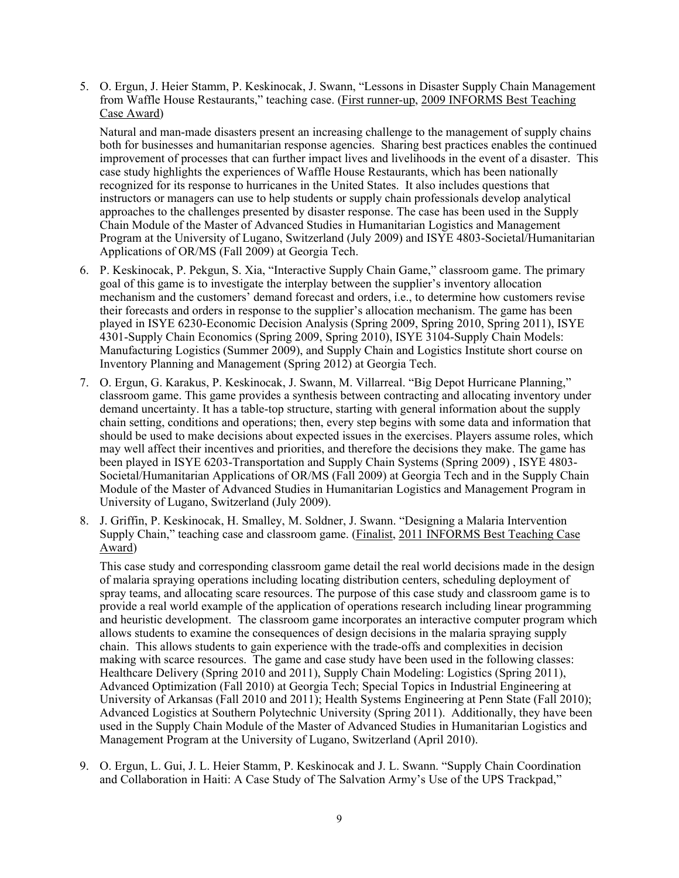5. O. Ergun, J. Heier Stamm, P. Keskinocak, J. Swann, "Lessons in Disaster Supply Chain Management from Waffle House Restaurants," teaching case. (First runner-up, 2009 INFORMS Best Teaching Case Award)

   Natural and man-made disasters present an increasing challenge to the management of supply chains both for businesses and humanitarian response agencies. Sharing best practices enables the continued improvement of processes that can further impact lives and livelihoods in the event of a disaster. This case study highlights the experiences of Waffle House Restaurants, which has been nationally recognized for its response to hurricanes in the United States. It also includes questions that instructors or managers can use to help students or supply chain professionals develop analytical approaches to the challenges presented by disaster response. The case has been used in the Supply Chain Module of the Master of Advanced Studies in Humanitarian Logistics and Management Program at the University of Lugano, Switzerland (July 2009) and ISYE 4803-Societal/Humanitarian Applications of OR/MS (Fall 2009) at Georgia Tech.

6. P. Keskinocak, P. Pekgun, S. Xia, "Interactive Supply Chain Game," classroom game. The primary goal of this game is to investigate the interplay between the supplier's inventory allocation mechanism and the customers' demand forecast and orders, i.e., to determine how customers revise their forecasts and orders in response to the supplier's allocation mechanism. The game has been played in ISYE 6230-Economic Decision Analysis (Spring 2009, Spring 2010, Spring 2011), ISYE 4301-Supply Chain Economics (Spring 2009, Spring 2010), ISYE 3104-Supply Chain Models: Manufacturing Logistics (Summer 2009), and Supply Chain and Logistics Institute short course on Inventory Planning and Management (Spring 2012) at Georgia Tech.

7. O. Ergun, G. Karakus, P. Keskinocak, J. Swann, M. Villarreal. "Big Depot Hurricane Planning," classroom game. This game provides a synthesis between contracting and allocating inventory under demand uncertainty. It has a table-top structure, starting with general information about the supply chain setting, conditions and operations; then, every step begins with some data and information that should be used to make decisions about expected issues in the exercises. Players assume roles, which may well affect their incentives and priorities, and therefore the decisions they make. The game has been played in ISYE 6203-Transportation and Supply Chain Systems (Spring 2009) , ISYE 4803-Societal/Humanitarian Applications of OR/MS (Fall 2009) at Georgia Tech and in the Supply Chain Module of the Master of Advanced Studies in Humanitarian Logistics and Management Program in University of Lugano, Switzerland (July 2009).

8. J. Griffin, P. Keskinocak, H. Smalley, M. Soldner, J. Swann. "Designing a Malaria Intervention Supply Chain," teaching case and classroom game. (Finalist, 2011 INFORMS Best Teaching Case Award)

   This case study and corresponding classroom game detail the real world decisions made in the design of malaria spraying operations including locating distribution centers, scheduling deployment of spray teams, and allocating scare resources. The purpose of this case study and classroom game is to provide a real world example of the application of operations research including linear programming and heuristic development. The classroom game incorporates an interactive computer program which allows students to examine the consequences of design decisions in the malaria spraying supply chain. This allows students to gain experience with the trade-offs and complexities in decision making with scarce resources. The game and case study have been used in the following classes: Healthcare Delivery (Spring 2010 and 2011), Supply Chain Modeling: Logistics (Spring 2011), Advanced Optimization (Fall 2010) at Georgia Tech; Special Topics in Industrial Engineering at University of Arkansas (Fall 2010 and 2011); Health Systems Engineering at Penn State (Fall 2010); Advanced Logistics at Southern Polytechnic University (Spring 2011). Additionally, they have been used in the Supply Chain Module of the Master of Advanced Studies in Humanitarian Logistics and Management Program at the University of Lugano, Switzerland (April 2010).

9. O. Ergun, L. Gui, J. L. Heier Stamm, P. Keskinocak and J. L. Swann. "Supply Chain Coordination and Collaboration in Haiti: A Case Study of The Salvation Army's Use of the UPS Trackpad,"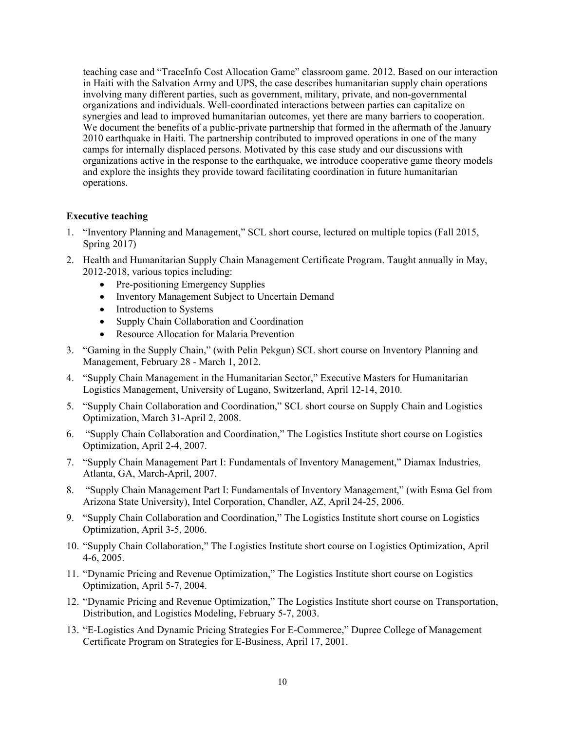teaching case and "TraceInfo Cost Allocation Game" classroom game. 2012. Based on our interaction in Haiti with the Salvation Army and UPS, the case describes humanitarian supply chain operations involving many different parties, such as government, military, private, and non-governmental organizations and individuals. Well-coordinated interactions between parties can capitalize on synergies and lead to improved humanitarian outcomes, yet there are many barriers to cooperation. We document the benefits of a public-private partnership that formed in the aftermath of the January 2010 earthquake in Haiti. The partnership contributed to improved operations in one of the many camps for internally displaced persons. Motivated by this case study and our discussions with organizations active in the response to the earthquake, we introduce cooperative game theory models and explore the insights they provide toward facilitating coordination in future humanitarian operations.

**Executive teaching**

1. "Inventory Planning and Management," SCL short course, lectured on multiple topics (Fall 2015, Spring 2017)
2. Health and Humanitarian Supply Chain Management Certificate Program. Taught annually in May, 2012-2018, various topics including:
   - Pre-positioning Emergency Supplies
   - Inventory Management Subject to Uncertain Demand
   - Introduction to Systems
   - Supply Chain Collaboration and Coordination
   - Resource Allocation for Malaria Prevention
3. "Gaming in the Supply Chain," (with Pelin Pekgun) SCL short course on Inventory Planning and Management, February 28 - March 1, 2012.
4. "Supply Chain Management in the Humanitarian Sector," Executive Masters for Humanitarian Logistics Management, University of Lugano, Switzerland, April 12-14, 2010.
5. "Supply Chain Collaboration and Coordination," SCL short course on Supply Chain and Logistics Optimization, March 31-April 2, 2008.
6. "Supply Chain Collaboration and Coordination," The Logistics Institute short course on Logistics Optimization, April 2-4, 2007.
7. "Supply Chain Management Part I: Fundamentals of Inventory Management," Diamax Industries, Atlanta, GA, March-April, 2007.
8. "Supply Chain Management Part I: Fundamentals of Inventory Management," (with Esma Gel from Arizona State University), Intel Corporation, Chandler, AZ, April 24-25, 2006.
9. "Supply Chain Collaboration and Coordination," The Logistics Institute short course on Logistics Optimization, April 3-5, 2006.
10. "Supply Chain Collaboration," The Logistics Institute short course on Logistics Optimization, April 4-6, 2005.
11. "Dynamic Pricing and Revenue Optimization," The Logistics Institute short course on Logistics Optimization, April 5-7, 2004.
12. "Dynamic Pricing and Revenue Optimization," The Logistics Institute short course on Transportation, Distribution, and Logistics Modeling, February 5-7, 2003.
13. "E-Logistics And Dynamic Pricing Strategies For E-Commerce," Dupree College of Management Certificate Program on Strategies for E-Business, April 17, 2001.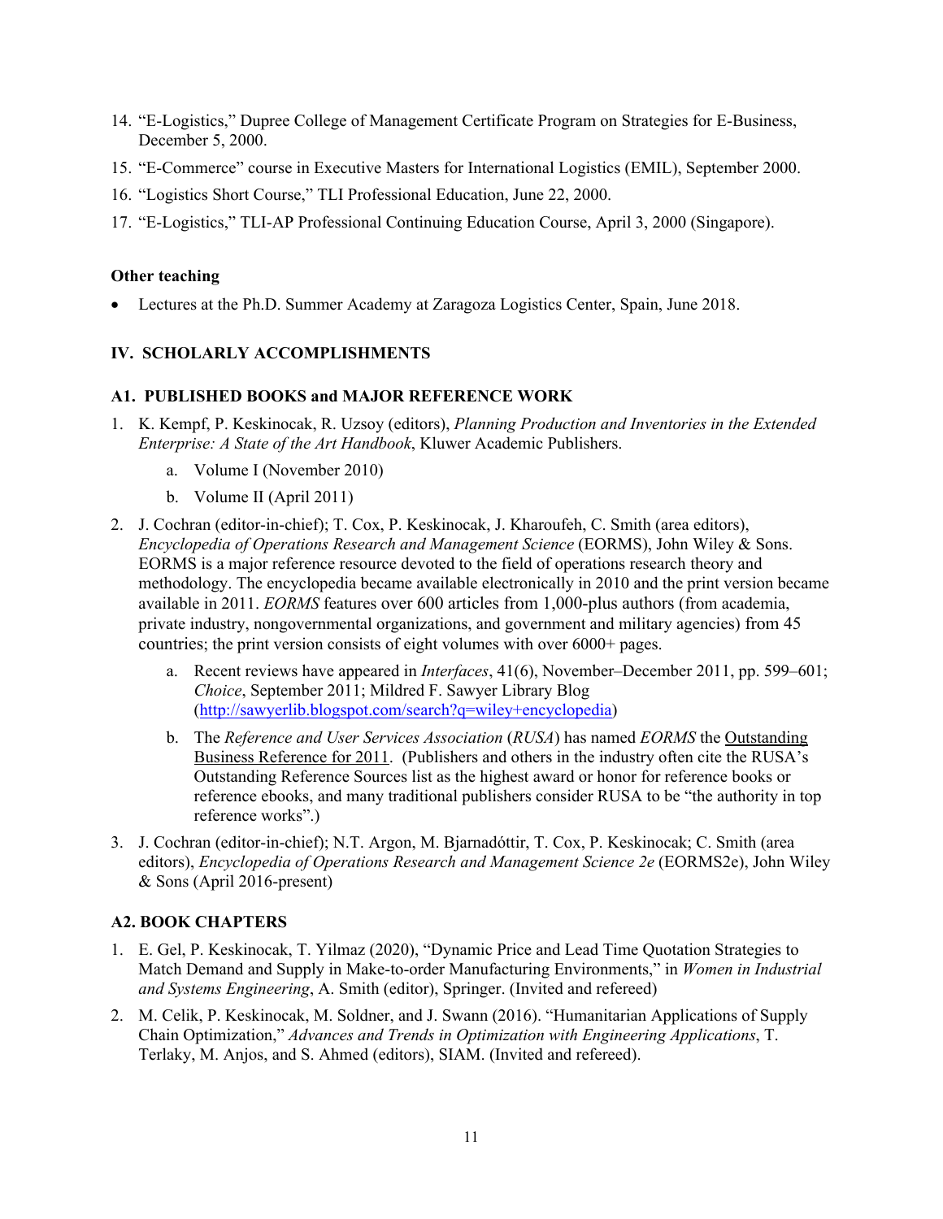14. "E-Logistics," Dupree College of Management Certificate Program on Strategies for E-Business, December 5, 2000.
15. "E-Commerce" course in Executive Masters for International Logistics (EMIL), September 2000.
16. "Logistics Short Course," TLI Professional Education, June 22, 2000.
17. "E-Logistics," TLI-AP Professional Continuing Education Course, April 3, 2000 (Singapore).

**Other teaching**

- Lectures at the Ph.D. Summer Academy at Zaragoza Logistics Center, Spain, June 2018.

## IV. SCHOLARLY ACCOMPLISHMENTS

### A1. PUBLISHED BOOKS and MAJOR REFERENCE WORK

1. K. Kempf, P. Keskinocak, R. Uzsoy (editors), *Planning Production and Inventories in the Extended Enterprise: A State of the Art Handbook*, Kluwer Academic Publishers.
   a. Volume I (November 2010)
   b. Volume II (April 2011)
2. J. Cochran (editor-in-chief); T. Cox, P. Keskinocak, J. Kharoufeh, C. Smith (area editors), *Encyclopedia of Operations Research and Management Science* (EORMS), John Wiley & Sons. EORMS is a major reference resource devoted to the field of operations research theory and methodology. The encyclopedia became available electronically in 2010 and the print version became available in 2011. *EORMS* features over 600 articles from 1,000-plus authors (from academia, private industry, nongovernmental organizations, and government and military agencies) from 45 countries; the print version consists of eight volumes with over 6000+ pages.
   a. Recent reviews have appeared in *Interfaces*, 41(6), November–December 2011, pp. 599–601; *Choice*, September 2011; Mildred F. Sawyer Library Blog (http://sawyerlib.blogspot.com/search?q=wiley+encyclopedia)
   b. The *Reference and User Services Association* (*RUSA*) has named *EORMS* the Outstanding Business Reference for 2011. (Publishers and others in the industry often cite the RUSA's Outstanding Reference Sources list as the highest award or honor for reference books or reference ebooks, and many traditional publishers consider RUSA to be "the authority in top reference works".)
3. J. Cochran (editor-in-chief); N.T. Argon, M. Bjarnadóttir, T. Cox, P. Keskinocak; C. Smith (area editors), *Encyclopedia of Operations Research and Management Science 2e* (EORMS2e), John Wiley & Sons (April 2016-present)

### A2. BOOK CHAPTERS

1. E. Gel, P. Keskinocak, T. Yilmaz (2020), "Dynamic Price and Lead Time Quotation Strategies to Match Demand and Supply in Make-to-order Manufacturing Environments," in *Women in Industrial and Systems Engineering*, A. Smith (editor), Springer. (Invited and refereed)
2. M. Celik, P. Keskinocak, M. Soldner, and J. Swann (2016). "Humanitarian Applications of Supply Chain Optimization," *Advances and Trends in Optimization with Engineering Applications*, T. Terlaky, M. Anjos, and S. Ahmed (editors), SIAM. (Invited and refereed).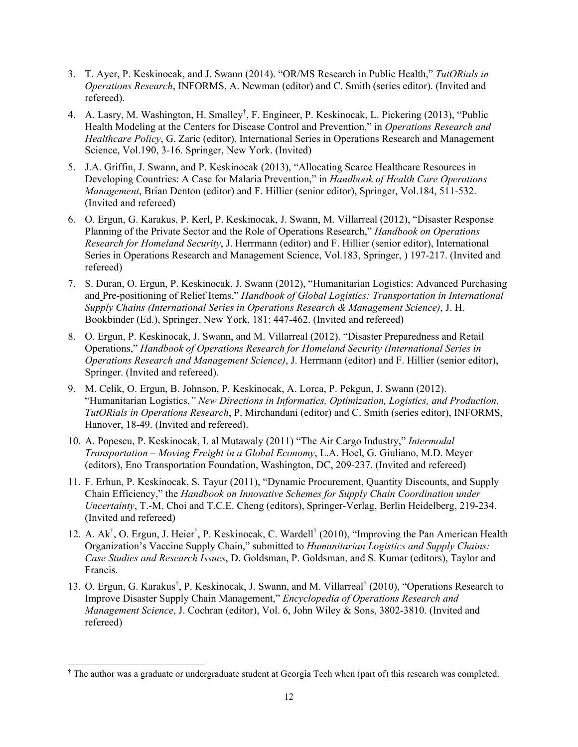3. T. Ayer, P. Keskinocak, and J. Swann (2014). "OR/MS Research in Public Health," *TutORials in Operations Research*, INFORMS, A. Newman (editor) and C. Smith (series editor). (Invited and refereed).

4. A. Lasry, M. Washington, H. Smalley†, F. Engineer, P. Keskinocak, L. Pickering (2013), "Public Health Modeling at the Centers for Disease Control and Prevention," in *Operations Research and Healthcare Policy*, G. Zaric (editor), International Series in Operations Research and Management Science, Vol.190, 3-16. Springer, New York. (Invited)

5. J.A. Griffin, J. Swann, and P. Keskinocak (2013), "Allocating Scarce Healthcare Resources in Developing Countries: A Case for Malaria Prevention," in *Handbook of Health Care Operations Management*, Brian Denton (editor) and F. Hillier (senior editor), Springer, Vol.184, 511-532. (Invited and refereed)

6. O. Ergun, G. Karakus, P. Kerl, P. Keskinocak, J. Swann, M. Villarreal (2012), "Disaster Response Planning of the Private Sector and the Role of Operations Research," *Handbook on Operations Research for Homeland Security*, J. Herrmann (editor) and F. Hillier (senior editor), International Series in Operations Research and Management Science, Vol.183, Springer, ) 197-217. (Invited and refereed)

7. S. Duran, O. Ergun, P. Keskinocak, J. Swann (2012), "Humanitarian Logistics: Advanced Purchasing and Pre-positioning of Relief Items," *Handbook of Global Logistics: Transportation in International Supply Chains (International Series in Operations Research & Management Science)*, J. H. Bookbinder (Ed.), Springer, New York, 181: 447-462. (Invited and refereed)

8. O. Ergun, P. Keskinocak, J. Swann, and M. Villarreal (2012). "Disaster Preparedness and Retail Operations," *Handbook of Operations Research for Homeland Security (International Series in Operations Research and Management Science)*, J. Herrmann (editor) and F. Hillier (senior editor), Springer. (Invited and refereed).

9. M. Celik, O. Ergun, B. Johnson, P. Keskinocak, A. Lorca, P. Pekgun, J. Swann (2012). "Humanitarian Logistics,*" New Directions in Informatics, Optimization, Logistics, and Production, TutORials in Operations Research*, P. Mirchandani (editor) and C. Smith (series editor), INFORMS, Hanover, 18-49. (Invited and refereed).

10. A. Popescu, P. Keskinocak, I. al Mutawaly (2011) "The Air Cargo Industry," *Intermodal Transportation – Moving Freight in a Global Economy*, L.A. Hoel, G. Giuliano, M.D. Meyer (editors), Eno Transportation Foundation, Washington, DC, 209-237. (Invited and refereed)

11. F. Erhun, P. Keskinocak, S. Tayur (2011), "Dynamic Procurement, Quantity Discounts, and Supply Chain Efficiency," the *Handbook on Innovative Schemes for Supply Chain Coordination under Uncertainty*, T.-M. Choi and T.C.E. Cheng (editors), Springer-Verlag, Berlin Heidelberg, 219-234. (Invited and refereed)

12. A. Ak†, O. Ergun, J. Heier†, P. Keskinocak, C. Wardell† (2010), "Improving the Pan American Health Organization's Vaccine Supply Chain," submitted to *Humanitarian Logistics and Supply Chains: Case Studies and Research Issues*, D. Goldsman, P. Goldsman, and S. Kumar (editors), Taylor and Francis.

13. O. Ergun, G. Karakus†, P. Keskinocak, J. Swann, and M. Villarreal† (2010), "Operations Research to Improve Disaster Supply Chain Management," *Encyclopedia of Operations Research and Management Science*, J. Cochran (editor), Vol. 6, John Wiley & Sons, 3802-3810. (Invited and refereed)

† The author was a graduate or undergraduate student at Georgia Tech when (part of) this research was completed.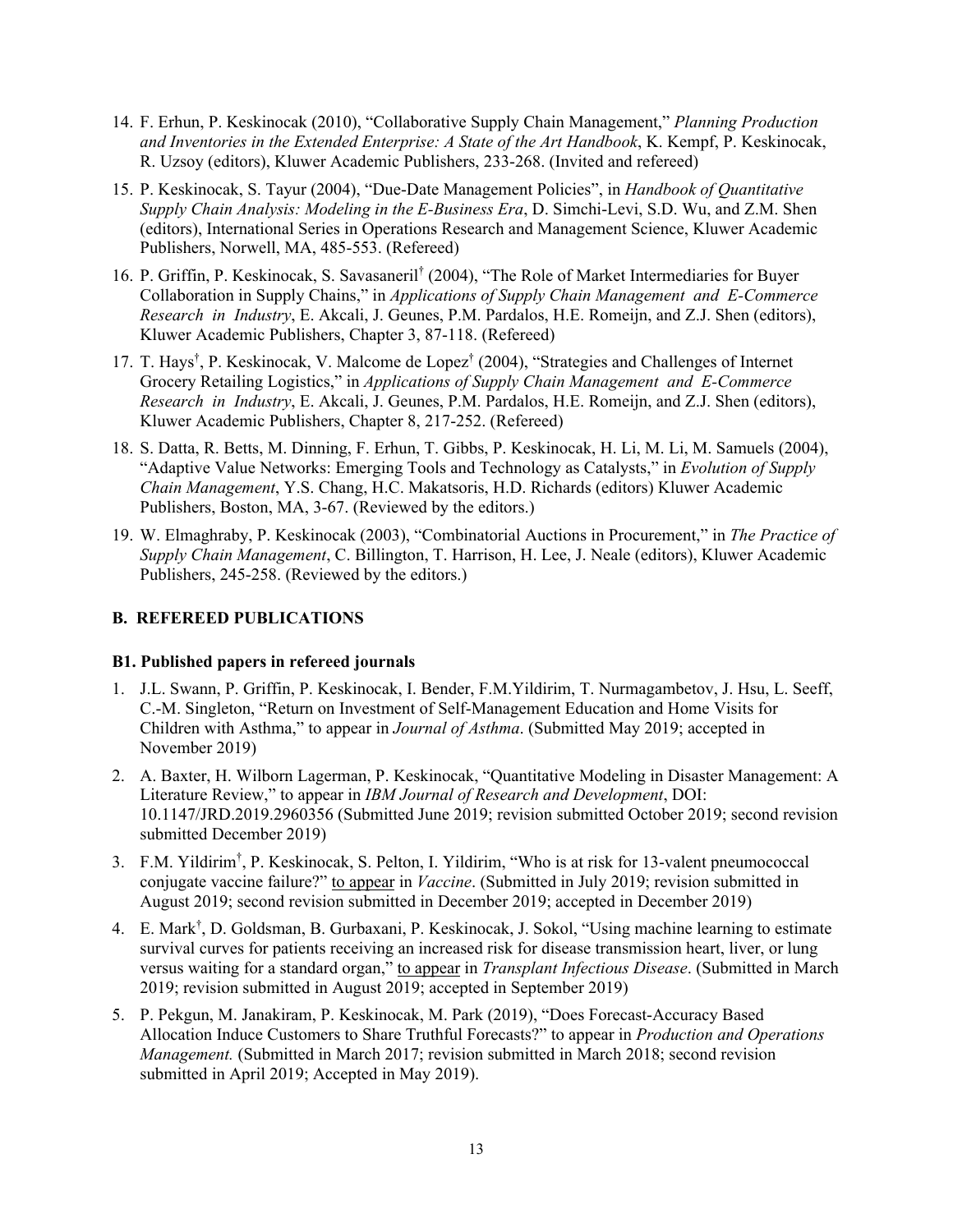14. F. Erhun, P. Keskinocak (2010), "Collaborative Supply Chain Management," *Planning Production and Inventories in the Extended Enterprise: A State of the Art Handbook*, K. Kempf, P. Keskinocak, R. Uzsoy (editors), Kluwer Academic Publishers, 233-268. (Invited and refereed)

15. P. Keskinocak, S. Tayur (2004), "Due-Date Management Policies", in *Handbook of Quantitative Supply Chain Analysis: Modeling in the E-Business Era*, D. Simchi-Levi, S.D. Wu, and Z.M. Shen (editors), International Series in Operations Research and Management Science, Kluwer Academic Publishers, Norwell, MA, 485-553. (Refereed)

16. P. Griffin, P. Keskinocak, S. Savasaneril[†] (2004), "The Role of Market Intermediaries for Buyer Collaboration in Supply Chains," in *Applications of Supply Chain Management and E-Commerce Research in Industry*, E. Akcali, J. Geunes, P.M. Pardalos, H.E. Romeijn, and Z.J. Shen (editors), Kluwer Academic Publishers, Chapter 3, 87-118. (Refereed)

17. T. Hays[†], P. Keskinocak, V. Malcome de Lopez[†] (2004), "Strategies and Challenges of Internet Grocery Retailing Logistics," in *Applications of Supply Chain Management and E-Commerce Research in Industry*, E. Akcali, J. Geunes, P.M. Pardalos, H.E. Romeijn, and Z.J. Shen (editors), Kluwer Academic Publishers, Chapter 8, 217-252. (Refereed)

18. S. Datta, R. Betts, M. Dinning, F. Erhun, T. Gibbs, P. Keskinocak, H. Li, M. Li, M. Samuels (2004), "Adaptive Value Networks: Emerging Tools and Technology as Catalysts," in *Evolution of Supply Chain Management*, Y.S. Chang, H.C. Makatsoris, H.D. Richards (editors) Kluwer Academic Publishers, Boston, MA, 3-67. (Reviewed by the editors.)

19. W. Elmaghraby, P. Keskinocak (2003), "Combinatorial Auctions in Procurement," in *The Practice of Supply Chain Management*, C. Billington, T. Harrison, H. Lee, J. Neale (editors), Kluwer Academic Publishers, 245-258. (Reviewed by the editors.)

## B. REFEREED PUBLICATIONS

### B1. Published papers in refereed journals

1. J.L. Swann, P. Griffin, P. Keskinocak, I. Bender, F.M.Yildirim, T. Nurmagambetov, J. Hsu, L. Seeff, C.-M. Singleton, "Return on Investment of Self-Management Education and Home Visits for Children with Asthma," to appear in *Journal of Asthma*. (Submitted May 2019; accepted in November 2019)

2. A. Baxter, H. Wilborn Lagerman, P. Keskinocak, "Quantitative Modeling in Disaster Management: A Literature Review," to appear in *IBM Journal of Research and Development*, DOI: 10.1147/JRD.2019.2960356 (Submitted June 2019; revision submitted October 2019; second revision submitted December 2019)

3. F.M. Yildirim[†], P. Keskinocak, S. Pelton, I. Yildirim, "Who is at risk for 13-valent pneumococcal conjugate vaccine failure?" to appear in *Vaccine*. (Submitted in July 2019; revision submitted in August 2019; second revision submitted in December 2019; accepted in December 2019)

4. E. Mark[†], D. Goldsman, B. Gurbaxani, P. Keskinocak, J. Sokol, "Using machine learning to estimate survival curves for patients receiving an increased risk for disease transmission heart, liver, or lung versus waiting for a standard organ," to appear in *Transplant Infectious Disease*. (Submitted in March 2019; revision submitted in August 2019; accepted in September 2019)

5. P. Pekgun, M. Janakiram, P. Keskinocak, M. Park (2019), "Does Forecast-Accuracy Based Allocation Induce Customers to Share Truthful Forecasts?" to appear in *Production and Operations Management.* (Submitted in March 2017; revision submitted in March 2018; second revision submitted in April 2019; Accepted in May 2019).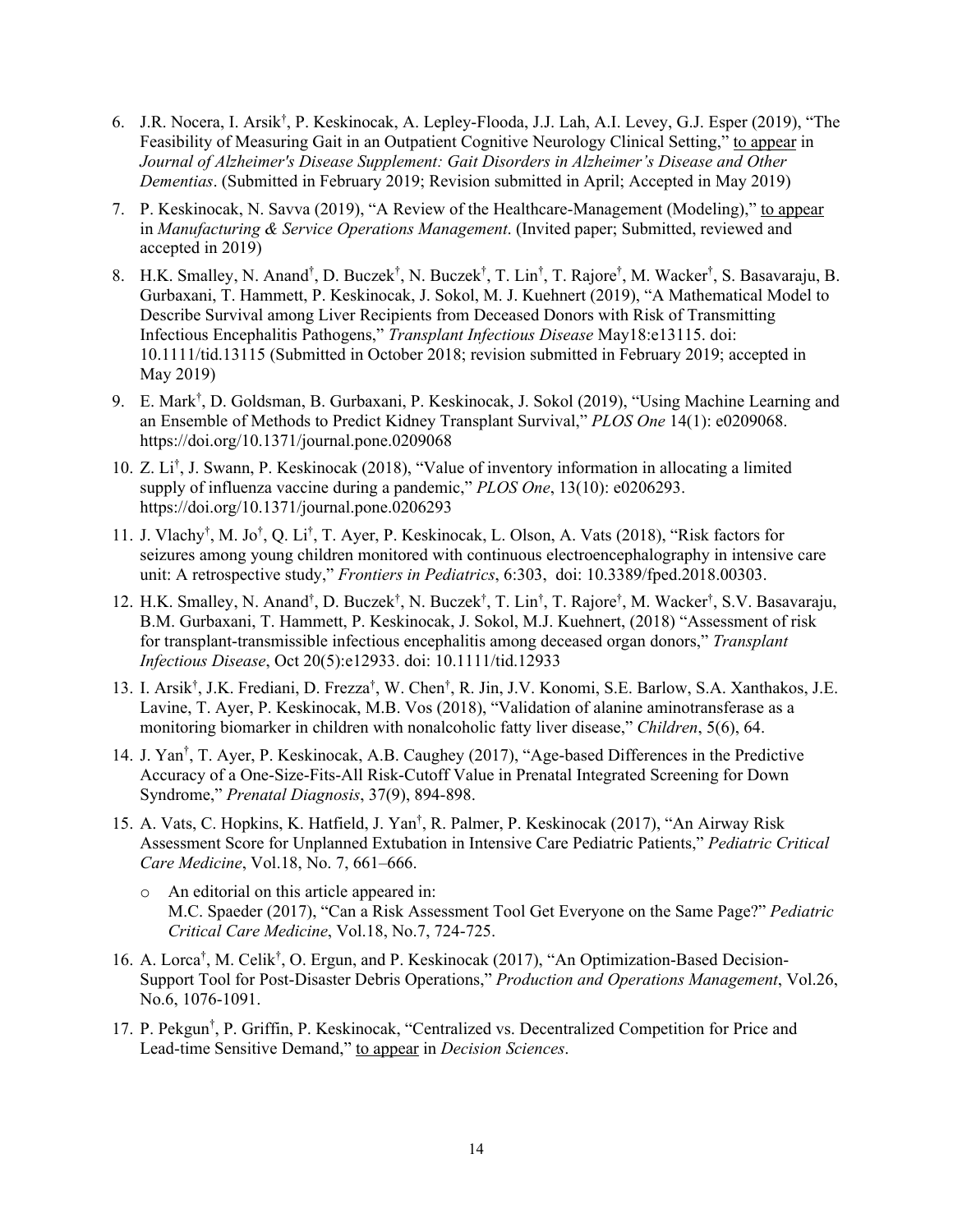6. J.R. Nocera, I. Arsik[†], P. Keskinocak, A. Lepley-Flooda, J.J. Lah, A.I. Levey, G.J. Esper (2019), "The Feasibility of Measuring Gait in an Outpatient Cognitive Neurology Clinical Setting," <u>to appear</u> in *Journal of Alzheimer's Disease Supplement: Gait Disorders in Alzheimer's Disease and Other Dementias*. (Submitted in February 2019; Revision submitted in April; Accepted in May 2019)

7. P. Keskinocak, N. Savva (2019), "A Review of the Healthcare-Management (Modeling)," <u>to appear</u> in *Manufacturing & Service Operations Management*. (Invited paper; Submitted, reviewed and accepted in 2019)

8. H.K. Smalley, N. Anand[†], D. Buczek[†], N. Buczek[†], T. Lin[†], T. Rajore[†], M. Wacker[†], S. Basavaraju, B. Gurbaxani, T. Hammett, P. Keskinocak, J. Sokol, M. J. Kuehnert (2019), "A Mathematical Model to Describe Survival among Liver Recipients from Deceased Donors with Risk of Transmitting Infectious Encephalitis Pathogens," *Transplant Infectious Disease* May18:e13115. doi: 10.1111/tid.13115 (Submitted in October 2018; revision submitted in February 2019; accepted in May 2019)

9. E. Mark[†], D. Goldsman, B. Gurbaxani, P. Keskinocak, J. Sokol (2019), "Using Machine Learning and an Ensemble of Methods to Predict Kidney Transplant Survival," *PLOS One* 14(1): e0209068. https://doi.org/10.1371/journal.pone.0209068

10. Z. Li[†], J. Swann, P. Keskinocak (2018), "Value of inventory information in allocating a limited supply of influenza vaccine during a pandemic," *PLOS One*, 13(10): e0206293. https://doi.org/10.1371/journal.pone.0206293

11. J. Vlachy[†], M. Jo[†], Q. Li[†], T. Ayer, P. Keskinocak, L. Olson, A. Vats (2018), "Risk factors for seizures among young children monitored with continuous electroencephalography in intensive care unit: A retrospective study," *Frontiers in Pediatrics*, 6:303, doi: 10.3389/fped.2018.00303.

12. H.K. Smalley, N. Anand[†], D. Buczek[†], N. Buczek[†], T. Lin[†], T. Rajore[†], M. Wacker[†], S.V. Basavaraju, B.M. Gurbaxani, T. Hammett, P. Keskinocak, J. Sokol, M.J. Kuehnert, (2018) "Assessment of risk for transplant-transmissible infectious encephalitis among deceased organ donors," *Transplant Infectious Disease*, Oct 20(5):e12933. doi: 10.1111/tid.12933

13. I. Arsik[†], J.K. Frediani, D. Frezza[†], W. Chen[†], R. Jin, J.V. Konomi, S.E. Barlow, S.A. Xanthakos, J.E. Lavine, T. Ayer, P. Keskinocak, M.B. Vos (2018), "Validation of alanine aminotransferase as a monitoring biomarker in children with nonalcoholic fatty liver disease," *Children*, 5(6), 64.

14. J. Yan[†], T. Ayer, P. Keskinocak, A.B. Caughey (2017), "Age-based Differences in the Predictive Accuracy of a One-Size-Fits-All Risk-Cutoff Value in Prenatal Integrated Screening for Down Syndrome," *Prenatal Diagnosis*, 37(9), 894-898.

15. A. Vats, C. Hopkins, K. Hatfield, J. Yan[†], R. Palmer, P. Keskinocak (2017), "An Airway Risk Assessment Score for Unplanned Extubation in Intensive Care Pediatric Patients," *Pediatric Critical Care Medicine*, Vol.18, No. 7, 661–666.
    - An editorial on this article appeared in:
      M.C. Spaeder (2017), "Can a Risk Assessment Tool Get Everyone on the Same Page?" *Pediatric Critical Care Medicine*, Vol.18, No.7, 724-725.

16. A. Lorca[†], M. Celik[†], O. Ergun, and P. Keskinocak (2017), "An Optimization-Based Decision-Support Tool for Post-Disaster Debris Operations," *Production and Operations Management*, Vol.26, No.6, 1076-1091.

17. P. Pekgun[†], P. Griffin, P. Keskinocak, "Centralized vs. Decentralized Competition for Price and Lead-time Sensitive Demand," <u>to appear</u> in *Decision Sciences*.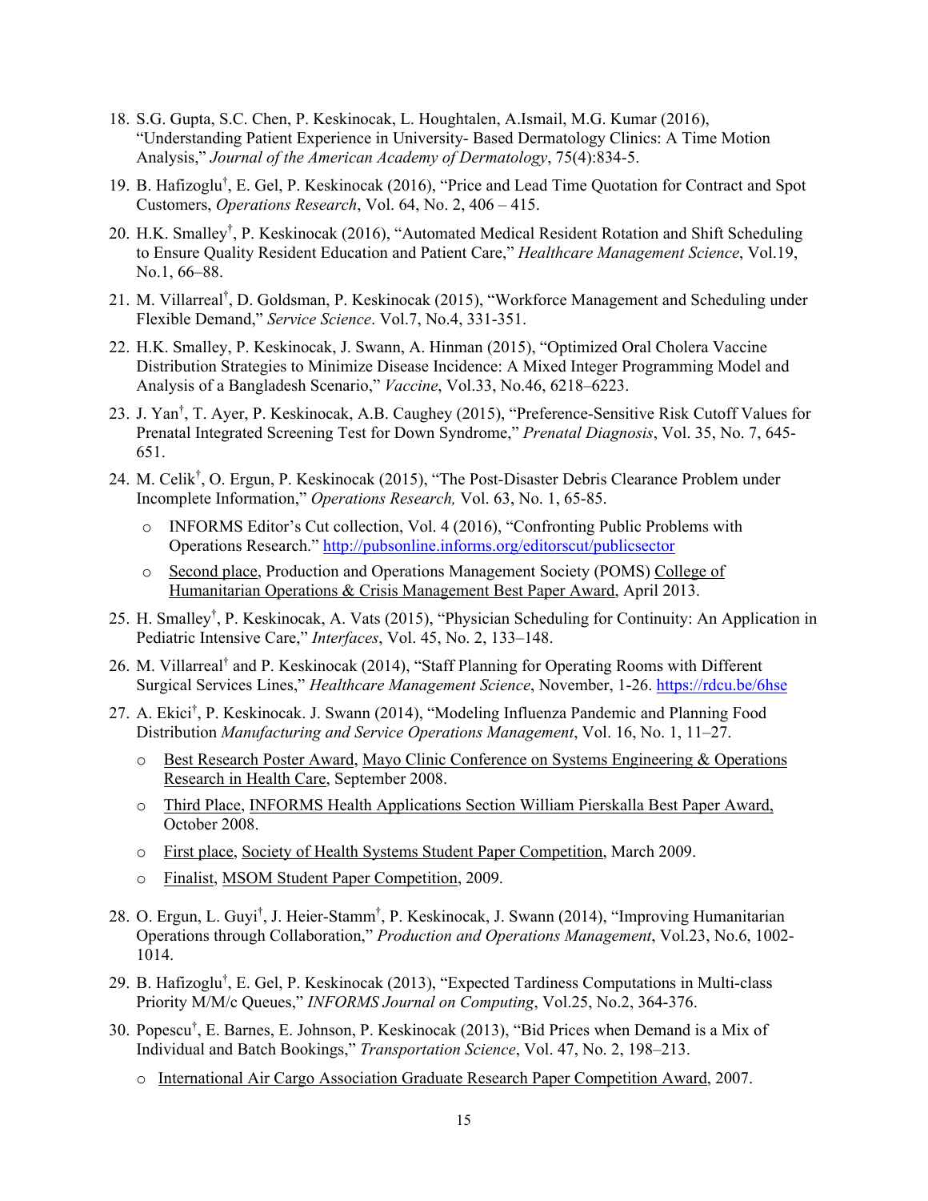18. S.G. Gupta, S.C. Chen, P. Keskinocak, L. Houghtalen, A.Ismail, M.G. Kumar (2016), "Understanding Patient Experience in University- Based Dermatology Clinics: A Time Motion Analysis," *Journal of the American Academy of Dermatology*, 75(4):834-5.

19. B. Hafizoglu†, E. Gel, P. Keskinocak (2016), "Price and Lead Time Quotation for Contract and Spot Customers, *Operations Research*, Vol. 64, No. 2, 406 – 415.

20. H.K. Smalley†, P. Keskinocak (2016), "Automated Medical Resident Rotation and Shift Scheduling to Ensure Quality Resident Education and Patient Care," *Healthcare Management Science*, Vol.19, No.1, 66–88.

21. M. Villarreal†, D. Goldsman, P. Keskinocak (2015), "Workforce Management and Scheduling under Flexible Demand," *Service Science*. Vol.7, No.4, 331-351.

22. H.K. Smalley, P. Keskinocak, J. Swann, A. Hinman (2015), "Optimized Oral Cholera Vaccine Distribution Strategies to Minimize Disease Incidence: A Mixed Integer Programming Model and Analysis of a Bangladesh Scenario," *Vaccine*, Vol.33, No.46, 6218–6223.

23. J. Yan†, T. Ayer, P. Keskinocak, A.B. Caughey (2015), "Preference-Sensitive Risk Cutoff Values for Prenatal Integrated Screening Test for Down Syndrome," *Prenatal Diagnosis*, Vol. 35, No. 7, 645-651.

24. M. Celik†, O. Ergun, P. Keskinocak (2015), "The Post-Disaster Debris Clearance Problem under Incomplete Information," *Operations Research,* Vol. 63, No. 1, 65-85.
    - INFORMS Editor's Cut collection, Vol. 4 (2016), "Confronting Public Problems with Operations Research." http://pubsonline.informs.org/editorscut/publicsector
    - Second place, Production and Operations Management Society (POMS) College of Humanitarian Operations & Crisis Management Best Paper Award, April 2013.

25. H. Smalley†, P. Keskinocak, A. Vats (2015), "Physician Scheduling for Continuity: An Application in Pediatric Intensive Care," *Interfaces*, Vol. 45, No. 2, 133–148.

26. M. Villarreal† and P. Keskinocak (2014), "Staff Planning for Operating Rooms with Different Surgical Services Lines," *Healthcare Management Science*, November, 1-26. https://rdcu.be/6hse

27. A. Ekici†, P. Keskinocak. J. Swann (2014), "Modeling Influenza Pandemic and Planning Food Distribution *Manufacturing and Service Operations Management*, Vol. 16, No. 1, 11–27.
    - Best Research Poster Award, Mayo Clinic Conference on Systems Engineering & Operations Research in Health Care, September 2008.
    - Third Place, INFORMS Health Applications Section William Pierskalla Best Paper Award, October 2008.
    - First place, Society of Health Systems Student Paper Competition, March 2009.
    - Finalist, MSOM Student Paper Competition, 2009.

28. O. Ergun, L. Guyi†, J. Heier-Stamm†, P. Keskinocak, J. Swann (2014), "Improving Humanitarian Operations through Collaboration," *Production and Operations Management*, Vol.23, No.6, 1002-1014.

29. B. Hafizoglu†, E. Gel, P. Keskinocak (2013), "Expected Tardiness Computations in Multi-class Priority M/M/c Queues," *INFORMS Journal on Computing*, Vol.25, No.2, 364-376.

30. Popescu†, E. Barnes, E. Johnson, P. Keskinocak (2013), "Bid Prices when Demand is a Mix of Individual and Batch Bookings," *Transportation Science*, Vol. 47, No. 2, 198–213.
    - International Air Cargo Association Graduate Research Paper Competition Award, 2007.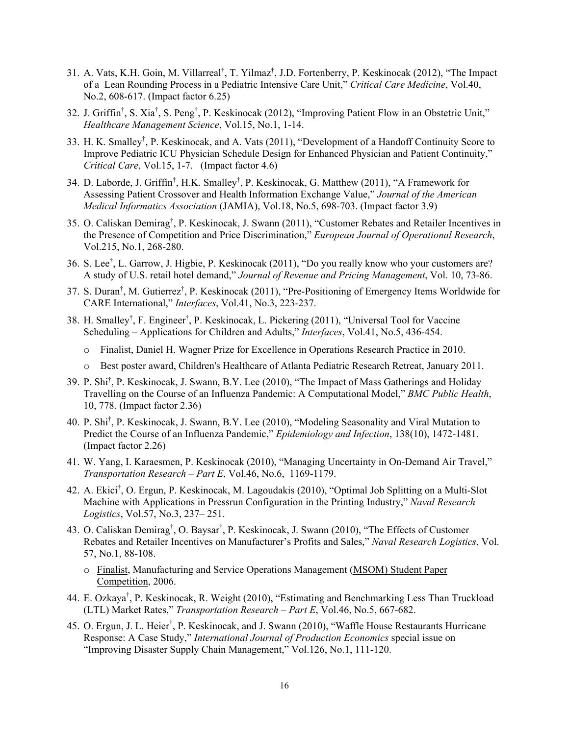31. A. Vats, K.H. Goin, M. Villarreal†, T. Yilmaz†, J.D. Fortenberry, P. Keskinocak (2012), "The Impact of a Lean Rounding Process in a Pediatric Intensive Care Unit," *Critical Care Medicine*, Vol.40, No.2, 608-617. (Impact factor 6.25)
32. J. Griffin†, S. Xia†, S. Peng†, P. Keskinocak (2012), "Improving Patient Flow in an Obstetric Unit," *Healthcare Management Science*, Vol.15, No.1, 1-14.
33. H. K. Smalley†, P. Keskinocak, and A. Vats (2011), "Development of a Handoff Continuity Score to Improve Pediatric ICU Physician Schedule Design for Enhanced Physician and Patient Continuity," *Critical Care*, Vol.15, 1-7. (Impact factor 4.6)
34. D. Laborde, J. Griffin†, H.K. Smalley†, P. Keskinocak, G. Matthew (2011), "A Framework for Assessing Patient Crossover and Health Information Exchange Value," *Journal of the American Medical Informatics Association* (JAMIA), Vol.18, No.5, 698-703. (Impact factor 3.9)
35. O. Caliskan Demirag†, P. Keskinocak, J. Swann (2011), "Customer Rebates and Retailer Incentives in the Presence of Competition and Price Discrimination," *European Journal of Operational Research*, Vol.215, No.1, 268-280.
36. S. Lee†, L. Garrow, J. Higbie, P. Keskinocak (2011), "Do you really know who your customers are? A study of U.S. retail hotel demand," *Journal of Revenue and Pricing Management*, Vol. 10, 73-86.
37. S. Duran†, M. Gutierrez†, P. Keskinocak (2011), "Pre-Positioning of Emergency Items Worldwide for CARE International," *Interfaces*, Vol.41, No.3, 223-237.
38. H. Smalley†, F. Engineer†, P. Keskinocak, L. Pickering (2011), "Universal Tool for Vaccine Scheduling – Applications for Children and Adults," *Interfaces*, Vol.41, No.5, 436-454.
    - Finalist, Daniel H. Wagner Prize for Excellence in Operations Research Practice in 2010.
    - Best poster award, Children's Healthcare of Atlanta Pediatric Research Retreat, January 2011.
39. P. Shi†, P. Keskinocak, J. Swann, B.Y. Lee (2010), "The Impact of Mass Gatherings and Holiday Travelling on the Course of an Influenza Pandemic: A Computational Model," *BMC Public Health*, 10, 778. (Impact factor 2.36)
40. P. Shi†, P. Keskinocak, J. Swann, B.Y. Lee (2010), "Modeling Seasonality and Viral Mutation to Predict the Course of an Influenza Pandemic," *Epidemiology and Infection*, 138(10), 1472-1481. (Impact factor 2.26)
41. W. Yang, I. Karaesmen, P. Keskinocak (2010), "Managing Uncertainty in On-Demand Air Travel," *Transportation Research – Part E*, Vol.46, No.6, 1169-1179.
42. A. Ekici†, O. Ergun, P. Keskinocak, M. Lagoudakis (2010), "Optimal Job Splitting on a Multi-Slot Machine with Applications in Pressrun Configuration in the Printing Industry," *Naval Research Logistics*, Vol.57, No.3, 237– 251.
43. O. Caliskan Demirag†, O. Baysar†, P. Keskinocak, J. Swann (2010), "The Effects of Customer Rebates and Retailer Incentives on Manufacturer's Profits and Sales," *Naval Research Logistics*, Vol. 57, No.1, 88-108.
    - Finalist, Manufacturing and Service Operations Management (MSOM) Student Paper Competition, 2006.
44. E. Ozkaya†, P. Keskinocak, R. Weight (2010), "Estimating and Benchmarking Less Than Truckload (LTL) Market Rates," *Transportation Research – Part E*, Vol.46, No.5, 667-682.
45. O. Ergun, J. L. Heier†, P. Keskinocak, and J. Swann (2010), "Waffle House Restaurants Hurricane Response: A Case Study," *International Journal of Production Economics* special issue on "Improving Disaster Supply Chain Management," Vol.126, No.1, 111-120.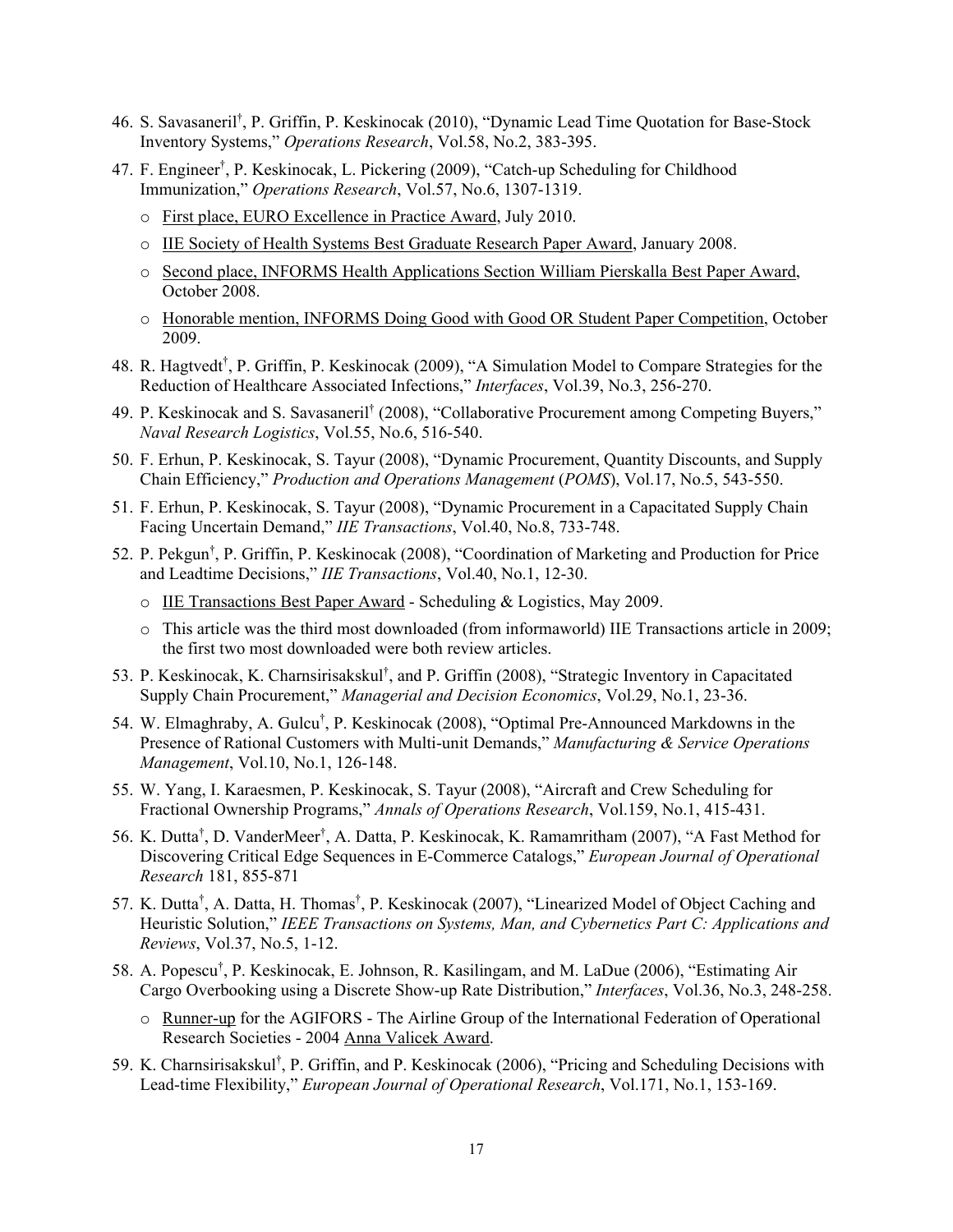46. S. Savasaneril[†], P. Griffin, P. Keskinocak (2010), "Dynamic Lead Time Quotation for Base-Stock Inventory Systems," *Operations Research*, Vol.58, No.2, 383-395.

47. F. Engineer[†], P. Keskinocak, L. Pickering (2009), "Catch-up Scheduling for Childhood Immunization," *Operations Research*, Vol.57, No.6, 1307-1319.
    - First place, EURO Excellence in Practice Award, July 2010.
    - IIE Society of Health Systems Best Graduate Research Paper Award, January 2008.
    - Second place, INFORMS Health Applications Section William Pierskalla Best Paper Award, October 2008.
    - Honorable mention, INFORMS Doing Good with Good OR Student Paper Competition, October 2009.

48. R. Hagtvedt[†], P. Griffin, P. Keskinocak (2009), "A Simulation Model to Compare Strategies for the Reduction of Healthcare Associated Infections," *Interfaces*, Vol.39, No.3, 256-270.

49. P. Keskinocak and S. Savasaneril[†] (2008), "Collaborative Procurement among Competing Buyers," *Naval Research Logistics*, Vol.55, No.6, 516-540.

50. F. Erhun, P. Keskinocak, S. Tayur (2008), "Dynamic Procurement, Quantity Discounts, and Supply Chain Efficiency," *Production and Operations Management* (*POMS*), Vol.17, No.5, 543-550.

51. F. Erhun, P. Keskinocak, S. Tayur (2008), "Dynamic Procurement in a Capacitated Supply Chain Facing Uncertain Demand," *IIE Transactions*, Vol.40, No.8, 733-748.

52. P. Pekgun[†], P. Griffin, P. Keskinocak (2008), "Coordination of Marketing and Production for Price and Leadtime Decisions," *IIE Transactions*, Vol.40, No.1, 12-30.
    - IIE Transactions Best Paper Award - Scheduling & Logistics, May 2009.
    - This article was the third most downloaded (from informaworld) IIE Transactions article in 2009; the first two most downloaded were both review articles.

53. P. Keskinocak, K. Charnsirisakskul[†], and P. Griffin (2008), "Strategic Inventory in Capacitated Supply Chain Procurement," *Managerial and Decision Economics*, Vol.29, No.1, 23-36.

54. W. Elmaghraby, A. Gulcu[†], P. Keskinocak (2008), "Optimal Pre-Announced Markdowns in the Presence of Rational Customers with Multi-unit Demands," *Manufacturing & Service Operations Management*, Vol.10, No.1, 126-148.

55. W. Yang, I. Karaesmen, P. Keskinocak, S. Tayur (2008), "Aircraft and Crew Scheduling for Fractional Ownership Programs," *Annals of Operations Research*, Vol.159, No.1, 415-431.

56. K. Dutta[†], D. VanderMeer[†], A. Datta, P. Keskinocak, K. Ramamritham (2007), "A Fast Method for Discovering Critical Edge Sequences in E-Commerce Catalogs," *European Journal of Operational Research* 181, 855-871

57. K. Dutta[†], A. Datta, H. Thomas[†], P. Keskinocak (2007), "Linearized Model of Object Caching and Heuristic Solution," *IEEE Transactions on Systems, Man, and Cybernetics Part C: Applications and Reviews*, Vol.37, No.5, 1-12.

58. A. Popescu[†], P. Keskinocak, E. Johnson, R. Kasilingam, and M. LaDue (2006), "Estimating Air Cargo Overbooking using a Discrete Show-up Rate Distribution," *Interfaces*, Vol.36, No.3, 248-258.
    - Runner-up for the AGIFORS - The Airline Group of the International Federation of Operational Research Societies - 2004 Anna Valicek Award.

59. K. Charnsirisakskul[†], P. Griffin, and P. Keskinocak (2006), "Pricing and Scheduling Decisions with Lead-time Flexibility," *European Journal of Operational Research*, Vol.171, No.1, 153-169.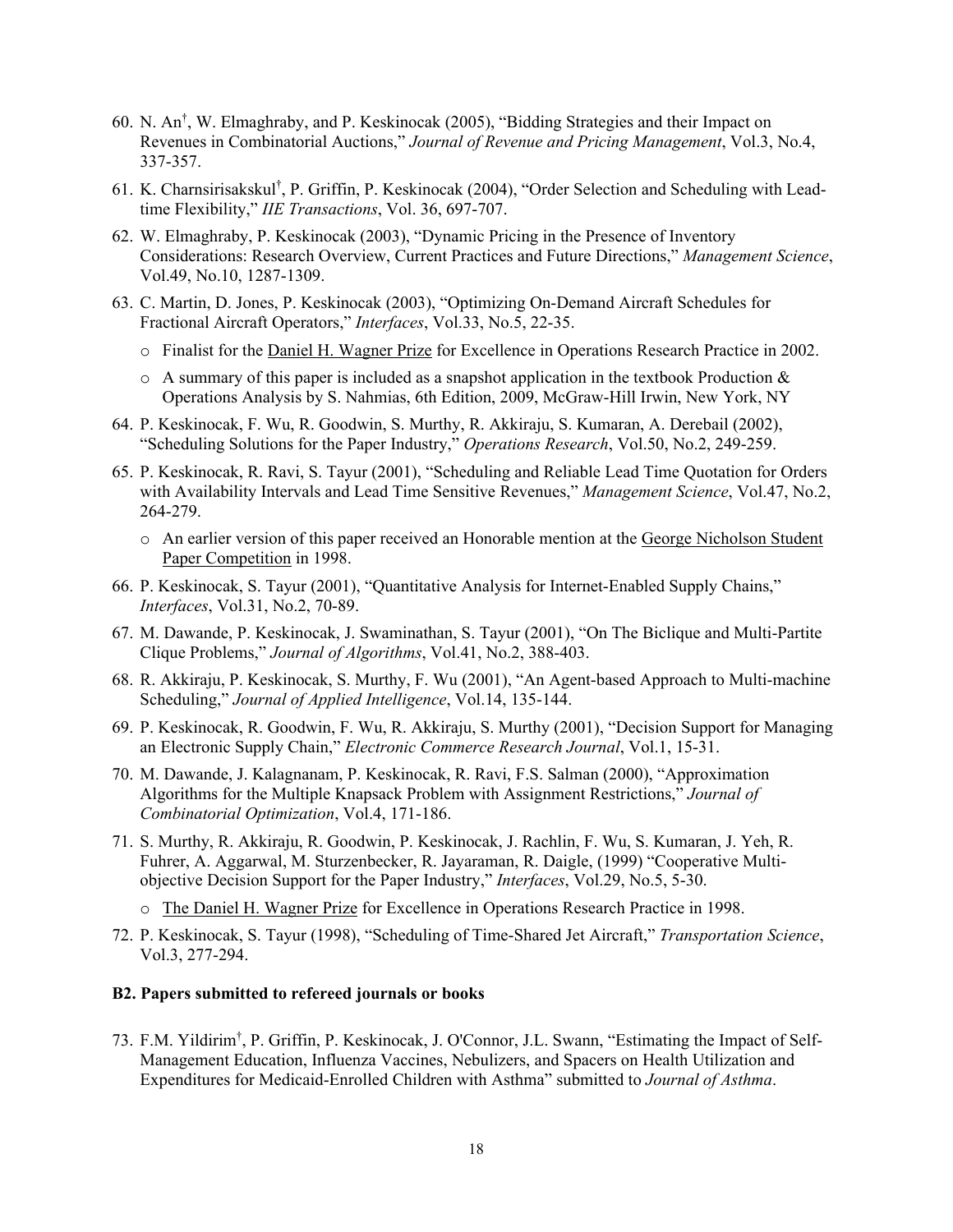60. N. An[†], W. Elmaghraby, and P. Keskinocak (2005), "Bidding Strategies and their Impact on Revenues in Combinatorial Auctions," *Journal of Revenue and Pricing Management*, Vol.3, No.4, 337-357.

61. K. Charnsirisakskul[†], P. Griffin, P. Keskinocak (2004), "Order Selection and Scheduling with Lead-time Flexibility," *IIE Transactions*, Vol. 36, 697-707.

62. W. Elmaghraby, P. Keskinocak (2003), "Dynamic Pricing in the Presence of Inventory Considerations: Research Overview, Current Practices and Future Directions," *Management Science*, Vol.49, No.10, 1287-1309.

63. C. Martin, D. Jones, P. Keskinocak (2003), "Optimizing On-Demand Aircraft Schedules for Fractional Aircraft Operators," *Interfaces*, Vol.33, No.5, 22-35.
    - Finalist for the Daniel H. Wagner Prize for Excellence in Operations Research Practice in 2002.
    - A summary of this paper is included as a snapshot application in the textbook Production & Operations Analysis by S. Nahmias, 6th Edition, 2009, McGraw-Hill Irwin, New York, NY

64. P. Keskinocak, F. Wu, R. Goodwin, S. Murthy, R. Akkiraju, S. Kumaran, A. Derebail (2002), "Scheduling Solutions for the Paper Industry," *Operations Research*, Vol.50, No.2, 249-259.

65. P. Keskinocak, R. Ravi, S. Tayur (2001), "Scheduling and Reliable Lead Time Quotation for Orders with Availability Intervals and Lead Time Sensitive Revenues," *Management Science*, Vol.47, No.2, 264-279.
    - An earlier version of this paper received an Honorable mention at the George Nicholson Student Paper Competition in 1998.

66. P. Keskinocak, S. Tayur (2001), "Quantitative Analysis for Internet-Enabled Supply Chains," *Interfaces*, Vol.31, No.2, 70-89.

67. M. Dawande, P. Keskinocak, J. Swaminathan, S. Tayur (2001), "On The Biclique and Multi-Partite Clique Problems," *Journal of Algorithms*, Vol.41, No.2, 388-403.

68. R. Akkiraju, P. Keskinocak, S. Murthy, F. Wu (2001), "An Agent-based Approach to Multi-machine Scheduling," *Journal of Applied Intelligence*, Vol.14, 135-144.

69. P. Keskinocak, R. Goodwin, F. Wu, R. Akkiraju, S. Murthy (2001), "Decision Support for Managing an Electronic Supply Chain," *Electronic Commerce Research Journal*, Vol.1, 15-31.

70. M. Dawande, J. Kalagnanam, P. Keskinocak, R. Ravi, F.S. Salman (2000), "Approximation Algorithms for the Multiple Knapsack Problem with Assignment Restrictions," *Journal of Combinatorial Optimization*, Vol.4, 171-186.

71. S. Murthy, R. Akkiraju, R. Goodwin, P. Keskinocak, J. Rachlin, F. Wu, S. Kumaran, J. Yeh, R. Fuhrer, A. Aggarwal, M. Sturzenbecker, R. Jayaraman, R. Daigle, (1999) "Cooperative Multi-objective Decision Support for the Paper Industry," *Interfaces*, Vol.29, No.5, 5-30.
    - The Daniel H. Wagner Prize for Excellence in Operations Research Practice in 1998.

72. P. Keskinocak, S. Tayur (1998), "Scheduling of Time-Shared Jet Aircraft," *Transportation Science*, Vol.3, 277-294.

**B2. Papers submitted to refereed journals or books**

73. F.M. Yildirim[†], P. Griffin, P. Keskinocak, J. O'Connor, J.L. Swann, "Estimating the Impact of Self-Management Education, Influenza Vaccines, Nebulizers, and Spacers on Health Utilization and Expenditures for Medicaid-Enrolled Children with Asthma" submitted to *Journal of Asthma*.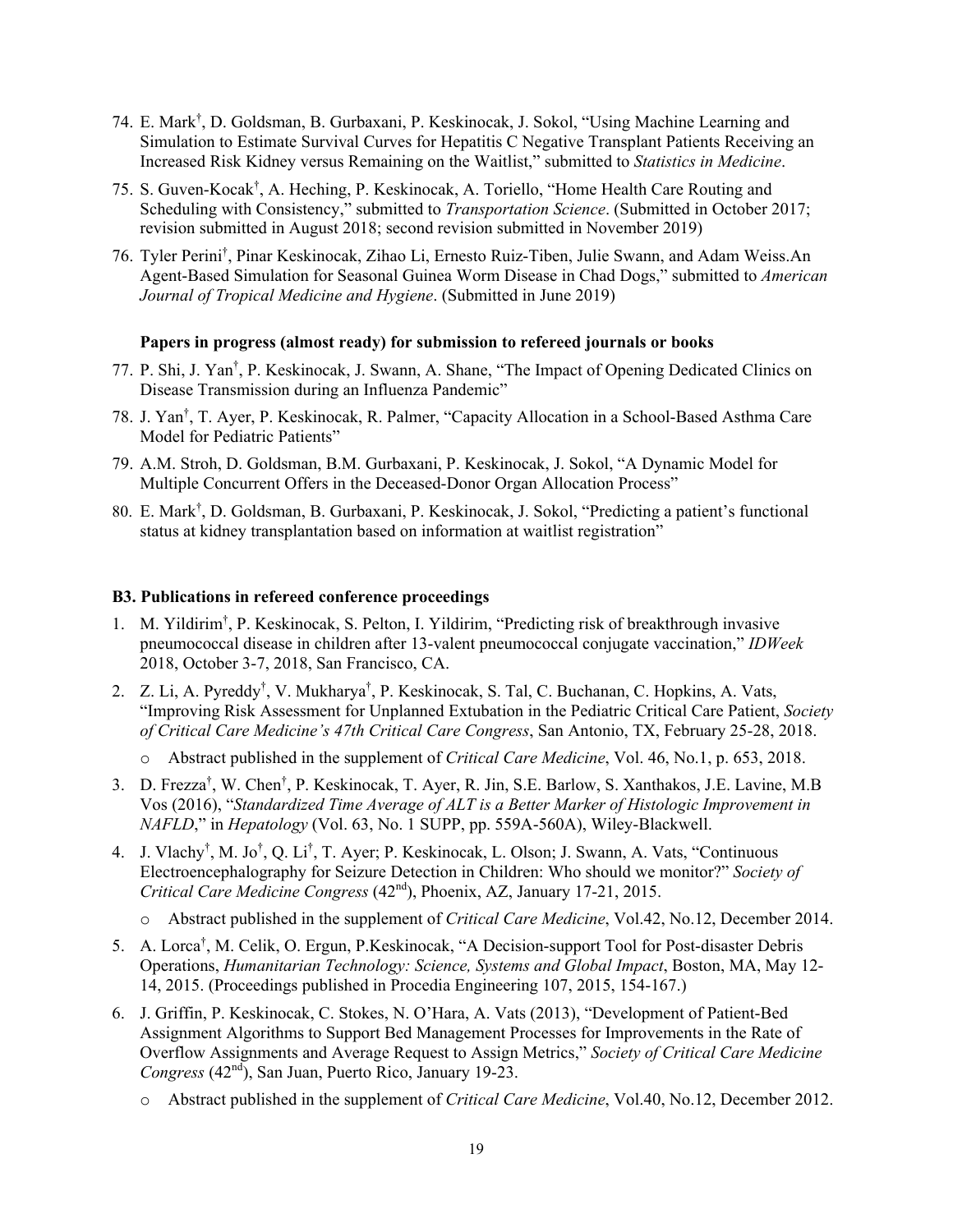74. E. Mark†, D. Goldsman, B. Gurbaxani, P. Keskinocak, J. Sokol, "Using Machine Learning and Simulation to Estimate Survival Curves for Hepatitis C Negative Transplant Patients Receiving an Increased Risk Kidney versus Remaining on the Waitlist," submitted to *Statistics in Medicine*.
75. S. Guven-Kocak†, A. Heching, P. Keskinocak, A. Toriello, "Home Health Care Routing and Scheduling with Consistency," submitted to *Transportation Science*. (Submitted in October 2017; revision submitted in August 2018; second revision submitted in November 2019)
76. Tyler Perini†, Pinar Keskinocak, Zihao Li, Ernesto Ruiz-Tiben, Julie Swann, and Adam Weiss.An Agent-Based Simulation for Seasonal Guinea Worm Disease in Chad Dogs," submitted to *American Journal of Tropical Medicine and Hygiene*. (Submitted in June 2019)

**Papers in progress (almost ready) for submission to refereed journals or books**

77. P. Shi, J. Yan†, P. Keskinocak, J. Swann, A. Shane, "The Impact of Opening Dedicated Clinics on Disease Transmission during an Influenza Pandemic"
78. J. Yan†, T. Ayer, P. Keskinocak, R. Palmer, "Capacity Allocation in a School-Based Asthma Care Model for Pediatric Patients"
79. A.M. Stroh, D. Goldsman, B.M. Gurbaxani, P. Keskinocak, J. Sokol, "A Dynamic Model for Multiple Concurrent Offers in the Deceased-Donor Organ Allocation Process"
80. E. Mark†, D. Goldsman, B. Gurbaxani, P. Keskinocak, J. Sokol, "Predicting a patient's functional status at kidney transplantation based on information at waitlist registration"

**B3. Publications in refereed conference proceedings**

1. M. Yildirim†, P. Keskinocak, S. Pelton, I. Yildirim, "Predicting risk of breakthrough invasive pneumococcal disease in children after 13-valent pneumococcal conjugate vaccination," *IDWeek* 2018, October 3-7, 2018, San Francisco, CA.
2. Z. Li, A. Pyreddy†, V. Mukharya†, P. Keskinocak, S. Tal, C. Buchanan, C. Hopkins, A. Vats, "Improving Risk Assessment for Unplanned Extubation in the Pediatric Critical Care Patient, *Society of Critical Care Medicine's 47th Critical Care Congress*, San Antonio, TX, February 25-28, 2018.
   - Abstract published in the supplement of *Critical Care Medicine*, Vol. 46, No.1, p. 653, 2018.
3. D. Frezza†, W. Chen†, P. Keskinocak, T. Ayer, R. Jin, S.E. Barlow, S. Xanthakos, J.E. Lavine, M.B Vos (2016), "*Standardized Time Average of ALT is a Better Marker of Histologic Improvement in NAFLD*," in *Hepatology* (Vol. 63, No. 1 SUPP, pp. 559A-560A), Wiley-Blackwell.
4. J. Vlachy†, M. Jo†, Q. Li†, T. Ayer; P. Keskinocak, L. Olson; J. Swann, A. Vats, "Continuous Electroencephalography for Seizure Detection in Children: Who should we monitor?" *Society of Critical Care Medicine Congress* (42nd), Phoenix, AZ, January 17-21, 2015.
   - Abstract published in the supplement of *Critical Care Medicine*, Vol.42, No.12, December 2014.
5. A. Lorca†, M. Celik, O. Ergun, P.Keskinocak, "A Decision-support Tool for Post-disaster Debris Operations, *Humanitarian Technology: Science, Systems and Global Impact*, Boston, MA, May 12-14, 2015. (Proceedings published in Procedia Engineering 107, 2015, 154-167.)
6. J. Griffin, P. Keskinocak, C. Stokes, N. O'Hara, A. Vats (2013), "Development of Patient-Bed Assignment Algorithms to Support Bed Management Processes for Improvements in the Rate of Overflow Assignments and Average Request to Assign Metrics," *Society of Critical Care Medicine Congress* (42nd), San Juan, Puerto Rico, January 19-23.
   - Abstract published in the supplement of *Critical Care Medicine*, Vol.40, No.12, December 2012.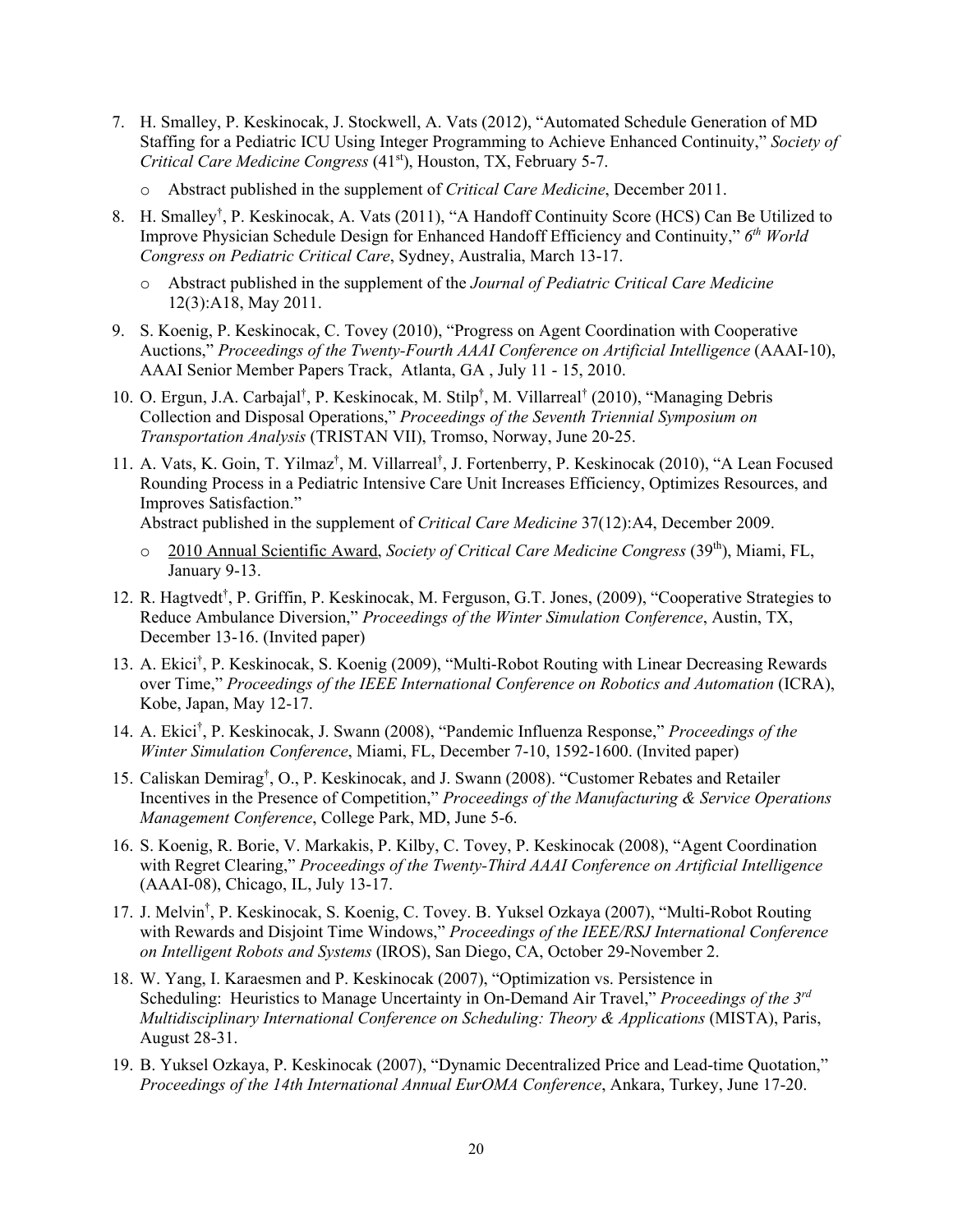7. H. Smalley, P. Keskinocak, J. Stockwell, A. Vats (2012), "Automated Schedule Generation of MD Staffing for a Pediatric ICU Using Integer Programming to Achieve Enhanced Continuity," *Society of Critical Care Medicine Congress* (41st), Houston, TX, February 5-7.
   - Abstract published in the supplement of *Critical Care Medicine*, December 2011.
8. H. Smalley†, P. Keskinocak, A. Vats (2011), "A Handoff Continuity Score (HCS) Can Be Utilized to Improve Physician Schedule Design for Enhanced Handoff Efficiency and Continuity," *6th World Congress on Pediatric Critical Care*, Sydney, Australia, March 13-17.
   - Abstract published in the supplement of the *Journal of Pediatric Critical Care Medicine* 12(3):A18, May 2011.
9. S. Koenig, P. Keskinocak, C. Tovey (2010), "Progress on Agent Coordination with Cooperative Auctions," *Proceedings of the Twenty-Fourth AAAI Conference on Artificial Intelligence* (AAAI-10), AAAI Senior Member Papers Track, Atlanta, GA , July 11 - 15, 2010.
10. O. Ergun, J.A. Carbajal†, P. Keskinocak, M. Stilp†, M. Villarreal† (2010), "Managing Debris Collection and Disposal Operations," *Proceedings of the Seventh Triennial Symposium on Transportation Analysis* (TRISTAN VII), Tromso, Norway, June 20-25.
11. A. Vats, K. Goin, T. Yilmaz†, M. Villarreal†, J. Fortenberry, P. Keskinocak (2010), "A Lean Focused Rounding Process in a Pediatric Intensive Care Unit Increases Efficiency, Optimizes Resources, and Improves Satisfaction."
    Abstract published in the supplement of *Critical Care Medicine* 37(12):A4, December 2009.
    - 2010 Annual Scientific Award, *Society of Critical Care Medicine Congress* (39th), Miami, FL, January 9-13.
12. R. Hagtvedt†, P. Griffin, P. Keskinocak, M. Ferguson, G.T. Jones, (2009), "Cooperative Strategies to Reduce Ambulance Diversion," *Proceedings of the Winter Simulation Conference*, Austin, TX, December 13-16. (Invited paper)
13. A. Ekici†, P. Keskinocak, S. Koenig (2009), "Multi-Robot Routing with Linear Decreasing Rewards over Time," *Proceedings of the IEEE International Conference on Robotics and Automation* (ICRA), Kobe, Japan, May 12-17.
14. A. Ekici†, P. Keskinocak, J. Swann (2008), "Pandemic Influenza Response," *Proceedings of the Winter Simulation Conference*, Miami, FL, December 7-10, 1592-1600. (Invited paper)
15. Caliskan Demirag†, O., P. Keskinocak, and J. Swann (2008). "Customer Rebates and Retailer Incentives in the Presence of Competition," *Proceedings of the Manufacturing & Service Operations Management Conference*, College Park, MD, June 5-6.
16. S. Koenig, R. Borie, V. Markakis, P. Kilby, C. Tovey, P. Keskinocak (2008), "Agent Coordination with Regret Clearing," *Proceedings of the Twenty-Third AAAI Conference on Artificial Intelligence* (AAAI-08), Chicago, IL, July 13-17.
17. J. Melvin†, P. Keskinocak, S. Koenig, C. Tovey. B. Yuksel Ozkaya (2007), "Multi-Robot Routing with Rewards and Disjoint Time Windows," *Proceedings of the IEEE/RSJ International Conference on Intelligent Robots and Systems* (IROS), San Diego, CA, October 29-November 2.
18. W. Yang, I. Karaesmen and P. Keskinocak (2007), "Optimization vs. Persistence in Scheduling: Heuristics to Manage Uncertainty in On-Demand Air Travel," *Proceedings of the 3rd Multidisciplinary International Conference on Scheduling: Theory & Applications* (MISTA), Paris, August 28-31.
19. B. Yuksel Ozkaya, P. Keskinocak (2007), "Dynamic Decentralized Price and Lead-time Quotation," *Proceedings of the 14th International Annual EurOMA Conference*, Ankara, Turkey, June 17-20.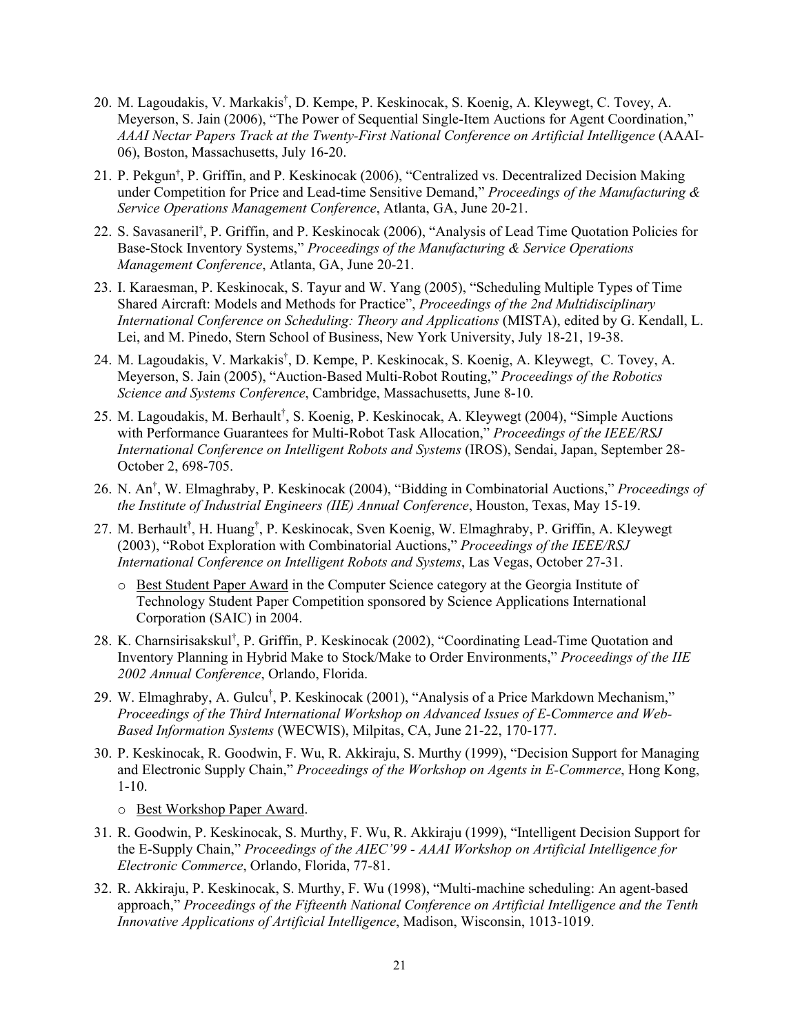20. M. Lagoudakis, V. Markakis†, D. Kempe, P. Keskinocak, S. Koenig, A. Kleywegt, C. Tovey, A. Meyerson, S. Jain (2006), "The Power of Sequential Single-Item Auctions for Agent Coordination," *AAAI Nectar Papers Track at the Twenty-First National Conference on Artificial Intelligence* (AAAI-06), Boston, Massachusetts, July 16-20.

21. P. Pekgun†, P. Griffin, and P. Keskinocak (2006), "Centralized vs. Decentralized Decision Making under Competition for Price and Lead-time Sensitive Demand," *Proceedings of the Manufacturing & Service Operations Management Conference*, Atlanta, GA, June 20-21.

22. S. Savasaneril†, P. Griffin, and P. Keskinocak (2006), "Analysis of Lead Time Quotation Policies for Base-Stock Inventory Systems," *Proceedings of the Manufacturing & Service Operations Management Conference*, Atlanta, GA, June 20-21.

23. I. Karaesman, P. Keskinocak, S. Tayur and W. Yang (2005), "Scheduling Multiple Types of Time Shared Aircraft: Models and Methods for Practice", *Proceedings of the 2nd Multidisciplinary International Conference on Scheduling: Theory and Applications* (MISTA), edited by G. Kendall, L. Lei, and M. Pinedo, Stern School of Business, New York University, July 18-21, 19-38.

24. M. Lagoudakis, V. Markakis†, D. Kempe, P. Keskinocak, S. Koenig, A. Kleywegt, C. Tovey, A. Meyerson, S. Jain (2005), "Auction-Based Multi-Robot Routing," *Proceedings of the Robotics Science and Systems Conference*, Cambridge, Massachusetts, June 8-10.

25. M. Lagoudakis, M. Berhault†, S. Koenig, P. Keskinocak, A. Kleywegt (2004), "Simple Auctions with Performance Guarantees for Multi-Robot Task Allocation," *Proceedings of the IEEE/RSJ International Conference on Intelligent Robots and Systems* (IROS), Sendai, Japan, September 28-October 2, 698-705.

26. N. An†, W. Elmaghraby, P. Keskinocak (2004), "Bidding in Combinatorial Auctions," *Proceedings of the Institute of Industrial Engineers (IIE) Annual Conference*, Houston, Texas, May 15-19.

27. M. Berhault†, H. Huang†, P. Keskinocak, Sven Koenig, W. Elmaghraby, P. Griffin, A. Kleywegt (2003), "Robot Exploration with Combinatorial Auctions," *Proceedings of the IEEE/RSJ International Conference on Intelligent Robots and Systems*, Las Vegas, October 27-31.
    - Best Student Paper Award in the Computer Science category at the Georgia Institute of Technology Student Paper Competition sponsored by Science Applications International Corporation (SAIC) in 2004.

28. K. Charnsirisakskul†, P. Griffin, P. Keskinocak (2002), "Coordinating Lead-Time Quotation and Inventory Planning in Hybrid Make to Stock/Make to Order Environments," *Proceedings of the IIE 2002 Annual Conference*, Orlando, Florida.

29. W. Elmaghraby, A. Gulcu†, P. Keskinocak (2001), "Analysis of a Price Markdown Mechanism," *Proceedings of the Third International Workshop on Advanced Issues of E-Commerce and Web-Based Information Systems* (WECWIS), Milpitas, CA, June 21-22, 170-177.

30. P. Keskinocak, R. Goodwin, F. Wu, R. Akkiraju, S. Murthy (1999), "Decision Support for Managing and Electronic Supply Chain," *Proceedings of the Workshop on Agents in E-Commerce*, Hong Kong, 1-10.
    - Best Workshop Paper Award.

31. R. Goodwin, P. Keskinocak, S. Murthy, F. Wu, R. Akkiraju (1999), "Intelligent Decision Support for the E-Supply Chain," *Proceedings of the AIEC'99 - AAAI Workshop on Artificial Intelligence for Electronic Commerce*, Orlando, Florida, 77-81.

32. R. Akkiraju, P. Keskinocak, S. Murthy, F. Wu (1998), "Multi-machine scheduling: An agent-based approach," *Proceedings of the Fifteenth National Conference on Artificial Intelligence and the Tenth Innovative Applications of Artificial Intelligence*, Madison, Wisconsin, 1013-1019.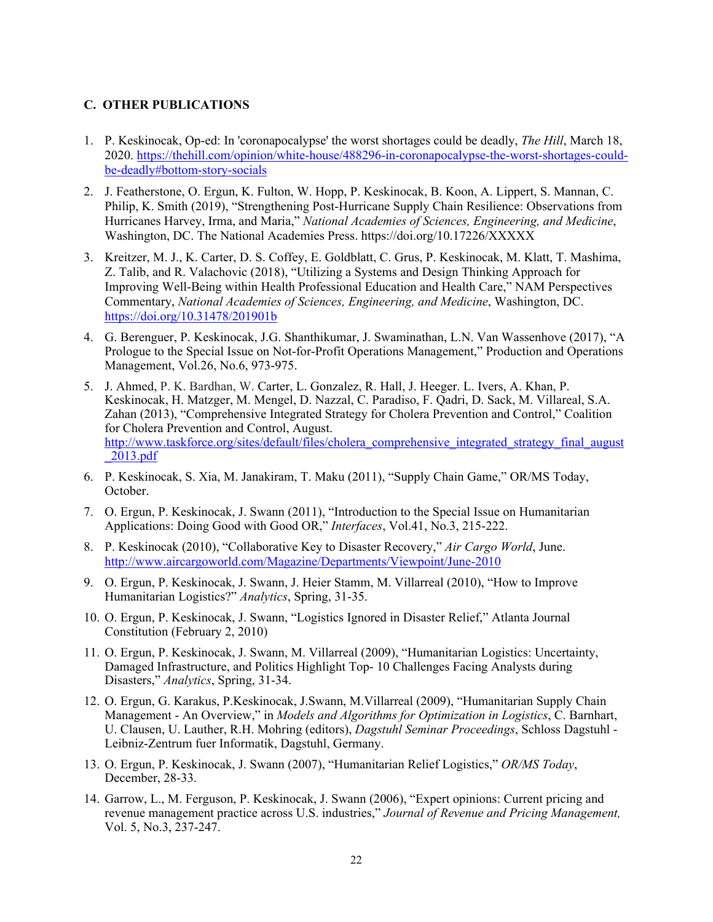## C. OTHER PUBLICATIONS

1. P. Keskinocak, Op-ed: In 'coronapocalypse' the worst shortages could be deadly, *The Hill*, March 18, 2020. https://thehill.com/opinion/white-house/488296-in-coronapocalypse-the-worst-shortages-could-be-deadly#bottom-story-socials

2. J. Featherstone, O. Ergun, K. Fulton, W. Hopp, P. Keskinocak, B. Koon, A. Lippert, S. Mannan, C. Philip, K. Smith (2019), "Strengthening Post-Hurricane Supply Chain Resilience: Observations from Hurricanes Harvey, Irma, and Maria," *National Academies of Sciences, Engineering, and Medicine*, Washington, DC. The National Academies Press. https://doi.org/10.17226/XXXXX

3. Kreitzer, M. J., K. Carter, D. S. Coffey, E. Goldblatt, C. Grus, P. Keskinocak, M. Klatt, T. Mashima, Z. Talib, and R. Valachovic (2018), "Utilizing a Systems and Design Thinking Approach for Improving Well-Being within Health Professional Education and Health Care," NAM Perspectives Commentary, *National Academies of Sciences, Engineering, and Medicine*, Washington, DC. https://doi.org/10.31478/201901b

4. G. Berenguer, P. Keskinocak, J.G. Shanthikumar, J. Swaminathan, L.N. Van Wassenhove (2017), "A Prologue to the Special Issue on Not-for-Profit Operations Management," Production and Operations Management, Vol.26, No.6, 973-975.

5. J. Ahmed, P. K. Bardhan, W. Carter, L. Gonzalez, R. Hall, J. Heeger. L. Ivers, A. Khan, P. Keskinocak, H. Matzger, M. Mengel, D. Nazzal, C. Paradiso, F. Qadri, D. Sack, M. Villareal, S.A. Zahan (2013), "Comprehensive Integrated Strategy for Cholera Prevention and Control," Coalition for Cholera Prevention and Control, August. http://www.taskforce.org/sites/default/files/cholera_comprehensive_integrated_strategy_final_august_2013.pdf

6. P. Keskinocak, S. Xia, M. Janakiram, T. Maku (2011), "Supply Chain Game," OR/MS Today, October.

7. O. Ergun, P. Keskinocak, J. Swann (2011), "Introduction to the Special Issue on Humanitarian Applications: Doing Good with Good OR," *Interfaces*, Vol.41, No.3, 215-222.

8. P. Keskinocak (2010), "Collaborative Key to Disaster Recovery," *Air Cargo World*, June. http://www.aircargoworld.com/Magazine/Departments/Viewpoint/June-2010

9. O. Ergun, P. Keskinocak, J. Swann, J. Heier Stamm, M. Villarreal (2010), "How to Improve Humanitarian Logistics?" *Analytics*, Spring, 31-35.

10. O. Ergun, P. Keskinocak, J. Swann, "Logistics Ignored in Disaster Relief," Atlanta Journal Constitution (February 2, 2010)

11. O. Ergun, P. Keskinocak, J. Swann, M. Villarreal (2009), "Humanitarian Logistics: Uncertainty, Damaged Infrastructure, and Politics Highlight Top- 10 Challenges Facing Analysts during Disasters," *Analytics*, Spring, 31-34.

12. O. Ergun, G. Karakus, P.Keskinocak, J.Swann, M.Villarreal (2009), "Humanitarian Supply Chain Management - An Overview," in *Models and Algorithms for Optimization in Logistics*, C. Barnhart, U. Clausen, U. Lauther, R.H. Mohring (editors), *Dagstuhl Seminar Proceedings*, Schloss Dagstuhl - Leibniz-Zentrum fuer Informatik, Dagstuhl, Germany.

13. O. Ergun, P. Keskinocak, J. Swann (2007), "Humanitarian Relief Logistics," *OR/MS Today*, December, 28-33.

14. Garrow, L., M. Ferguson, P. Keskinocak, J. Swann (2006), "Expert opinions: Current pricing and revenue management practice across U.S. industries," *Journal of Revenue and Pricing Management,* Vol. 5, No.3, 237-247.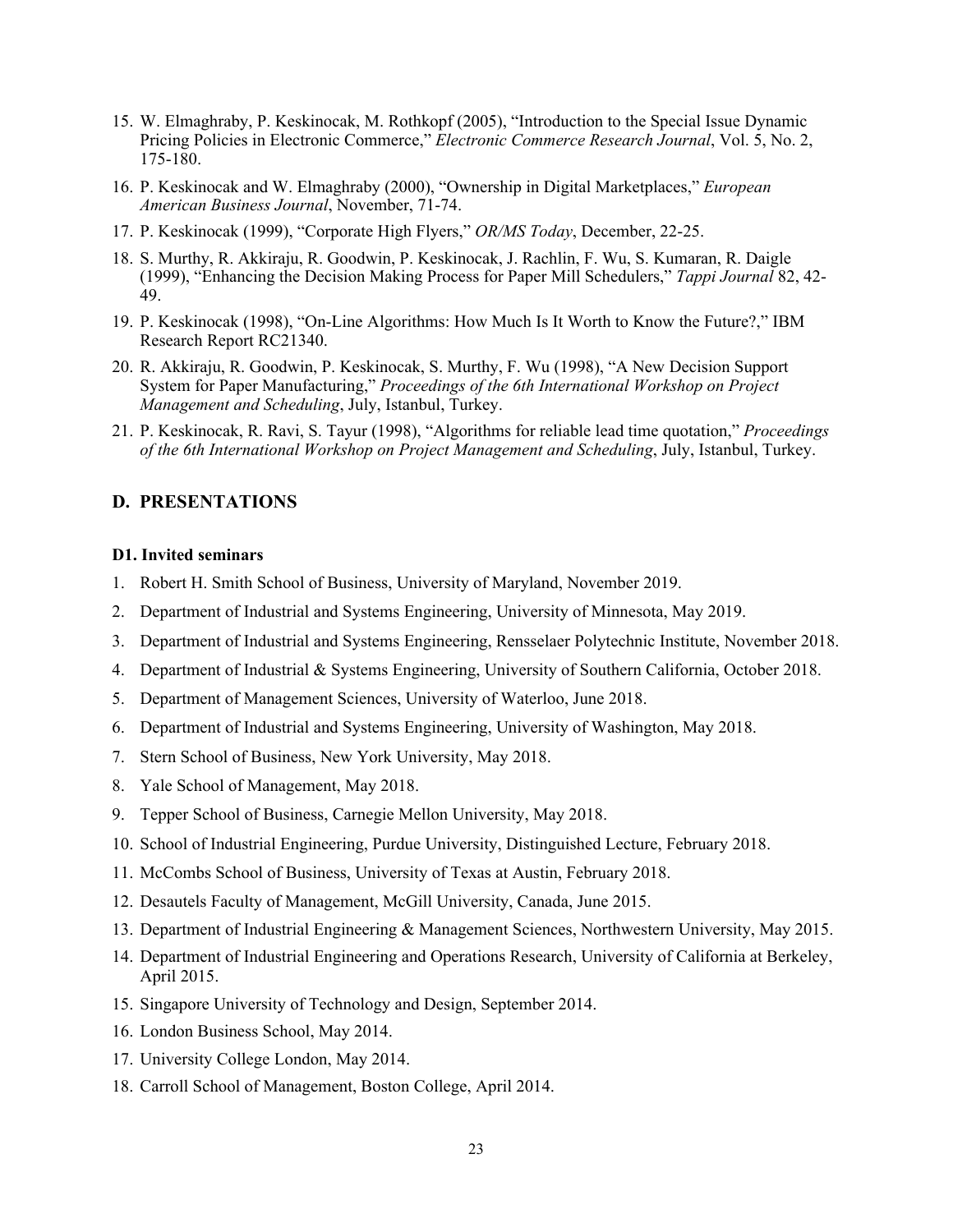15. W. Elmaghraby, P. Keskinocak, M. Rothkopf (2005), "Introduction to the Special Issue Dynamic Pricing Policies in Electronic Commerce," *Electronic Commerce Research Journal*, Vol. 5, No. 2, 175-180.
16. P. Keskinocak and W. Elmaghraby (2000), "Ownership in Digital Marketplaces," *European American Business Journal*, November, 71-74.
17. P. Keskinocak (1999), "Corporate High Flyers," *OR/MS Today*, December, 22-25.
18. S. Murthy, R. Akkiraju, R. Goodwin, P. Keskinocak, J. Rachlin, F. Wu, S. Kumaran, R. Daigle (1999), "Enhancing the Decision Making Process for Paper Mill Schedulers," *Tappi Journal* 82, 42-49.
19. P. Keskinocak (1998), "On-Line Algorithms: How Much Is It Worth to Know the Future?," IBM Research Report RC21340.
20. R. Akkiraju, R. Goodwin, P. Keskinocak, S. Murthy, F. Wu (1998), "A New Decision Support System for Paper Manufacturing," *Proceedings of the 6th International Workshop on Project Management and Scheduling*, July, Istanbul, Turkey.
21. P. Keskinocak, R. Ravi, S. Tayur (1998), "Algorithms for reliable lead time quotation," *Proceedings of the 6th International Workshop on Project Management and Scheduling*, July, Istanbul, Turkey.

## D. PRESENTATIONS

### D1. Invited seminars

1. Robert H. Smith School of Business, University of Maryland, November 2019.
2. Department of Industrial and Systems Engineering, University of Minnesota, May 2019.
3. Department of Industrial and Systems Engineering, Rensselaer Polytechnic Institute, November 2018.
4. Department of Industrial & Systems Engineering, University of Southern California, October 2018.
5. Department of Management Sciences, University of Waterloo, June 2018.
6. Department of Industrial and Systems Engineering, University of Washington, May 2018.
7. Stern School of Business, New York University, May 2018.
8. Yale School of Management, May 2018.
9. Tepper School of Business, Carnegie Mellon University, May 2018.
10. School of Industrial Engineering, Purdue University, Distinguished Lecture, February 2018.
11. McCombs School of Business, University of Texas at Austin, February 2018.
12. Desautels Faculty of Management, McGill University, Canada, June 2015.
13. Department of Industrial Engineering & Management Sciences, Northwestern University, May 2015.
14. Department of Industrial Engineering and Operations Research, University of California at Berkeley, April 2015.
15. Singapore University of Technology and Design, September 2014.
16. London Business School, May 2014.
17. University College London, May 2014.
18. Carroll School of Management, Boston College, April 2014.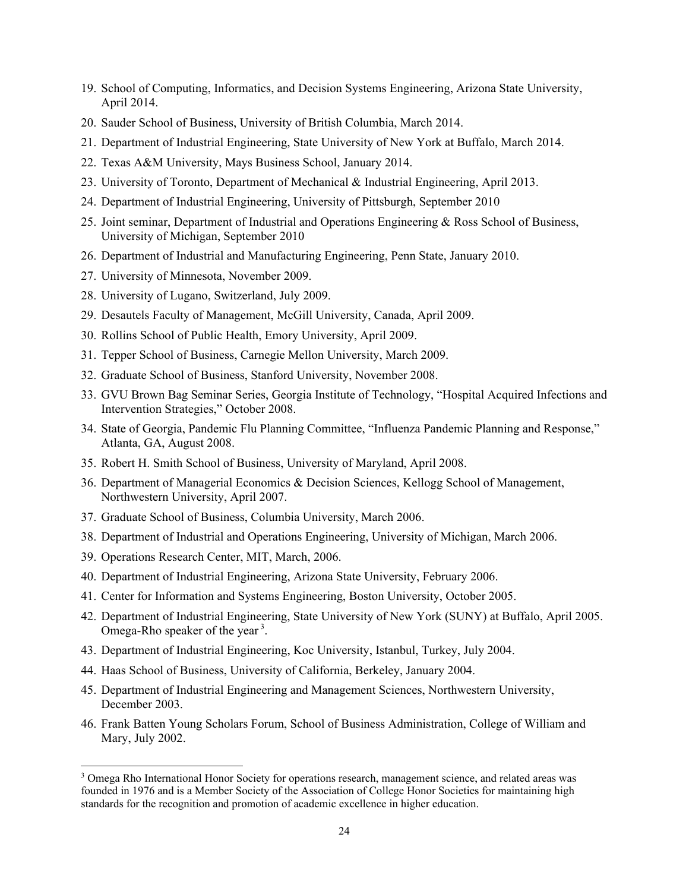19. School of Computing, Informatics, and Decision Systems Engineering, Arizona State University, April 2014.
20. Sauder School of Business, University of British Columbia, March 2014.
21. Department of Industrial Engineering, State University of New York at Buffalo, March 2014.
22. Texas A&M University, Mays Business School, January 2014.
23. University of Toronto, Department of Mechanical & Industrial Engineering, April 2013.
24. Department of Industrial Engineering, University of Pittsburgh, September 2010
25. Joint seminar, Department of Industrial and Operations Engineering & Ross School of Business, University of Michigan, September 2010
26. Department of Industrial and Manufacturing Engineering, Penn State, January 2010.
27. University of Minnesota, November 2009.
28. University of Lugano, Switzerland, July 2009.
29. Desautels Faculty of Management, McGill University, Canada, April 2009.
30. Rollins School of Public Health, Emory University, April 2009.
31. Tepper School of Business, Carnegie Mellon University, March 2009.
32. Graduate School of Business, Stanford University, November 2008.
33. GVU Brown Bag Seminar Series, Georgia Institute of Technology, "Hospital Acquired Infections and Intervention Strategies," October 2008.
34. State of Georgia, Pandemic Flu Planning Committee, "Influenza Pandemic Planning and Response," Atlanta, GA, August 2008.
35. Robert H. Smith School of Business, University of Maryland, April 2008.
36. Department of Managerial Economics & Decision Sciences, Kellogg School of Management, Northwestern University, April 2007.
37. Graduate School of Business, Columbia University, March 2006.
38. Department of Industrial and Operations Engineering, University of Michigan, March 2006.
39. Operations Research Center, MIT, March, 2006.
40. Department of Industrial Engineering, Arizona State University, February 2006.
41. Center for Information and Systems Engineering, Boston University, October 2005.
42. Department of Industrial Engineering, State University of New York (SUNY) at Buffalo, April 2005. Omega-Rho speaker of the year [3].
43. Department of Industrial Engineering, Koc University, Istanbul, Turkey, July 2004.
44. Haas School of Business, University of California, Berkeley, January 2004.
45. Department of Industrial Engineering and Management Sciences, Northwestern University, December 2003.
46. Frank Batten Young Scholars Forum, School of Business Administration, College of William and Mary, July 2002.

[3] Omega Rho International Honor Society for operations research, management science, and related areas was founded in 1976 and is a Member Society of the Association of College Honor Societies for maintaining high standards for the recognition and promotion of academic excellence in higher education.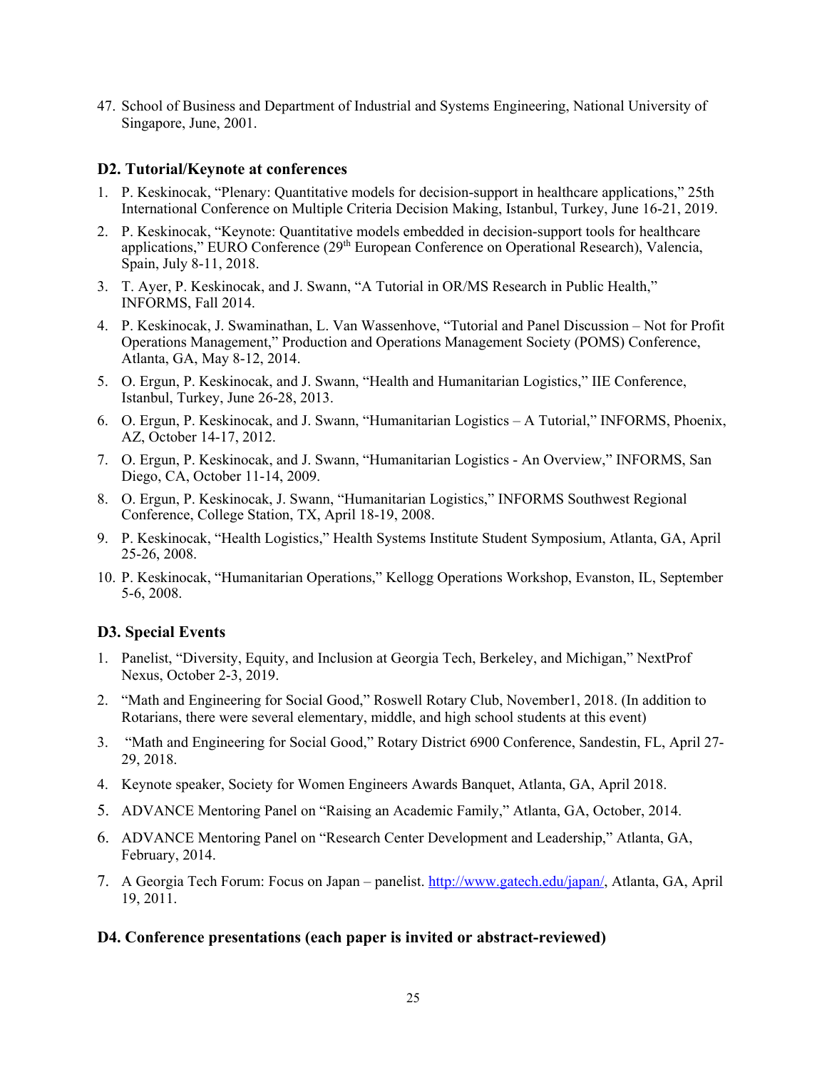47. School of Business and Department of Industrial and Systems Engineering, National University of Singapore, June, 2001.

### D2. Tutorial/Keynote at conferences

1. P. Keskinocak, "Plenary: Quantitative models for decision-support in healthcare applications," 25th International Conference on Multiple Criteria Decision Making, Istanbul, Turkey, June 16-21, 2019.
2. P. Keskinocak, "Keynote: Quantitative models embedded in decision-support tools for healthcare applications," EURO Conference (29th European Conference on Operational Research), Valencia, Spain, July 8-11, 2018.
3. T. Ayer, P. Keskinocak, and J. Swann, "A Tutorial in OR/MS Research in Public Health," INFORMS, Fall 2014.
4. P. Keskinocak, J. Swaminathan, L. Van Wassenhove, "Tutorial and Panel Discussion – Not for Profit Operations Management," Production and Operations Management Society (POMS) Conference, Atlanta, GA, May 8-12, 2014.
5. O. Ergun, P. Keskinocak, and J. Swann, "Health and Humanitarian Logistics," IIE Conference, Istanbul, Turkey, June 26-28, 2013.
6. O. Ergun, P. Keskinocak, and J. Swann, "Humanitarian Logistics – A Tutorial," INFORMS, Phoenix, AZ, October 14-17, 2012.
7. O. Ergun, P. Keskinocak, and J. Swann, "Humanitarian Logistics - An Overview," INFORMS, San Diego, CA, October 11-14, 2009.
8. O. Ergun, P. Keskinocak, J. Swann, "Humanitarian Logistics," INFORMS Southwest Regional Conference, College Station, TX, April 18-19, 2008.
9. P. Keskinocak, "Health Logistics," Health Systems Institute Student Symposium, Atlanta, GA, April 25-26, 2008.
10. P. Keskinocak, "Humanitarian Operations," Kellogg Operations Workshop, Evanston, IL, September 5-6, 2008.

### D3. Special Events

1. Panelist, "Diversity, Equity, and Inclusion at Georgia Tech, Berkeley, and Michigan," NextProf Nexus, October 2-3, 2019.
2. "Math and Engineering for Social Good," Roswell Rotary Club, November1, 2018. (In addition to Rotarians, there were several elementary, middle, and high school students at this event)
3. "Math and Engineering for Social Good," Rotary District 6900 Conference, Sandestin, FL, April 27-29, 2018.
4. Keynote speaker, Society for Women Engineers Awards Banquet, Atlanta, GA, April 2018.
5. ADVANCE Mentoring Panel on "Raising an Academic Family," Atlanta, GA, October, 2014.
6. ADVANCE Mentoring Panel on "Research Center Development and Leadership," Atlanta, GA, February, 2014.
7. A Georgia Tech Forum: Focus on Japan – panelist. http://www.gatech.edu/japan/, Atlanta, GA, April 19, 2011.

### D4. Conference presentations (each paper is invited or abstract-reviewed)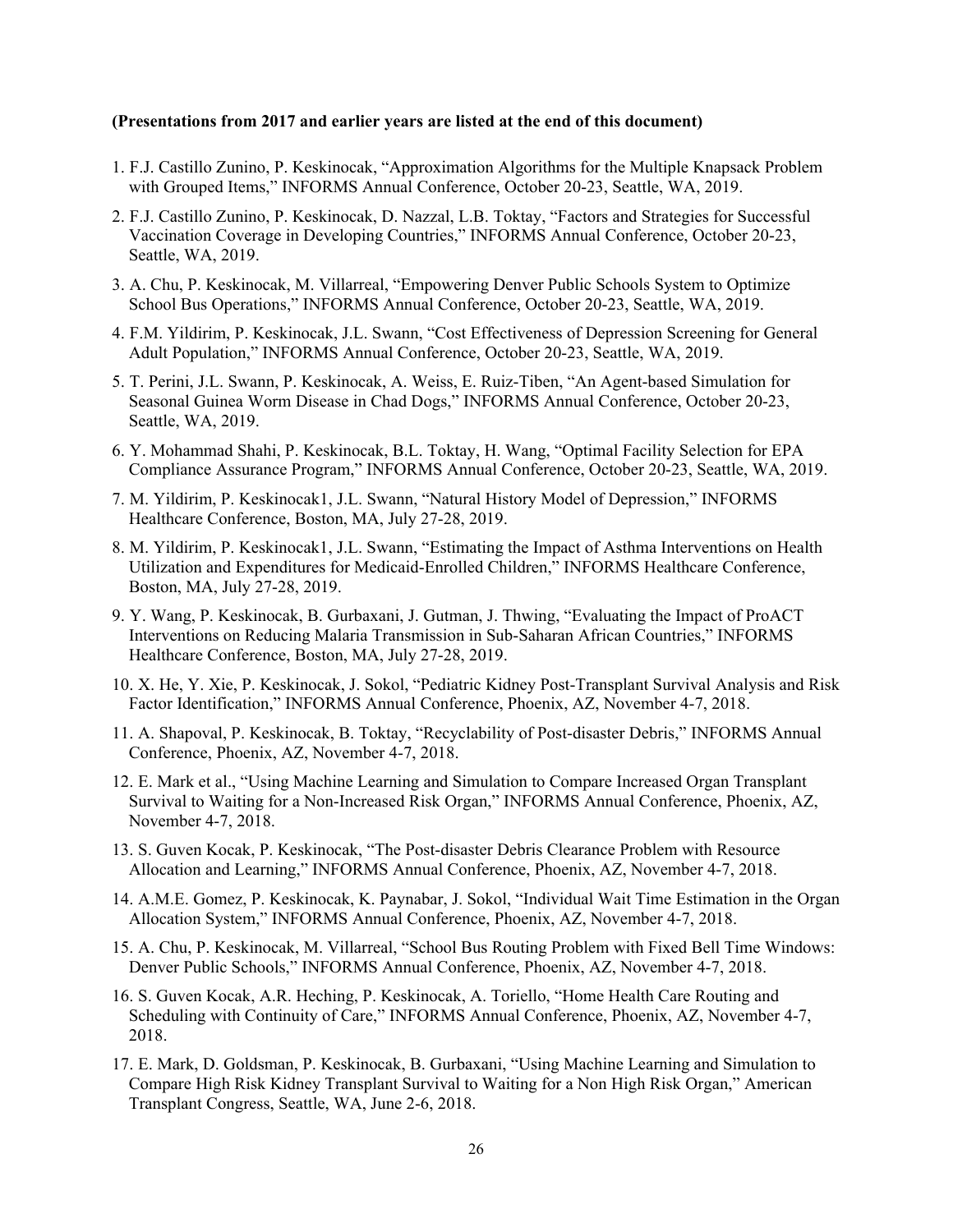**(Presentations from 2017 and earlier years are listed at the end of this document)**

1. F.J. Castillo Zunino, P. Keskinocak, "Approximation Algorithms for the Multiple Knapsack Problem with Grouped Items," INFORMS Annual Conference, October 20-23, Seattle, WA, 2019.
2. F.J. Castillo Zunino, P. Keskinocak, D. Nazzal, L.B. Toktay, "Factors and Strategies for Successful Vaccination Coverage in Developing Countries," INFORMS Annual Conference, October 20-23, Seattle, WA, 2019.
3. A. Chu, P. Keskinocak, M. Villarreal, "Empowering Denver Public Schools System to Optimize School Bus Operations," INFORMS Annual Conference, October 20-23, Seattle, WA, 2019.
4. F.M. Yildirim, P. Keskinocak, J.L. Swann, "Cost Effectiveness of Depression Screening for General Adult Population," INFORMS Annual Conference, October 20-23, Seattle, WA, 2019.
5. T. Perini, J.L. Swann, P. Keskinocak, A. Weiss, E. Ruiz-Tiben, "An Agent-based Simulation for Seasonal Guinea Worm Disease in Chad Dogs," INFORMS Annual Conference, October 20-23, Seattle, WA, 2019.
6. Y. Mohammad Shahi, P. Keskinocak, B.L. Toktay, H. Wang, "Optimal Facility Selection for EPA Compliance Assurance Program," INFORMS Annual Conference, October 20-23, Seattle, WA, 2019.
7. M. Yildirim, P. Keskinocak1, J.L. Swann, "Natural History Model of Depression," INFORMS Healthcare Conference, Boston, MA, July 27-28, 2019.
8. M. Yildirim, P. Keskinocak1, J.L. Swann, "Estimating the Impact of Asthma Interventions on Health Utilization and Expenditures for Medicaid-Enrolled Children," INFORMS Healthcare Conference, Boston, MA, July 27-28, 2019.
9. Y. Wang, P. Keskinocak, B. Gurbaxani, J. Gutman, J. Thwing, "Evaluating the Impact of ProACT Interventions on Reducing Malaria Transmission in Sub-Saharan African Countries," INFORMS Healthcare Conference, Boston, MA, July 27-28, 2019.
10. X. He, Y. Xie, P. Keskinocak, J. Sokol, "Pediatric Kidney Post-Transplant Survival Analysis and Risk Factor Identification," INFORMS Annual Conference, Phoenix, AZ, November 4-7, 2018.
11. A. Shapoval, P. Keskinocak, B. Toktay, "Recyclability of Post-disaster Debris," INFORMS Annual Conference, Phoenix, AZ, November 4-7, 2018.
12. E. Mark et al., "Using Machine Learning and Simulation to Compare Increased Organ Transplant Survival to Waiting for a Non-Increased Risk Organ," INFORMS Annual Conference, Phoenix, AZ, November 4-7, 2018.
13. S. Guven Kocak, P. Keskinocak, "The Post-disaster Debris Clearance Problem with Resource Allocation and Learning," INFORMS Annual Conference, Phoenix, AZ, November 4-7, 2018.
14. A.M.E. Gomez, P. Keskinocak, K. Paynabar, J. Sokol, "Individual Wait Time Estimation in the Organ Allocation System," INFORMS Annual Conference, Phoenix, AZ, November 4-7, 2018.
15. A. Chu, P. Keskinocak, M. Villarreal, "School Bus Routing Problem with Fixed Bell Time Windows: Denver Public Schools," INFORMS Annual Conference, Phoenix, AZ, November 4-7, 2018.
16. S. Guven Kocak, A.R. Heching, P. Keskinocak, A. Toriello, "Home Health Care Routing and Scheduling with Continuity of Care," INFORMS Annual Conference, Phoenix, AZ, November 4-7, 2018.
17. E. Mark, D. Goldsman, P. Keskinocak, B. Gurbaxani, "Using Machine Learning and Simulation to Compare High Risk Kidney Transplant Survival to Waiting for a Non High Risk Organ," American Transplant Congress, Seattle, WA, June 2-6, 2018.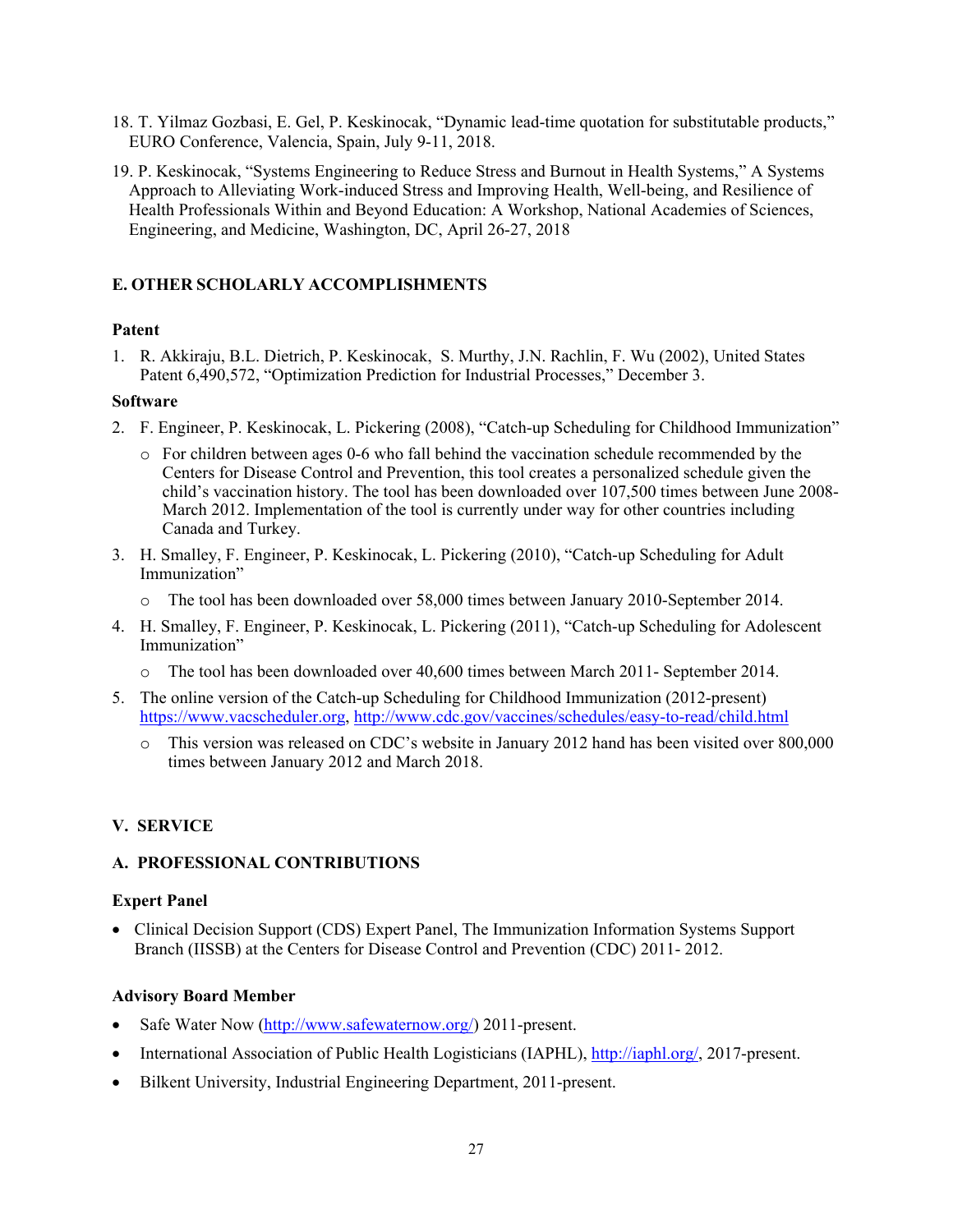18. T. Yilmaz Gozbasi, E. Gel, P. Keskinocak, "Dynamic lead-time quotation for substitutable products," EURO Conference, Valencia, Spain, July 9-11, 2018.

19. P. Keskinocak, "Systems Engineering to Reduce Stress and Burnout in Health Systems," A Systems Approach to Alleviating Work-induced Stress and Improving Health, Well-being, and Resilience of Health Professionals Within and Beyond Education: A Workshop, National Academies of Sciences, Engineering, and Medicine, Washington, DC, April 26-27, 2018

### E. OTHER SCHOLARLY ACCOMPLISHMENTS

**Patent**

1. R. Akkiraju, B.L. Dietrich, P. Keskinocak, S. Murthy, J.N. Rachlin, F. Wu (2002), United States Patent 6,490,572, "Optimization Prediction for Industrial Processes," December 3.

**Software**

2. F. Engineer, P. Keskinocak, L. Pickering (2008), "Catch-up Scheduling for Childhood Immunization"
   - For children between ages 0-6 who fall behind the vaccination schedule recommended by the Centers for Disease Control and Prevention, this tool creates a personalized schedule given the child's vaccination history. The tool has been downloaded over 107,500 times between June 2008-March 2012. Implementation of the tool is currently under way for other countries including Canada and Turkey.

3. H. Smalley, F. Engineer, P. Keskinocak, L. Pickering (2010), "Catch-up Scheduling for Adult Immunization"
   - The tool has been downloaded over 58,000 times between January 2010-September 2014.

4. H. Smalley, F. Engineer, P. Keskinocak, L. Pickering (2011), "Catch-up Scheduling for Adolescent Immunization"
   - The tool has been downloaded over 40,600 times between March 2011- September 2014.

5. The online version of the Catch-up Scheduling for Childhood Immunization (2012-present) https://www.vacscheduler.org, http://www.cdc.gov/vaccines/schedules/easy-to-read/child.html
   - This version was released on CDC's website in January 2012 hand has been visited over 800,000 times between January 2012 and March 2018.

## V. SERVICE

### A. PROFESSIONAL CONTRIBUTIONS

**Expert Panel**

- Clinical Decision Support (CDS) Expert Panel, The Immunization Information Systems Support Branch (IISSB) at the Centers for Disease Control and Prevention (CDC) 2011- 2012.

**Advisory Board Member**

- Safe Water Now (http://www.safewaternow.org/) 2011-present.
- International Association of Public Health Logisticians (IAPHL), http://iaphl.org/, 2017-present.
- Bilkent University, Industrial Engineering Department, 2011-present.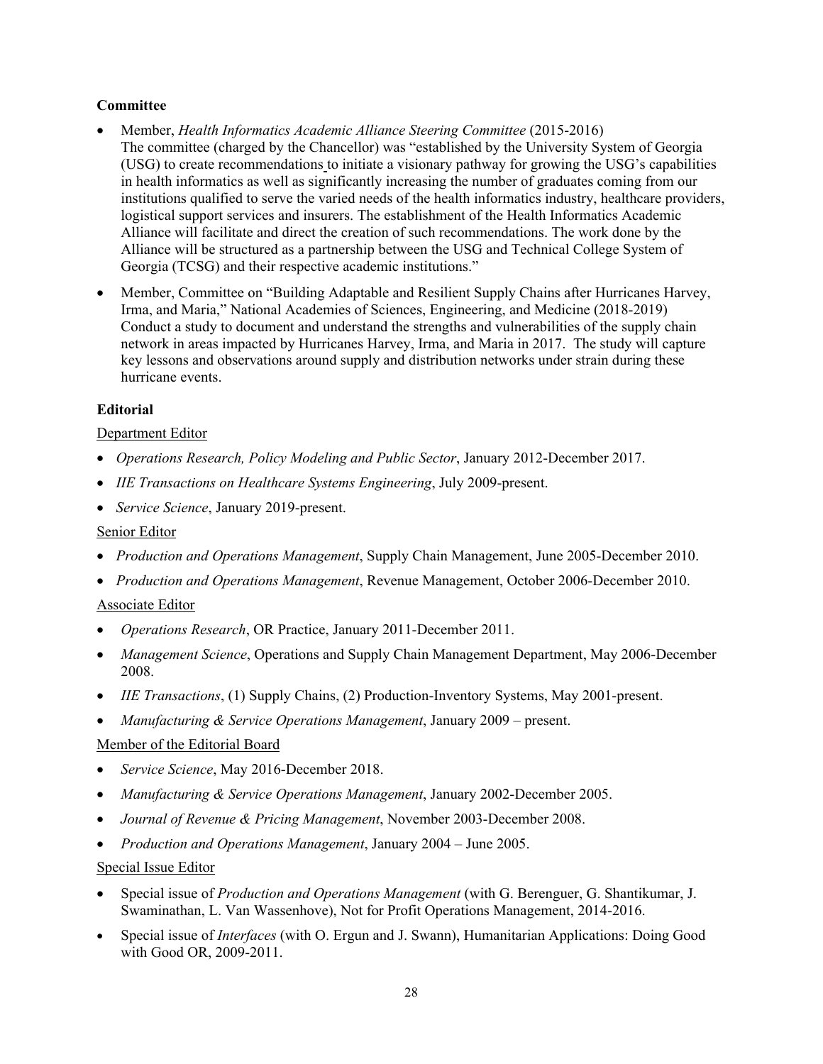**Committee**

- Member, *Health Informatics Academic Alliance Steering Committee* (2015-2016)
  The committee (charged by the Chancellor) was "established by the University System of Georgia (USG) to create recommendations to initiate a visionary pathway for growing the USG's capabilities in health informatics as well as significantly increasing the number of graduates coming from our institutions qualified to serve the varied needs of the health informatics industry, healthcare providers, logistical support services and insurers. The establishment of the Health Informatics Academic Alliance will facilitate and direct the creation of such recommendations. The work done by the Alliance will be structured as a partnership between the USG and Technical College System of Georgia (TCSG) and their respective academic institutions."
- Member, Committee on "Building Adaptable and Resilient Supply Chains after Hurricanes Harvey, Irma, and Maria," National Academies of Sciences, Engineering, and Medicine (2018-2019)
  Conduct a study to document and understand the strengths and vulnerabilities of the supply chain network in areas impacted by Hurricanes Harvey, Irma, and Maria in 2017. The study will capture key lessons and observations around supply and distribution networks under strain during these hurricane events.

**Editorial**

Department Editor

- *Operations Research, Policy Modeling and Public Sector*, January 2012-December 2017.
- *IIE Transactions on Healthcare Systems Engineering*, July 2009-present.
- *Service Science*, January 2019-present.

Senior Editor

- *Production and Operations Management*, Supply Chain Management, June 2005-December 2010.
- *Production and Operations Management*, Revenue Management, October 2006-December 2010.

Associate Editor

- *Operations Research*, OR Practice, January 2011-December 2011.
- *Management Science*, Operations and Supply Chain Management Department, May 2006-December 2008.
- *IIE Transactions*, (1) Supply Chains, (2) Production-Inventory Systems, May 2001-present.
- *Manufacturing & Service Operations Management*, January 2009 – present.

Member of the Editorial Board

- *Service Science*, May 2016-December 2018.
- *Manufacturing & Service Operations Management*, January 2002-December 2005.
- *Journal of Revenue & Pricing Management*, November 2003-December 2008.
- *Production and Operations Management*, January 2004 – June 2005.

Special Issue Editor

- Special issue of *Production and Operations Management* (with G. Berenguer, G. Shantikumar, J. Swaminathan, L. Van Wassenhove), Not for Profit Operations Management, 2014-2016.
- Special issue of *Interfaces* (with O. Ergun and J. Swann), Humanitarian Applications: Doing Good with Good OR, 2009-2011.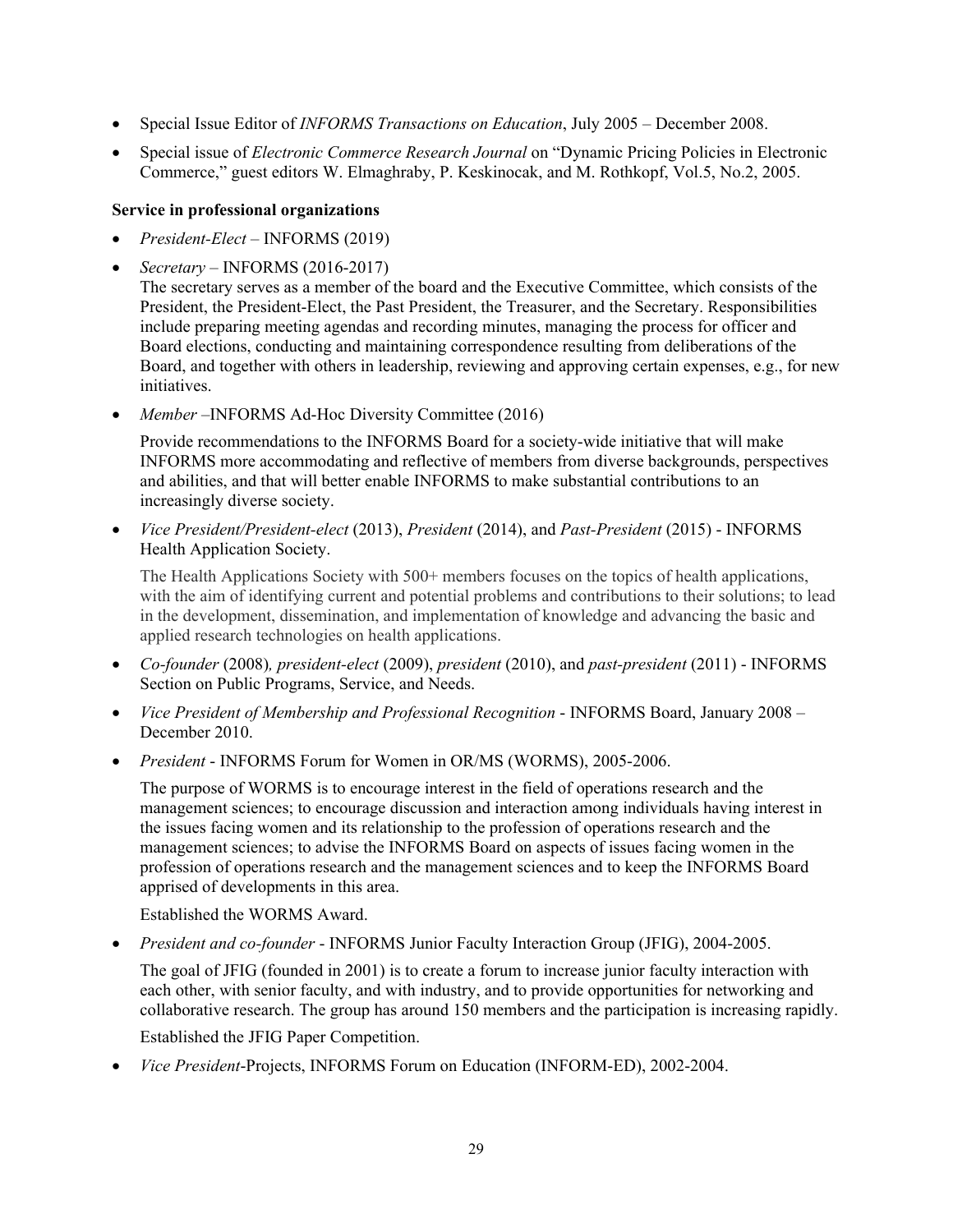- Special Issue Editor of *INFORMS Transactions on Education*, July 2005 – December 2008.
- Special issue of *Electronic Commerce Research Journal* on "Dynamic Pricing Policies in Electronic Commerce," guest editors W. Elmaghraby, P. Keskinocak, and M. Rothkopf, Vol.5, No.2, 2005.

**Service in professional organizations**

- *President-Elect* – INFORMS (2019)
- *Secretary* – INFORMS (2016-2017)

  The secretary serves as a member of the board and the Executive Committee, which consists of the President, the President-Elect, the Past President, the Treasurer, and the Secretary. Responsibilities include preparing meeting agendas and recording minutes, managing the process for officer and Board elections, conducting and maintaining correspondence resulting from deliberations of the Board, and together with others in leadership, reviewing and approving certain expenses, e.g., for new initiatives.
- *Member* –INFORMS Ad-Hoc Diversity Committee (2016)

  Provide recommendations to the INFORMS Board for a society-wide initiative that will make INFORMS more accommodating and reflective of members from diverse backgrounds, perspectives and abilities, and that will better enable INFORMS to make substantial contributions to an increasingly diverse society.
- *Vice President/President-elect* (2013), *President* (2014), and *Past-President* (2015) - INFORMS Health Application Society.

  The Health Applications Society with 500+ members focuses on the topics of health applications, with the aim of identifying current and potential problems and contributions to their solutions; to lead in the development, dissemination, and implementation of knowledge and advancing the basic and applied research technologies on health applications.
- *Co-founder* (2008)*, president-elect* (2009), *president* (2010), and *past-president* (2011) - INFORMS Section on Public Programs, Service, and Needs.
- *Vice President of Membership and Professional Recognition* - INFORMS Board, January 2008 – December 2010.
- *President* - INFORMS Forum for Women in OR/MS (WORMS), 2005-2006.

  The purpose of WORMS is to encourage interest in the field of operations research and the management sciences; to encourage discussion and interaction among individuals having interest in the issues facing women and its relationship to the profession of operations research and the management sciences; to advise the INFORMS Board on aspects of issues facing women in the profession of operations research and the management sciences and to keep the INFORMS Board apprised of developments in this area.

  Established the WORMS Award.
- *President and co-founder* - INFORMS Junior Faculty Interaction Group (JFIG), 2004-2005.

  The goal of JFIG (founded in 2001) is to create a forum to increase junior faculty interaction with each other, with senior faculty, and with industry, and to provide opportunities for networking and collaborative research. The group has around 150 members and the participation is increasing rapidly.

  Established the JFIG Paper Competition.
- *Vice President*-Projects, INFORMS Forum on Education (INFORM-ED), 2002-2004.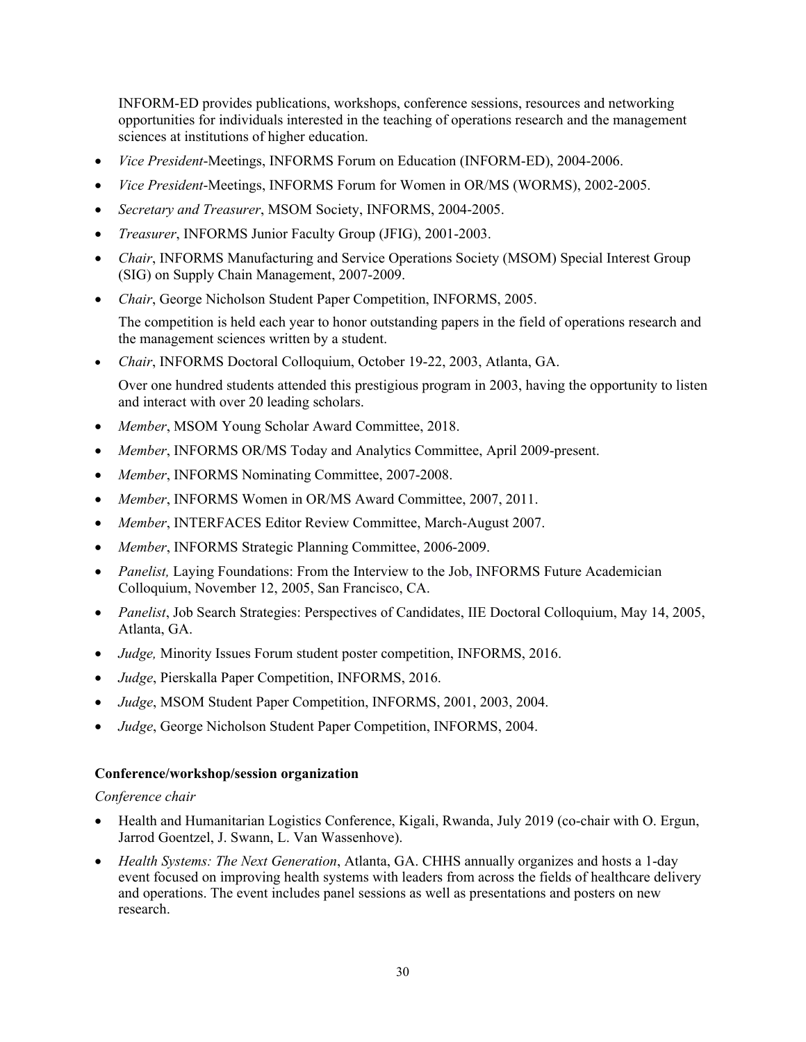INFORM-ED provides publications, workshops, conference sessions, resources and networking opportunities for individuals interested in the teaching of operations research and the management sciences at institutions of higher education.

- *Vice President*-Meetings, INFORMS Forum on Education (INFORM-ED), 2004-2006.
- *Vice President*-Meetings, INFORMS Forum for Women in OR/MS (WORMS), 2002-2005.
- *Secretary and Treasurer*, MSOM Society, INFORMS, 2004-2005.
- *Treasurer*, INFORMS Junior Faculty Group (JFIG), 2001-2003.
- *Chair*, INFORMS Manufacturing and Service Operations Society (MSOM) Special Interest Group (SIG) on Supply Chain Management, 2007-2009.
- *Chair*, George Nicholson Student Paper Competition, INFORMS, 2005.

  The competition is held each year to honor outstanding papers in the field of operations research and the management sciences written by a student.
- *Chair*, INFORMS Doctoral Colloquium, October 19-22, 2003, Atlanta, GA.

  Over one hundred students attended this prestigious program in 2003, having the opportunity to listen and interact with over 20 leading scholars.
- *Member*, MSOM Young Scholar Award Committee, 2018.
- *Member*, INFORMS OR/MS Today and Analytics Committee, April 2009-present.
- *Member*, INFORMS Nominating Committee, 2007-2008.
- *Member*, INFORMS Women in OR/MS Award Committee, 2007, 2011.
- *Member*, INTERFACES Editor Review Committee, March-August 2007.
- *Member*, INFORMS Strategic Planning Committee, 2006-2009.
- *Panelist,* Laying Foundations: From the Interview to the Job, INFORMS Future Academician Colloquium, November 12, 2005, San Francisco, CA.
- *Panelist*, Job Search Strategies: Perspectives of Candidates, IIE Doctoral Colloquium, May 14, 2005, Atlanta, GA.
- *Judge,* Minority Issues Forum student poster competition, INFORMS, 2016.
- *Judge*, Pierskalla Paper Competition, INFORMS, 2016.
- *Judge*, MSOM Student Paper Competition, INFORMS, 2001, 2003, 2004.
- *Judge*, George Nicholson Student Paper Competition, INFORMS, 2004.

**Conference/workshop/session organization**

*Conference chair*

- Health and Humanitarian Logistics Conference, Kigali, Rwanda, July 2019 (co-chair with O. Ergun, Jarrod Goentzel, J. Swann, L. Van Wassenhove).
- *Health Systems: The Next Generation*, Atlanta, GA. CHHS annually organizes and hosts a 1-day event focused on improving health systems with leaders from across the fields of healthcare delivery and operations. The event includes panel sessions as well as presentations and posters on new research.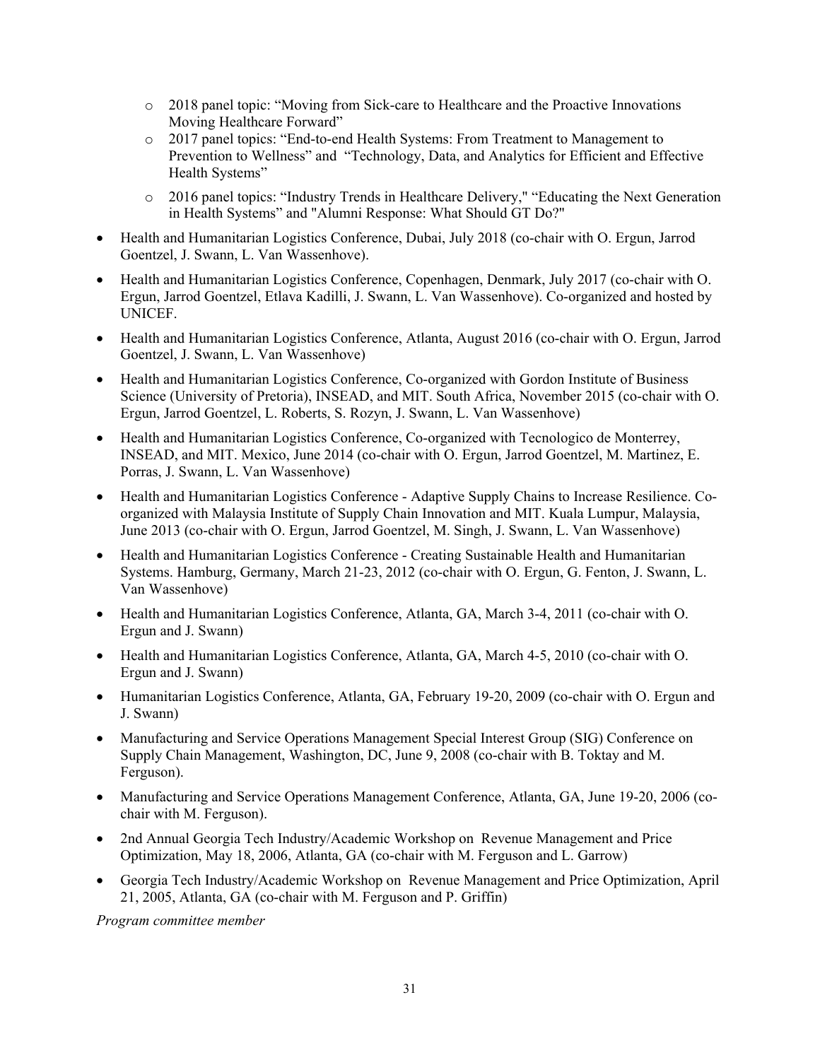- 2018 panel topic: "Moving from Sick-care to Healthcare and the Proactive Innovations Moving Healthcare Forward"
  - 2017 panel topics: "End-to-end Health Systems: From Treatment to Management to Prevention to Wellness" and "Technology, Data, and Analytics for Efficient and Effective Health Systems"
  - 2016 panel topics: "Industry Trends in Healthcare Delivery," "Educating the Next Generation in Health Systems" and "Alumni Response: What Should GT Do?"

- Health and Humanitarian Logistics Conference, Dubai, July 2018 (co-chair with O. Ergun, Jarrod Goentzel, J. Swann, L. Van Wassenhove).
- Health and Humanitarian Logistics Conference, Copenhagen, Denmark, July 2017 (co-chair with O. Ergun, Jarrod Goentzel, Etlava Kadilli, J. Swann, L. Van Wassenhove). Co-organized and hosted by UNICEF.
- Health and Humanitarian Logistics Conference, Atlanta, August 2016 (co-chair with O. Ergun, Jarrod Goentzel, J. Swann, L. Van Wassenhove)
- Health and Humanitarian Logistics Conference, Co-organized with Gordon Institute of Business Science (University of Pretoria), INSEAD, and MIT. South Africa, November 2015 (co-chair with O. Ergun, Jarrod Goentzel, L. Roberts, S. Rozyn, J. Swann, L. Van Wassenhove)
- Health and Humanitarian Logistics Conference, Co-organized with Tecnologico de Monterrey, INSEAD, and MIT. Mexico, June 2014 (co-chair with O. Ergun, Jarrod Goentzel, M. Martinez, E. Porras, J. Swann, L. Van Wassenhove)
- Health and Humanitarian Logistics Conference - Adaptive Supply Chains to Increase Resilience. Co-organized with Malaysia Institute of Supply Chain Innovation and MIT. Kuala Lumpur, Malaysia, June 2013 (co-chair with O. Ergun, Jarrod Goentzel, M. Singh, J. Swann, L. Van Wassenhove)
- Health and Humanitarian Logistics Conference - Creating Sustainable Health and Humanitarian Systems. Hamburg, Germany, March 21-23, 2012 (co-chair with O. Ergun, G. Fenton, J. Swann, L. Van Wassenhove)
- Health and Humanitarian Logistics Conference, Atlanta, GA, March 3-4, 2011 (co-chair with O. Ergun and J. Swann)
- Health and Humanitarian Logistics Conference, Atlanta, GA, March 4-5, 2010 (co-chair with O. Ergun and J. Swann)
- Humanitarian Logistics Conference, Atlanta, GA, February 19-20, 2009 (co-chair with O. Ergun and J. Swann)
- Manufacturing and Service Operations Management Special Interest Group (SIG) Conference on Supply Chain Management, Washington, DC, June 9, 2008 (co-chair with B. Toktay and M. Ferguson).
- Manufacturing and Service Operations Management Conference, Atlanta, GA, June 19-20, 2006 (co-chair with M. Ferguson).
- 2nd Annual Georgia Tech Industry/Academic Workshop on Revenue Management and Price Optimization, May 18, 2006, Atlanta, GA (co-chair with M. Ferguson and L. Garrow)
- Georgia Tech Industry/Academic Workshop on Revenue Management and Price Optimization, April 21, 2005, Atlanta, GA (co-chair with M. Ferguson and P. Griffin)

*Program committee member*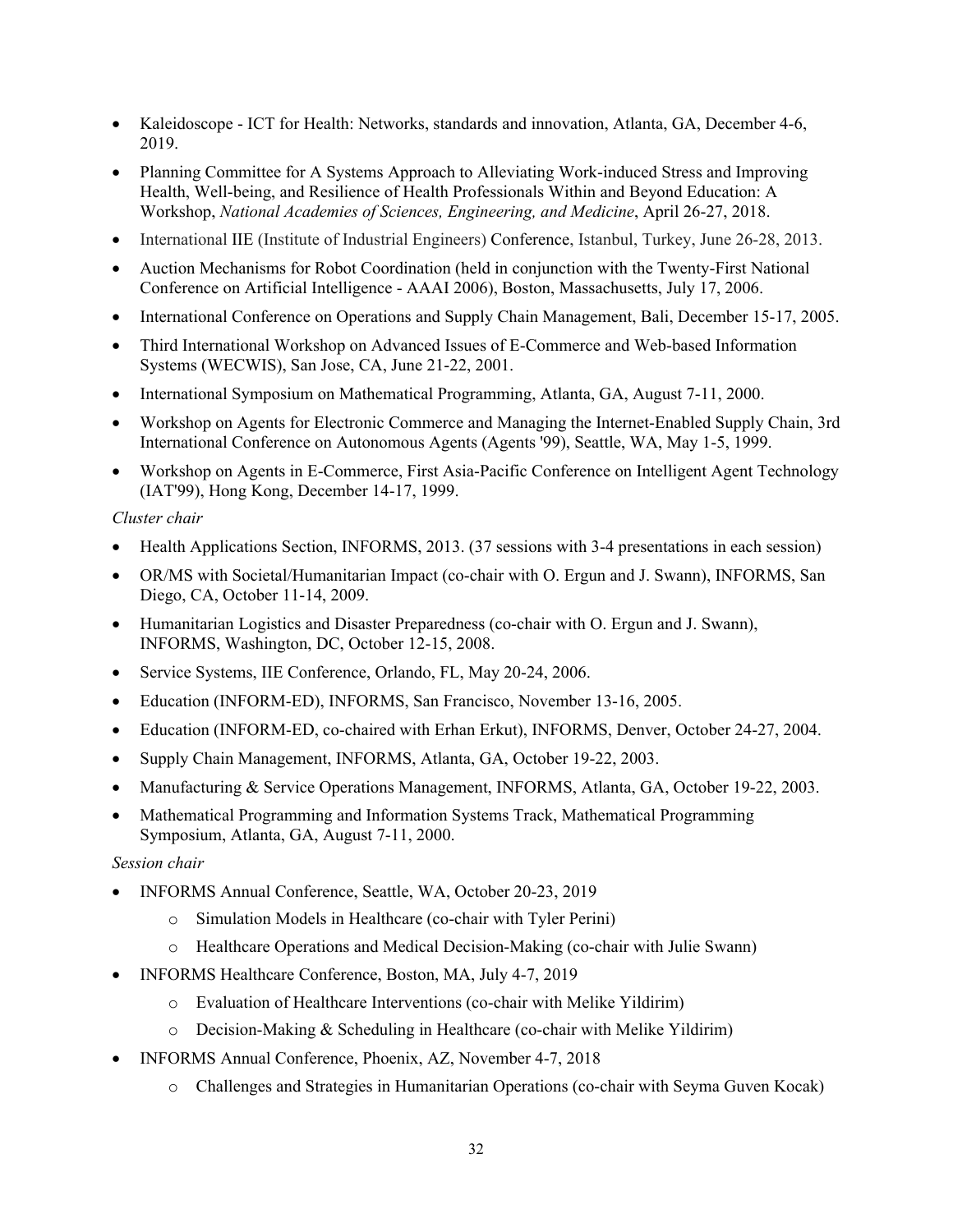- Kaleidoscope - ICT for Health: Networks, standards and innovation, Atlanta, GA, December 4-6, 2019.
- Planning Committee for A Systems Approach to Alleviating Work-induced Stress and Improving Health, Well-being, and Resilience of Health Professionals Within and Beyond Education: A Workshop, *National Academies of Sciences, Engineering, and Medicine*, April 26-27, 2018.
- International IIE (Institute of Industrial Engineers) Conference, Istanbul, Turkey, June 26-28, 2013.
- Auction Mechanisms for Robot Coordination (held in conjunction with the Twenty-First National Conference on Artificial Intelligence - AAAI 2006), Boston, Massachusetts, July 17, 2006.
- International Conference on Operations and Supply Chain Management, Bali, December 15-17, 2005.
- Third International Workshop on Advanced Issues of E-Commerce and Web-based Information Systems (WECWIS), San Jose, CA, June 21-22, 2001.
- International Symposium on Mathematical Programming, Atlanta, GA, August 7-11, 2000.
- Workshop on Agents for Electronic Commerce and Managing the Internet-Enabled Supply Chain, 3rd International Conference on Autonomous Agents (Agents '99), Seattle, WA, May 1-5, 1999.
- Workshop on Agents in E-Commerce, First Asia-Pacific Conference on Intelligent Agent Technology (IAT'99), Hong Kong, December 14-17, 1999.

*Cluster chair*

- Health Applications Section, INFORMS, 2013. (37 sessions with 3-4 presentations in each session)
- OR/MS with Societal/Humanitarian Impact (co-chair with O. Ergun and J. Swann), INFORMS, San Diego, CA, October 11-14, 2009.
- Humanitarian Logistics and Disaster Preparedness (co-chair with O. Ergun and J. Swann), INFORMS, Washington, DC, October 12-15, 2008.
- Service Systems, IIE Conference, Orlando, FL, May 20-24, 2006.
- Education (INFORM-ED), INFORMS, San Francisco, November 13-16, 2005.
- Education (INFORM-ED, co-chaired with Erhan Erkut), INFORMS, Denver, October 24-27, 2004.
- Supply Chain Management, INFORMS, Atlanta, GA, October 19-22, 2003.
- Manufacturing & Service Operations Management, INFORMS, Atlanta, GA, October 19-22, 2003.
- Mathematical Programming and Information Systems Track, Mathematical Programming Symposium, Atlanta, GA, August 7-11, 2000.

*Session chair*

- INFORMS Annual Conference, Seattle, WA, October 20-23, 2019
  - Simulation Models in Healthcare (co-chair with Tyler Perini)
  - Healthcare Operations and Medical Decision-Making (co-chair with Julie Swann)
- INFORMS Healthcare Conference, Boston, MA, July 4-7, 2019
  - Evaluation of Healthcare Interventions (co-chair with Melike Yildirim)
  - Decision-Making & Scheduling in Healthcare (co-chair with Melike Yildirim)
- INFORMS Annual Conference, Phoenix, AZ, November 4-7, 2018
  - Challenges and Strategies in Humanitarian Operations (co-chair with Seyma Guven Kocak)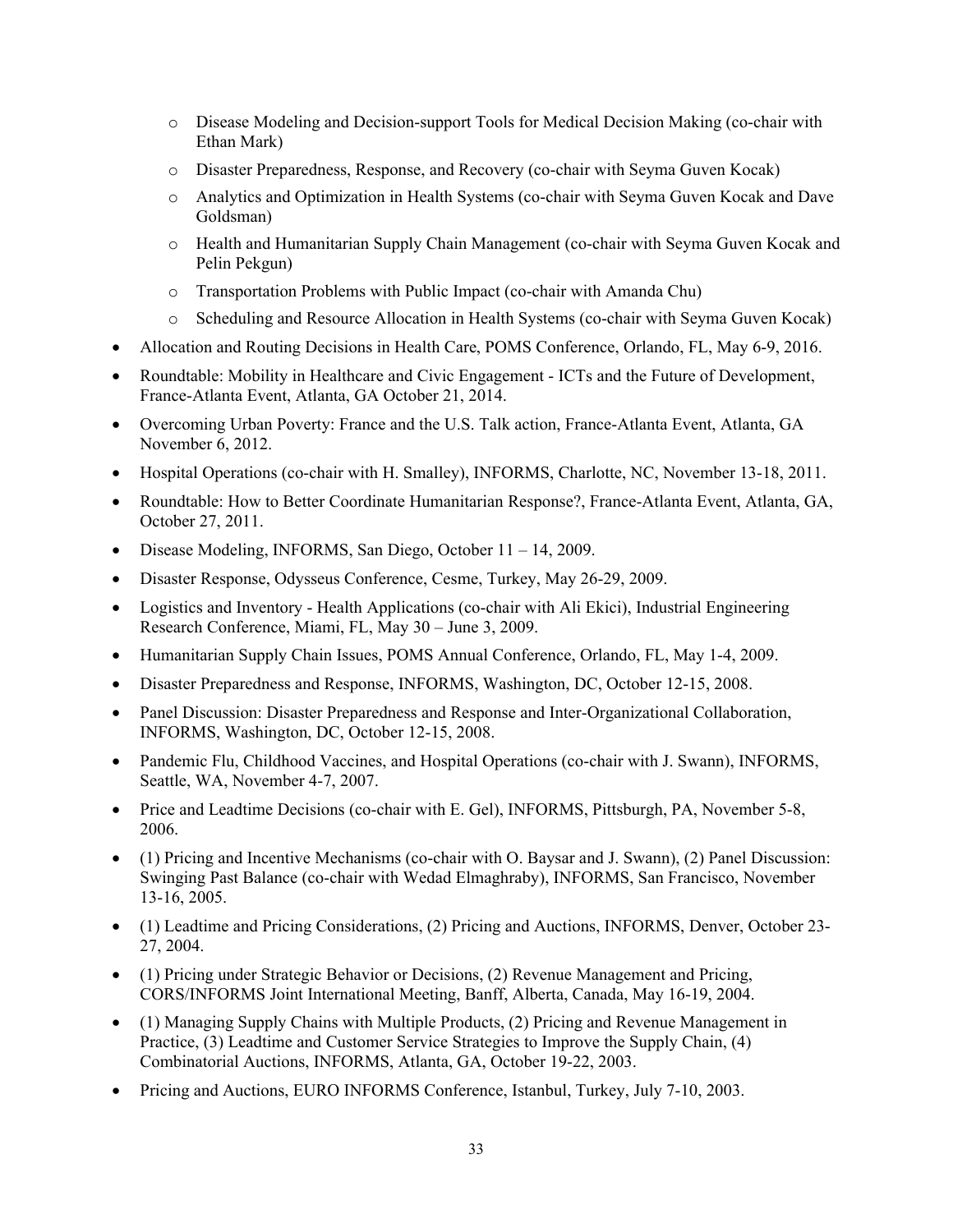- Disease Modeling and Decision-support Tools for Medical Decision Making (co-chair with Ethan Mark)
  - Disaster Preparedness, Response, and Recovery (co-chair with Seyma Guven Kocak)
  - Analytics and Optimization in Health Systems (co-chair with Seyma Guven Kocak and Dave Goldsman)
  - Health and Humanitarian Supply Chain Management (co-chair with Seyma Guven Kocak and Pelin Pekgun)
  - Transportation Problems with Public Impact (co-chair with Amanda Chu)
  - Scheduling and Resource Allocation in Health Systems (co-chair with Seyma Guven Kocak)
- Allocation and Routing Decisions in Health Care, POMS Conference, Orlando, FL, May 6-9, 2016.
- Roundtable: Mobility in Healthcare and Civic Engagement - ICTs and the Future of Development, France-Atlanta Event, Atlanta, GA October 21, 2014.
- Overcoming Urban Poverty: France and the U.S. Talk action, France-Atlanta Event, Atlanta, GA November 6, 2012.
- Hospital Operations (co-chair with H. Smalley), INFORMS, Charlotte, NC, November 13-18, 2011.
- Roundtable: How to Better Coordinate Humanitarian Response?, France-Atlanta Event, Atlanta, GA, October 27, 2011.
- Disease Modeling, INFORMS, San Diego, October 11 – 14, 2009.
- Disaster Response, Odysseus Conference, Cesme, Turkey, May 26-29, 2009.
- Logistics and Inventory - Health Applications (co-chair with Ali Ekici), Industrial Engineering Research Conference, Miami, FL, May 30 – June 3, 2009.
- Humanitarian Supply Chain Issues, POMS Annual Conference, Orlando, FL, May 1-4, 2009.
- Disaster Preparedness and Response, INFORMS, Washington, DC, October 12-15, 2008.
- Panel Discussion: Disaster Preparedness and Response and Inter-Organizational Collaboration, INFORMS, Washington, DC, October 12-15, 2008.
- Pandemic Flu, Childhood Vaccines, and Hospital Operations (co-chair with J. Swann), INFORMS, Seattle, WA, November 4-7, 2007.
- Price and Leadtime Decisions (co-chair with E. Gel), INFORMS, Pittsburgh, PA, November 5-8, 2006.
- (1) Pricing and Incentive Mechanisms (co-chair with O. Baysar and J. Swann), (2) Panel Discussion: Swinging Past Balance (co-chair with Wedad Elmaghraby), INFORMS, San Francisco, November 13-16, 2005.
- (1) Leadtime and Pricing Considerations, (2) Pricing and Auctions, INFORMS, Denver, October 23-27, 2004.
- (1) Pricing under Strategic Behavior or Decisions, (2) Revenue Management and Pricing, CORS/INFORMS Joint International Meeting, Banff, Alberta, Canada, May 16-19, 2004.
- (1) Managing Supply Chains with Multiple Products, (2) Pricing and Revenue Management in Practice, (3) Leadtime and Customer Service Strategies to Improve the Supply Chain, (4) Combinatorial Auctions, INFORMS, Atlanta, GA, October 19-22, 2003.
- Pricing and Auctions, EURO INFORMS Conference, Istanbul, Turkey, July 7-10, 2003.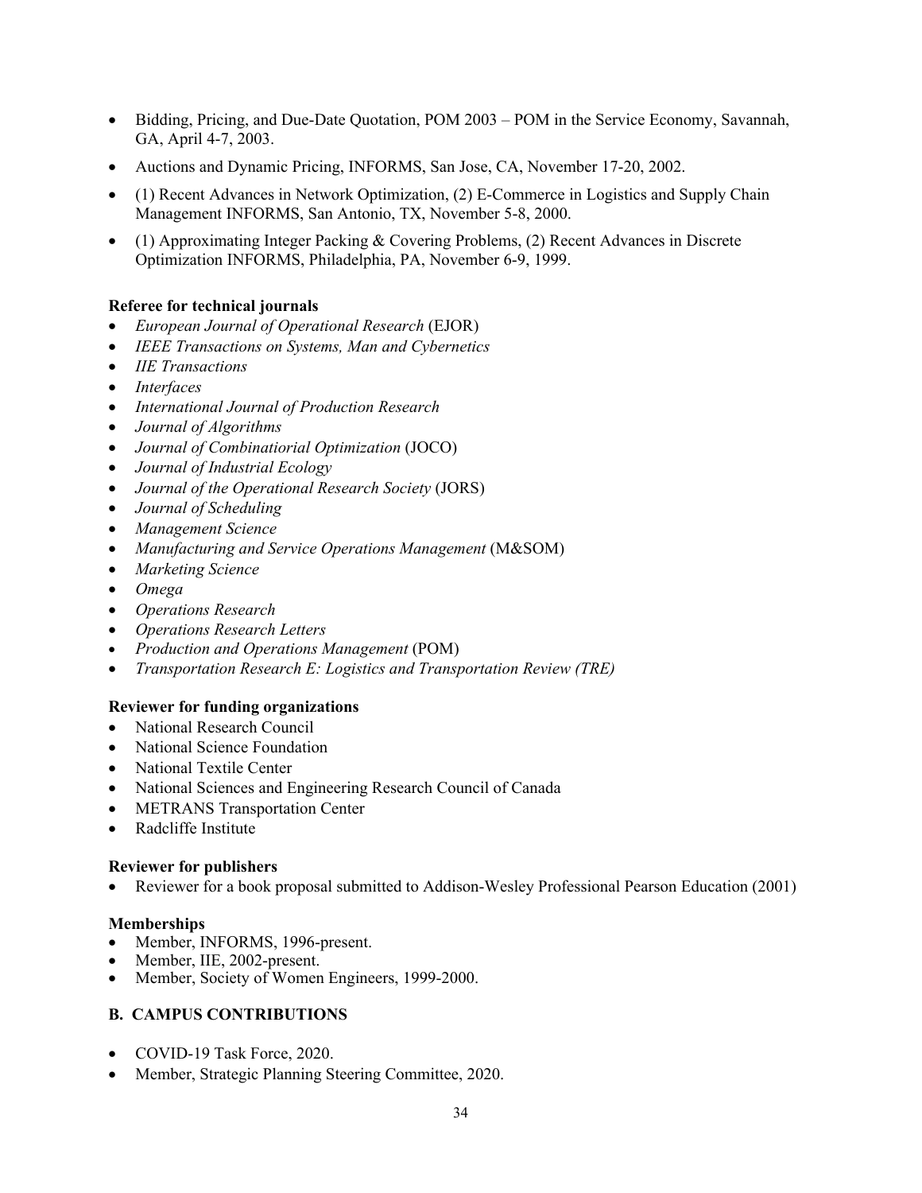- Bidding, Pricing, and Due-Date Quotation, POM 2003 – POM in the Service Economy, Savannah, GA, April 4-7, 2003.
- Auctions and Dynamic Pricing, INFORMS, San Jose, CA, November 17-20, 2002.
- (1) Recent Advances in Network Optimization, (2) E-Commerce in Logistics and Supply Chain Management INFORMS, San Antonio, TX, November 5-8, 2000.
- (1) Approximating Integer Packing & Covering Problems, (2) Recent Advances in Discrete Optimization INFORMS, Philadelphia, PA, November 6-9, 1999.

**Referee for technical journals**

- *European Journal of Operational Research* (EJOR)
- *IEEE Transactions on Systems, Man and Cybernetics*
- *IIE Transactions*
- *Interfaces*
- *International Journal of Production Research*
- *Journal of Algorithms*
- *Journal of Combinatiorial Optimization* (JOCO)
- *Journal of Industrial Ecology*
- *Journal of the Operational Research Society* (JORS)
- *Journal of Scheduling*
- *Management Science*
- *Manufacturing and Service Operations Management* (M&SOM)
- *Marketing Science*
- *Omega*
- *Operations Research*
- *Operations Research Letters*
- *Production and Operations Management* (POM)
- *Transportation Research E: Logistics and Transportation Review (TRE)*

**Reviewer for funding organizations**

- National Research Council
- National Science Foundation
- National Textile Center
- National Sciences and Engineering Research Council of Canada
- METRANS Transportation Center
- Radcliffe Institute

**Reviewer for publishers**

- Reviewer for a book proposal submitted to Addison-Wesley Professional Pearson Education (2001)

**Memberships**

- Member, INFORMS, 1996-present.
- Member, IIE, 2002-present.
- Member, Society of Women Engineers, 1999-2000.

## B. CAMPUS CONTRIBUTIONS

- COVID-19 Task Force, 2020.
- Member, Strategic Planning Steering Committee, 2020.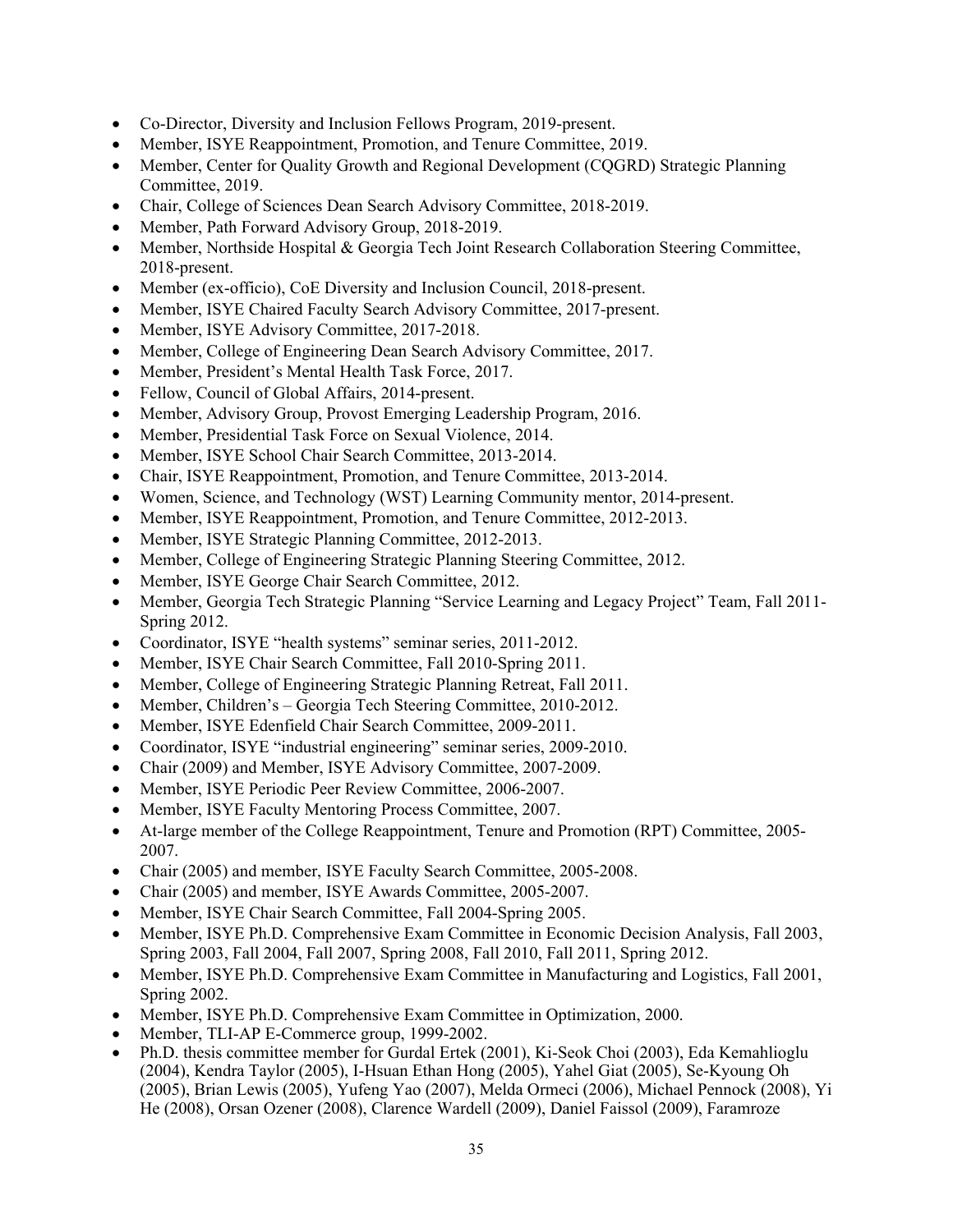- Co-Director, Diversity and Inclusion Fellows Program, 2019-present.
- Member, ISYE Reappointment, Promotion, and Tenure Committee, 2019.
- Member, Center for Quality Growth and Regional Development (CQGRD) Strategic Planning Committee, 2019.
- Chair, College of Sciences Dean Search Advisory Committee, 2018-2019.
- Member, Path Forward Advisory Group, 2018-2019.
- Member, Northside Hospital & Georgia Tech Joint Research Collaboration Steering Committee, 2018-present.
- Member (ex-officio), CoE Diversity and Inclusion Council, 2018-present.
- Member, ISYE Chaired Faculty Search Advisory Committee, 2017-present.
- Member, ISYE Advisory Committee, 2017-2018.
- Member, College of Engineering Dean Search Advisory Committee, 2017.
- Member, President's Mental Health Task Force, 2017.
- Fellow, Council of Global Affairs, 2014-present.
- Member, Advisory Group, Provost Emerging Leadership Program, 2016.
- Member, Presidential Task Force on Sexual Violence, 2014.
- Member, ISYE School Chair Search Committee, 2013-2014.
- Chair, ISYE Reappointment, Promotion, and Tenure Committee, 2013-2014.
- Women, Science, and Technology (WST) Learning Community mentor, 2014-present.
- Member, ISYE Reappointment, Promotion, and Tenure Committee, 2012-2013.
- Member, ISYE Strategic Planning Committee, 2012-2013.
- Member, College of Engineering Strategic Planning Steering Committee, 2012.
- Member, ISYE George Chair Search Committee, 2012.
- Member, Georgia Tech Strategic Planning "Service Learning and Legacy Project" Team, Fall 2011-Spring 2012.
- Coordinator, ISYE "health systems" seminar series, 2011-2012.
- Member, ISYE Chair Search Committee, Fall 2010-Spring 2011.
- Member, College of Engineering Strategic Planning Retreat, Fall 2011.
- Member, Children's – Georgia Tech Steering Committee, 2010-2012.
- Member, ISYE Edenfield Chair Search Committee, 2009-2011.
- Coordinator, ISYE "industrial engineering" seminar series, 2009-2010.
- Chair (2009) and Member, ISYE Advisory Committee, 2007-2009.
- Member, ISYE Periodic Peer Review Committee, 2006-2007.
- Member, ISYE Faculty Mentoring Process Committee, 2007.
- At-large member of the College Reappointment, Tenure and Promotion (RPT) Committee, 2005-2007.
- Chair (2005) and member, ISYE Faculty Search Committee, 2005-2008.
- Chair (2005) and member, ISYE Awards Committee, 2005-2007.
- Member, ISYE Chair Search Committee, Fall 2004-Spring 2005.
- Member, ISYE Ph.D. Comprehensive Exam Committee in Economic Decision Analysis, Fall 2003, Spring 2003, Fall 2004, Fall 2007, Spring 2008, Fall 2010, Fall 2011, Spring 2012.
- Member, ISYE Ph.D. Comprehensive Exam Committee in Manufacturing and Logistics, Fall 2001, Spring 2002.
- Member, ISYE Ph.D. Comprehensive Exam Committee in Optimization, 2000.
- Member, TLI-AP E-Commerce group, 1999-2002.
- Ph.D. thesis committee member for Gurdal Ertek (2001), Ki-Seok Choi (2003), Eda Kemahlioglu (2004), Kendra Taylor (2005), I-Hsuan Ethan Hong (2005), Yahel Giat (2005), Se-Kyoung Oh (2005), Brian Lewis (2005), Yufeng Yao (2007), Melda Ormeci (2006), Michael Pennock (2008), Yi He (2008), Orsan Ozener (2008), Clarence Wardell (2009), Daniel Faissol (2009), Faramroze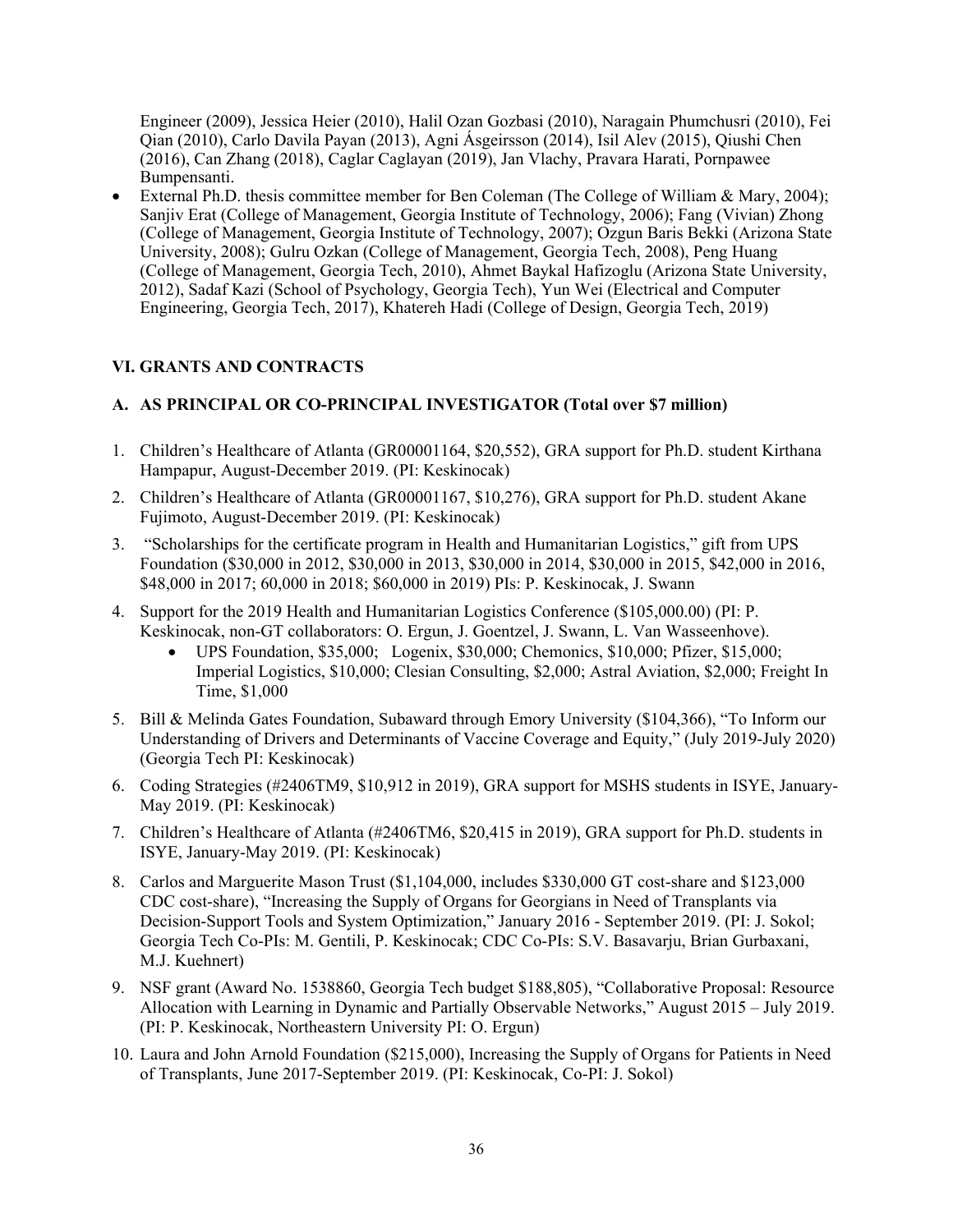Engineer (2009), Jessica Heier (2010), Halil Ozan Gozbasi (2010), Naragain Phumchusri (2010), Fei Qian (2010), Carlo Davila Payan (2013), Agni Ásgeirsson (2014), Isil Alev (2015), Qiushi Chen (2016), Can Zhang (2018), Caglar Caglayan (2019), Jan Vlachy, Pravara Harati, Pornpawee Bumpensanti.

- External Ph.D. thesis committee member for Ben Coleman (The College of William & Mary, 2004); Sanjiv Erat (College of Management, Georgia Institute of Technology, 2006); Fang (Vivian) Zhong (College of Management, Georgia Institute of Technology, 2007); Ozgun Baris Bekki (Arizona State University, 2008); Gulru Ozkan (College of Management, Georgia Tech, 2008), Peng Huang (College of Management, Georgia Tech, 2010), Ahmet Baykal Hafizoglu (Arizona State University, 2012), Sadaf Kazi (School of Psychology, Georgia Tech), Yun Wei (Electrical and Computer Engineering, Georgia Tech, 2017), Khatereh Hadi (College of Design, Georgia Tech, 2019)

## VI. GRANTS AND CONTRACTS

### A. AS PRINCIPAL OR CO-PRINCIPAL INVESTIGATOR (Total over $7 million)

1. Children's Healthcare of Atlanta (GR00001164, $20,552), GRA support for Ph.D. student Kirthana Hampapur, August-December 2019. (PI: Keskinocak)
2. Children's Healthcare of Atlanta (GR00001167, $10,276), GRA support for Ph.D. student Akane Fujimoto, August-December 2019. (PI: Keskinocak)
3. "Scholarships for the certificate program in Health and Humanitarian Logistics," gift from UPS Foundation ($30,000 in 2012, $30,000 in 2013, $30,000 in 2014, $30,000 in 2015, $42,000 in 2016, $48,000 in 2017; 60,000 in 2018; $60,000 in 2019) PIs: P. Keskinocak, J. Swann
4. Support for the 2019 Health and Humanitarian Logistics Conference ($105,000.00) (PI: P. Keskinocak, non-GT collaborators: O. Ergun, J. Goentzel, J. Swann, L. Van Wasseenhove).
    - UPS Foundation, $35,000; Logenix, $30,000; Chemonics, $10,000; Pfizer, $15,000; Imperial Logistics, $10,000; Clesian Consulting, $2,000; Astral Aviation, $2,000; Freight In Time, $1,000
5. Bill & Melinda Gates Foundation, Subaward through Emory University ($104,366), "To Inform our Understanding of Drivers and Determinants of Vaccine Coverage and Equity," (July 2019-July 2020) (Georgia Tech PI: Keskinocak)
6. Coding Strategies (#2406TM9, $10,912 in 2019), GRA support for MSHS students in ISYE, January-May 2019. (PI: Keskinocak)
7. Children's Healthcare of Atlanta (#2406TM6, $20,415 in 2019), GRA support for Ph.D. students in ISYE, January-May 2019. (PI: Keskinocak)
8. Carlos and Marguerite Mason Trust ($1,104,000, includes $330,000 GT cost-share and $123,000 CDC cost-share), "Increasing the Supply of Organs for Georgians in Need of Transplants via Decision-Support Tools and System Optimization," January 2016 - September 2019. (PI: J. Sokol; Georgia Tech Co-PIs: M. Gentili, P. Keskinocak; CDC Co-PIs: S.V. Basavarju, Brian Gurbaxani, M.J. Kuehnert)
9. NSF grant (Award No. 1538860, Georgia Tech budget $188,805), "Collaborative Proposal: Resource Allocation with Learning in Dynamic and Partially Observable Networks," August 2015 – July 2019. (PI: P. Keskinocak, Northeastern University PI: O. Ergun)
10. Laura and John Arnold Foundation ($215,000), Increasing the Supply of Organs for Patients in Need of Transplants, June 2017-September 2019. (PI: Keskinocak, Co-PI: J. Sokol)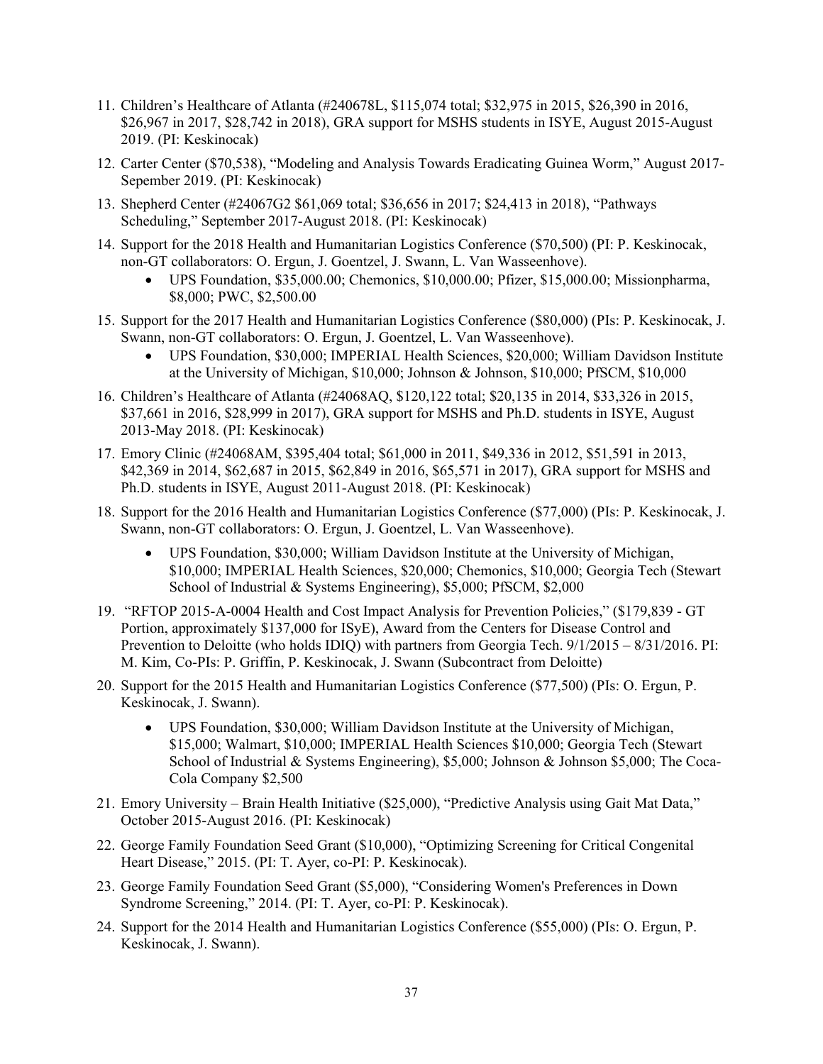11. Children's Healthcare of Atlanta (#240678L, $115,074 total; $32,975 in 2015, $26,390 in 2016, $26,967 in 2017, $28,742 in 2018), GRA support for MSHS students in ISYE, August 2015-August 2019. (PI: Keskinocak)
12. Carter Center ($70,538), "Modeling and Analysis Towards Eradicating Guinea Worm," August 2017-Sepember 2019. (PI: Keskinocak)
13. Shepherd Center (#24067G2 $61,069 total; $36,656 in 2017; $24,413 in 2018), "Pathways Scheduling," September 2017-August 2018. (PI: Keskinocak)
14. Support for the 2018 Health and Humanitarian Logistics Conference ($70,500) (PI: P. Keskinocak, non-GT collaborators: O. Ergun, J. Goentzel, J. Swann, L. Van Wasseenhove).
    - UPS Foundation, $35,000.00; Chemonics, $10,000.00; Pfizer, $15,000.00; Missionpharma, $8,000; PWC, $2,500.00
15. Support for the 2017 Health and Humanitarian Logistics Conference ($80,000) (PIs: P. Keskinocak, J. Swann, non-GT collaborators: O. Ergun, J. Goentzel, L. Van Wasseenhove).
    - UPS Foundation, $30,000; IMPERIAL Health Sciences, $20,000; William Davidson Institute at the University of Michigan, $10,000; Johnson & Johnson, $10,000; PfSCM, $10,000
16. Children's Healthcare of Atlanta (#24068AQ, $120,122 total; $20,135 in 2014, $33,326 in 2015, $37,661 in 2016, $28,999 in 2017), GRA support for MSHS and Ph.D. students in ISYE, August 2013-May 2018. (PI: Keskinocak)
17. Emory Clinic (#24068AM, $395,404 total; $61,000 in 2011, $49,336 in 2012, $51,591 in 2013, $42,369 in 2014, $62,687 in 2015, $62,849 in 2016, $65,571 in 2017), GRA support for MSHS and Ph.D. students in ISYE, August 2011-August 2018. (PI: Keskinocak)
18. Support for the 2016 Health and Humanitarian Logistics Conference ($77,000) (PIs: P. Keskinocak, J. Swann, non-GT collaborators: O. Ergun, J. Goentzel, L. Van Wasseenhove).
    - UPS Foundation, $30,000; William Davidson Institute at the University of Michigan, $10,000; IMPERIAL Health Sciences, $20,000; Chemonics, $10,000; Georgia Tech (Stewart School of Industrial & Systems Engineering), $5,000; PfSCM, $2,000
19. "RFTOP 2015-A-0004 Health and Cost Impact Analysis for Prevention Policies," ($179,839 - GT Portion, approximately $137,000 for ISyE), Award from the Centers for Disease Control and Prevention to Deloitte (who holds IDIQ) with partners from Georgia Tech. 9/1/2015 – 8/31/2016. PI: M. Kim, Co-PIs: P. Griffin, P. Keskinocak, J. Swann (Subcontract from Deloitte)
20. Support for the 2015 Health and Humanitarian Logistics Conference ($77,500) (PIs: O. Ergun, P. Keskinocak, J. Swann).
    - UPS Foundation, $30,000; William Davidson Institute at the University of Michigan, $15,000; Walmart, $10,000; IMPERIAL Health Sciences $10,000; Georgia Tech (Stewart School of Industrial & Systems Engineering), $5,000; Johnson & Johnson $5,000; The Coca-Cola Company $2,500
21. Emory University – Brain Health Initiative ($25,000), "Predictive Analysis using Gait Mat Data," October 2015-August 2016. (PI: Keskinocak)
22. George Family Foundation Seed Grant ($10,000), "Optimizing Screening for Critical Congenital Heart Disease," 2015. (PI: T. Ayer, co-PI: P. Keskinocak).
23. George Family Foundation Seed Grant ($5,000), "Considering Women's Preferences in Down Syndrome Screening," 2014. (PI: T. Ayer, co-PI: P. Keskinocak).
24. Support for the 2014 Health and Humanitarian Logistics Conference ($55,000) (PIs: O. Ergun, P. Keskinocak, J. Swann).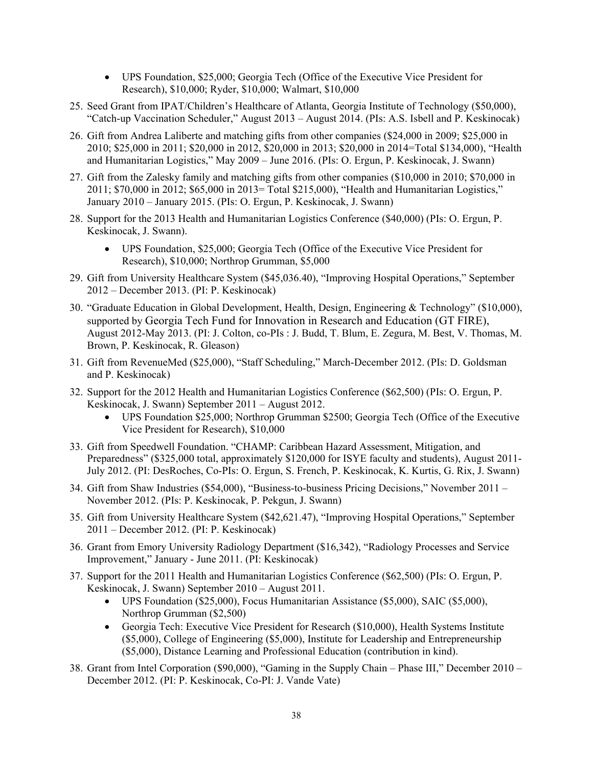- UPS Foundation, \$25,000; Georgia Tech (Office of the Executive Vice President for Research), \$10,000; Ryder, \$10,000; Walmart, \$10,000

25. Seed Grant from IPAT/Children's Healthcare of Atlanta, Georgia Institute of Technology (\$50,000), "Catch-up Vaccination Scheduler," August 2013 – August 2014. (PIs: A.S. Isbell and P. Keskinocak)
26. Gift from Andrea Laliberte and matching gifts from other companies (\$24,000 in 2009; \$25,000 in 2010; \$25,000 in 2011; \$20,000 in 2012, \$20,000 in 2013; \$20,000 in 2014=Total \$134,000), "Health and Humanitarian Logistics," May 2009 – June 2016. (PIs: O. Ergun, P. Keskinocak, J. Swann)
27. Gift from the Zalesky family and matching gifts from other companies (\$10,000 in 2010; \$70,000 in 2011; \$70,000 in 2012; \$65,000 in 2013= Total \$215,000), "Health and Humanitarian Logistics," January 2010 – January 2015. (PIs: O. Ergun, P. Keskinocak, J. Swann)
28. Support for the 2013 Health and Humanitarian Logistics Conference (\$40,000) (PIs: O. Ergun, P. Keskinocak, J. Swann).
    - UPS Foundation, \$25,000; Georgia Tech (Office of the Executive Vice President for Research), \$10,000; Northrop Grumman, \$5,000
29. Gift from University Healthcare System (\$45,036.40), "Improving Hospital Operations," September 2012 – December 2013. (PI: P. Keskinocak)
30. "Graduate Education in Global Development, Health, Design, Engineering & Technology" (\$10,000), supported by Georgia Tech Fund for Innovation in Research and Education (GT FIRE), August 2012-May 2013. (PI: J. Colton, co-PIs : J. Budd, T. Blum, E. Zegura, M. Best, V. Thomas, M. Brown, P. Keskinocak, R. Gleason)
31. Gift from RevenueMed (\$25,000), "Staff Scheduling," March-December 2012. (PIs: D. Goldsman and P. Keskinocak)
32. Support for the 2012 Health and Humanitarian Logistics Conference (\$62,500) (PIs: O. Ergun, P. Keskinocak, J. Swann) September 2011 – August 2012.
    - UPS Foundation \$25,000; Northrop Grumman \$2500; Georgia Tech (Office of the Executive Vice President for Research), \$10,000
33. Gift from Speedwell Foundation. "CHAMP: Caribbean Hazard Assessment, Mitigation, and Preparedness" (\$325,000 total, approximately \$120,000 for ISYE faculty and students), August 2011-July 2012. (PI: DesRoches, Co-PIs: O. Ergun, S. French, P. Keskinocak, K. Kurtis, G. Rix, J. Swann)
34. Gift from Shaw Industries (\$54,000), "Business-to-business Pricing Decisions," November 2011 – November 2012. (PIs: P. Keskinocak, P. Pekgun, J. Swann)
35. Gift from University Healthcare System (\$42,621.47), "Improving Hospital Operations," September 2011 – December 2012. (PI: P. Keskinocak)
36. Grant from Emory University Radiology Department (\$16,342), "Radiology Processes and Service Improvement," January - June 2011. (PI: Keskinocak)
37. Support for the 2011 Health and Humanitarian Logistics Conference (\$62,500) (PIs: O. Ergun, P. Keskinocak, J. Swann) September 2010 – August 2011.
    - UPS Foundation (\$25,000), Focus Humanitarian Assistance (\$5,000), SAIC (\$5,000), Northrop Grumman (\$2,500)
    - Georgia Tech: Executive Vice President for Research (\$10,000), Health Systems Institute (\$5,000), College of Engineering (\$5,000), Institute for Leadership and Entrepreneurship (\$5,000), Distance Learning and Professional Education (contribution in kind).
38. Grant from Intel Corporation (\$90,000), "Gaming in the Supply Chain – Phase III," December 2010 – December 2012. (PI: P. Keskinocak, Co-PI: J. Vande Vate)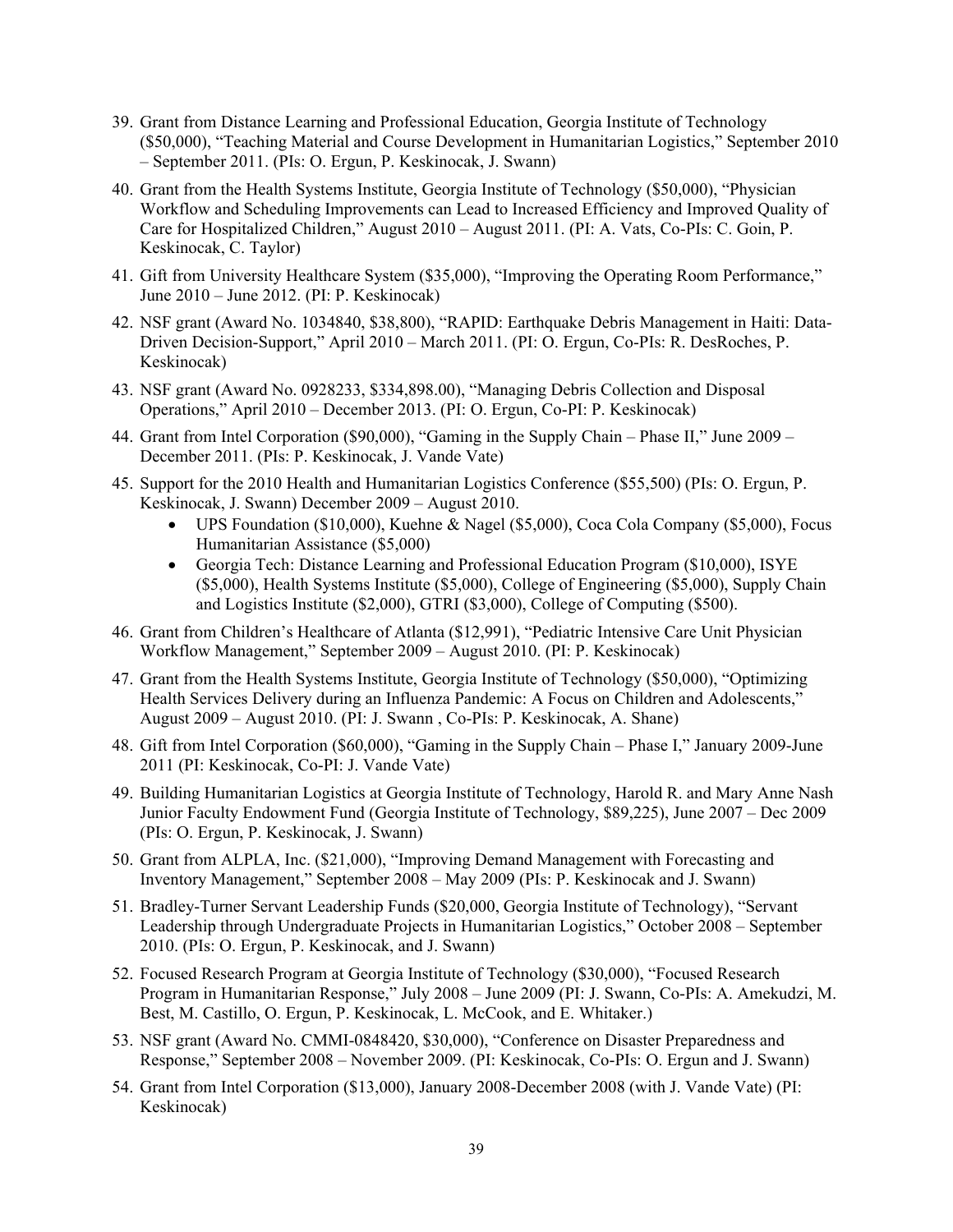39. Grant from Distance Learning and Professional Education, Georgia Institute of Technology ($50,000), "Teaching Material and Course Development in Humanitarian Logistics," September 2010 – September 2011. (PIs: O. Ergun, P. Keskinocak, J. Swann)
40. Grant from the Health Systems Institute, Georgia Institute of Technology ($50,000), "Physician Workflow and Scheduling Improvements can Lead to Increased Efficiency and Improved Quality of Care for Hospitalized Children," August 2010 – August 2011. (PI: A. Vats, Co-PIs: C. Goin, P. Keskinocak, C. Taylor)
41. Gift from University Healthcare System ($35,000), "Improving the Operating Room Performance," June 2010 – June 2012. (PI: P. Keskinocak)
42. NSF grant (Award No. 1034840, $38,800), "RAPID: Earthquake Debris Management in Haiti: Data-Driven Decision-Support," April 2010 – March 2011. (PI: O. Ergun, Co-PIs: R. DesRoches, P. Keskinocak)
43. NSF grant (Award No. 0928233, $334,898.00), "Managing Debris Collection and Disposal Operations," April 2010 – December 2013. (PI: O. Ergun, Co-PI: P. Keskinocak)
44. Grant from Intel Corporation ($90,000), "Gaming in the Supply Chain – Phase II," June 2009 – December 2011. (PIs: P. Keskinocak, J. Vande Vate)
45. Support for the 2010 Health and Humanitarian Logistics Conference ($55,500) (PIs: O. Ergun, P. Keskinocak, J. Swann) December 2009 – August 2010.
    - UPS Foundation ($10,000), Kuehne & Nagel ($5,000), Coca Cola Company ($5,000), Focus Humanitarian Assistance ($5,000)
    - Georgia Tech: Distance Learning and Professional Education Program ($10,000), ISYE ($5,000), Health Systems Institute ($5,000), College of Engineering ($5,000), Supply Chain and Logistics Institute ($2,000), GTRI ($3,000), College of Computing ($500).
46. Grant from Children's Healthcare of Atlanta ($12,991), "Pediatric Intensive Care Unit Physician Workflow Management," September 2009 – August 2010. (PI: P. Keskinocak)
47. Grant from the Health Systems Institute, Georgia Institute of Technology ($50,000), "Optimizing Health Services Delivery during an Influenza Pandemic: A Focus on Children and Adolescents," August 2009 – August 2010. (PI: J. Swann , Co-PIs: P. Keskinocak, A. Shane)
48. Gift from Intel Corporation ($60,000), "Gaming in the Supply Chain – Phase I," January 2009-June 2011 (PI: Keskinocak, Co-PI: J. Vande Vate)
49. Building Humanitarian Logistics at Georgia Institute of Technology, Harold R. and Mary Anne Nash Junior Faculty Endowment Fund (Georgia Institute of Technology, $89,225), June 2007 – Dec 2009 (PIs: O. Ergun, P. Keskinocak, J. Swann)
50. Grant from ALPLA, Inc. ($21,000), "Improving Demand Management with Forecasting and Inventory Management," September 2008 – May 2009 (PIs: P. Keskinocak and J. Swann)
51. Bradley-Turner Servant Leadership Funds ($20,000, Georgia Institute of Technology), "Servant Leadership through Undergraduate Projects in Humanitarian Logistics," October 2008 – September 2010. (PIs: O. Ergun, P. Keskinocak, and J. Swann)
52. Focused Research Program at Georgia Institute of Technology ($30,000), "Focused Research Program in Humanitarian Response," July 2008 – June 2009 (PI: J. Swann, Co-PIs: A. Amekudzi, M. Best, M. Castillo, O. Ergun, P. Keskinocak, L. McCook, and E. Whitaker.)
53. NSF grant (Award No. CMMI-0848420, $30,000), "Conference on Disaster Preparedness and Response," September 2008 – November 2009. (PI: Keskinocak, Co-PIs: O. Ergun and J. Swann)
54. Grant from Intel Corporation ($13,000), January 2008-December 2008 (with J. Vande Vate) (PI: Keskinocak)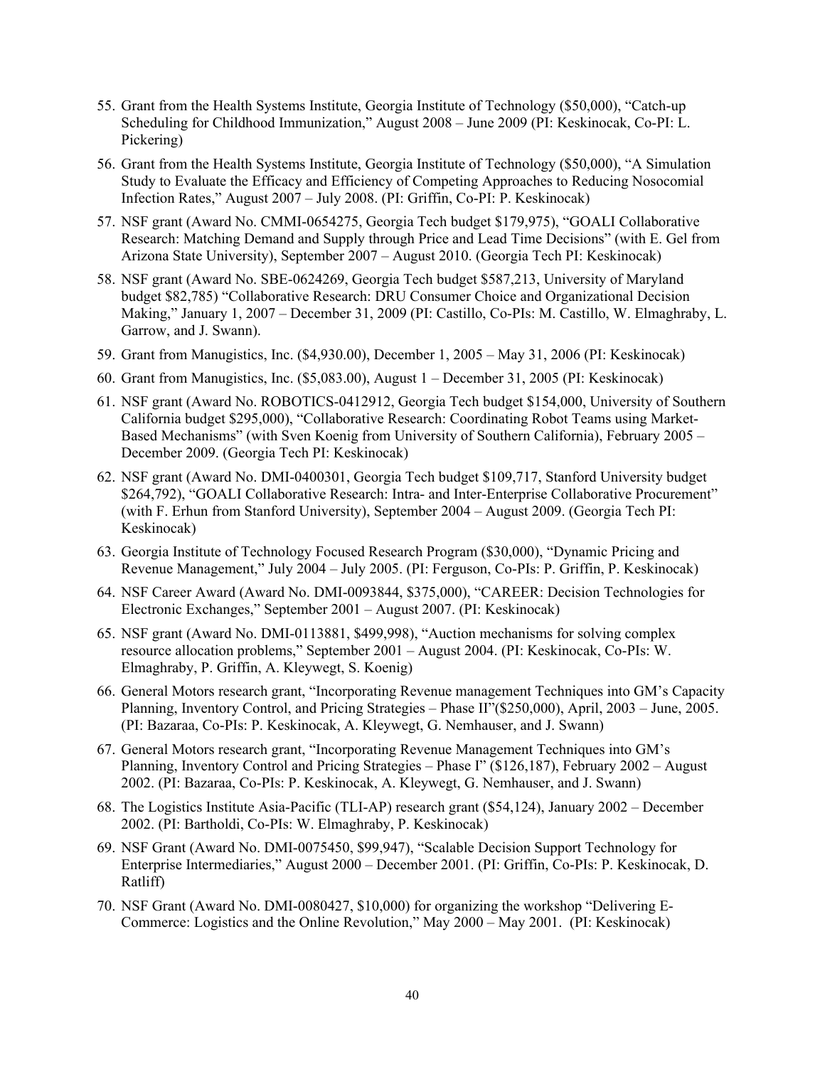55. Grant from the Health Systems Institute, Georgia Institute of Technology ($50,000), "Catch-up Scheduling for Childhood Immunization," August 2008 – June 2009 (PI: Keskinocak, Co-PI: L. Pickering)
56. Grant from the Health Systems Institute, Georgia Institute of Technology ($50,000), "A Simulation Study to Evaluate the Efficacy and Efficiency of Competing Approaches to Reducing Nosocomial Infection Rates," August 2007 – July 2008. (PI: Griffin, Co-PI: P. Keskinocak)
57. NSF grant (Award No. CMMI-0654275, Georgia Tech budget $179,975), "GOALI Collaborative Research: Matching Demand and Supply through Price and Lead Time Decisions" (with E. Gel from Arizona State University), September 2007 – August 2010. (Georgia Tech PI: Keskinocak)
58. NSF grant (Award No. SBE-0624269, Georgia Tech budget $587,213, University of Maryland budget $82,785) "Collaborative Research: DRU Consumer Choice and Organizational Decision Making," January 1, 2007 – December 31, 2009 (PI: Castillo, Co-PIs: M. Castillo, W. Elmaghraby, L. Garrow, and J. Swann).
59. Grant from Manugistics, Inc. ($4,930.00), December 1, 2005 – May 31, 2006 (PI: Keskinocak)
60. Grant from Manugistics, Inc. ($5,083.00), August 1 – December 31, 2005 (PI: Keskinocak)
61. NSF grant (Award No. ROBOTICS-0412912, Georgia Tech budget $154,000, University of Southern California budget $295,000), "Collaborative Research: Coordinating Robot Teams using Market-Based Mechanisms" (with Sven Koenig from University of Southern California), February 2005 – December 2009. (Georgia Tech PI: Keskinocak)
62. NSF grant (Award No. DMI-0400301, Georgia Tech budget $109,717, Stanford University budget $264,792), "GOALI Collaborative Research: Intra- and Inter-Enterprise Collaborative Procurement" (with F. Erhun from Stanford University), September 2004 – August 2009. (Georgia Tech PI: Keskinocak)
63. Georgia Institute of Technology Focused Research Program ($30,000), "Dynamic Pricing and Revenue Management," July 2004 – July 2005. (PI: Ferguson, Co-PIs: P. Griffin, P. Keskinocak)
64. NSF Career Award (Award No. DMI-0093844, $375,000), "CAREER: Decision Technologies for Electronic Exchanges," September 2001 – August 2007. (PI: Keskinocak)
65. NSF grant (Award No. DMI-0113881, $499,998), "Auction mechanisms for solving complex resource allocation problems," September 2001 – August 2004. (PI: Keskinocak, Co-PIs: W. Elmaghraby, P. Griffin, A. Kleywegt, S. Koenig)
66. General Motors research grant, "Incorporating Revenue management Techniques into GM's Capacity Planning, Inventory Control, and Pricing Strategies – Phase II"($250,000), April, 2003 – June, 2005. (PI: Bazaraa, Co-PIs: P. Keskinocak, A. Kleywegt, G. Nemhauser, and J. Swann)
67. General Motors research grant, "Incorporating Revenue Management Techniques into GM's Planning, Inventory Control and Pricing Strategies – Phase I" ($126,187), February 2002 – August 2002. (PI: Bazaraa, Co-PIs: P. Keskinocak, A. Kleywegt, G. Nemhauser, and J. Swann)
68. The Logistics Institute Asia-Pacific (TLI-AP) research grant ($54,124), January 2002 – December 2002. (PI: Bartholdi, Co-PIs: W. Elmaghraby, P. Keskinocak)
69. NSF Grant (Award No. DMI-0075450, $99,947), "Scalable Decision Support Technology for Enterprise Intermediaries," August 2000 – December 2001. (PI: Griffin, Co-PIs: P. Keskinocak, D. Ratliff)
70. NSF Grant (Award No. DMI-0080427, $10,000) for organizing the workshop "Delivering E-Commerce: Logistics and the Online Revolution," May 2000 – May 2001. (PI: Keskinocak)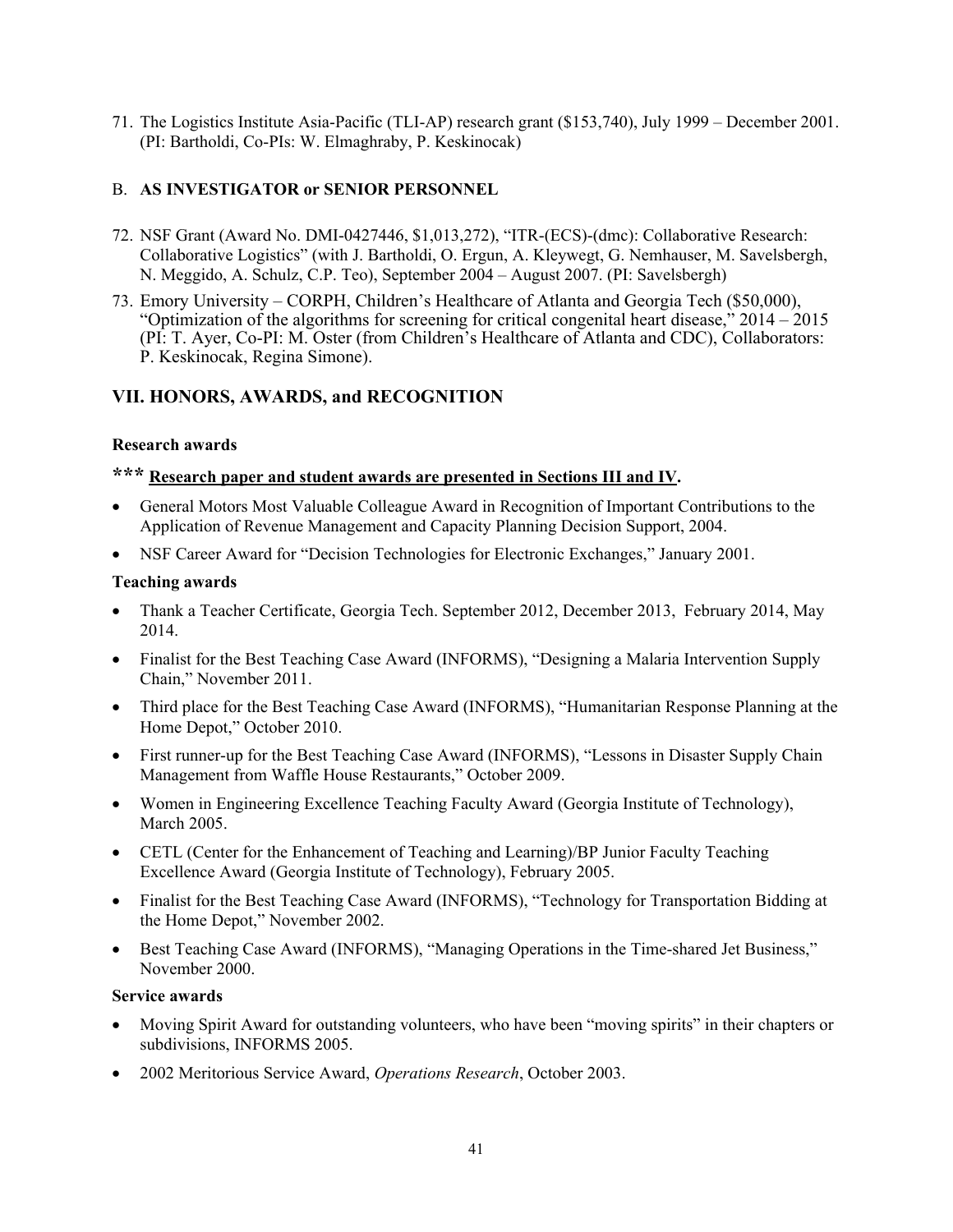71. The Logistics Institute Asia-Pacific (TLI-AP) research grant ($153,740), July 1999 – December 2001. (PI: Bartholdi, Co-PIs: W. Elmaghraby, P. Keskinocak)

B. **AS INVESTIGATOR or SENIOR PERSONNEL**

72. NSF Grant (Award No. DMI-0427446, $1,013,272), "ITR-(ECS)-(dmc): Collaborative Research: Collaborative Logistics" (with J. Bartholdi, O. Ergun, A. Kleywegt, G. Nemhauser, M. Savelsbergh, N. Meggido, A. Schulz, C.P. Teo), September 2004 – August 2007. (PI: Savelsbergh)
73. Emory University – CORPH, Children's Healthcare of Atlanta and Georgia Tech ($50,000), "Optimization of the algorithms for screening for critical congenital heart disease," 2014 – 2015 (PI: T. Ayer, Co-PI: M. Oster (from Children's Healthcare of Atlanta and CDC), Collaborators: P. Keskinocak, Regina Simone).

## VII. HONORS, AWARDS, and RECOGNITION

**Research awards**

**\*\*\* <u>Research paper and student awards are presented in Sections III and IV</u>.**

- General Motors Most Valuable Colleague Award in Recognition of Important Contributions to the Application of Revenue Management and Capacity Planning Decision Support, 2004.
- NSF Career Award for "Decision Technologies for Electronic Exchanges," January 2001.

**Teaching awards**

- Thank a Teacher Certificate, Georgia Tech. September 2012, December 2013, February 2014, May 2014.
- Finalist for the Best Teaching Case Award (INFORMS), "Designing a Malaria Intervention Supply Chain," November 2011.
- Third place for the Best Teaching Case Award (INFORMS), "Humanitarian Response Planning at the Home Depot," October 2010.
- First runner-up for the Best Teaching Case Award (INFORMS), "Lessons in Disaster Supply Chain Management from Waffle House Restaurants," October 2009.
- Women in Engineering Excellence Teaching Faculty Award (Georgia Institute of Technology), March 2005.
- CETL (Center for the Enhancement of Teaching and Learning)/BP Junior Faculty Teaching Excellence Award (Georgia Institute of Technology), February 2005.
- Finalist for the Best Teaching Case Award (INFORMS), "Technology for Transportation Bidding at the Home Depot," November 2002.
- Best Teaching Case Award (INFORMS), "Managing Operations in the Time-shared Jet Business," November 2000.

**Service awards**

- Moving Spirit Award for outstanding volunteers, who have been "moving spirits" in their chapters or subdivisions, INFORMS 2005.
- 2002 Meritorious Service Award, *Operations Research*, October 2003.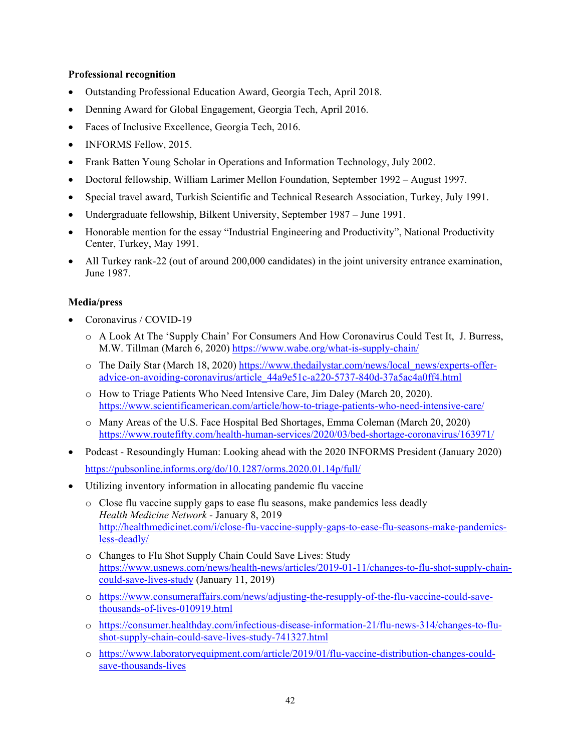**Professional recognition**

- Outstanding Professional Education Award, Georgia Tech, April 2018.
- Denning Award for Global Engagement, Georgia Tech, April 2016.
- Faces of Inclusive Excellence, Georgia Tech, 2016.
- INFORMS Fellow, 2015.
- Frank Batten Young Scholar in Operations and Information Technology, July 2002.
- Doctoral fellowship, William Larimer Mellon Foundation, September 1992 – August 1997.
- Special travel award, Turkish Scientific and Technical Research Association, Turkey, July 1991.
- Undergraduate fellowship, Bilkent University, September 1987 – June 1991.
- Honorable mention for the essay "Industrial Engineering and Productivity", National Productivity Center, Turkey, May 1991.
- All Turkey rank-22 (out of around 200,000 candidates) in the joint university entrance examination, June 1987.

**Media/press**

- Coronavirus / COVID-19
    - A Look At The 'Supply Chain' For Consumers And How Coronavirus Could Test It, J. Burress, M.W. Tillman (March 6, 2020) https://www.wabe.org/what-is-supply-chain/
    - The Daily Star (March 18, 2020) https://www.thedailystar.com/news/local_news/experts-offer-advice-on-avoiding-coronavirus/article_44a9e51c-a220-5737-840d-37a5ac4a0ff4.html
    - How to Triage Patients Who Need Intensive Care, Jim Daley (March 20, 2020). https://www.scientificamerican.com/article/how-to-triage-patients-who-need-intensive-care/
    - Many Areas of the U.S. Face Hospital Bed Shortages, Emma Coleman (March 20, 2020) https://www.routefifty.com/health-human-services/2020/03/bed-shortage-coronavirus/163971/
- Podcast - Resoundingly Human: Looking ahead with the 2020 INFORMS President (January 2020) https://pubsonline.informs.org/do/10.1287/orms.2020.01.14p/full/
- Utilizing inventory information in allocating pandemic flu vaccine
    - Close flu vaccine supply gaps to ease flu seasons, make pandemics less deadly
      *Health Medicine Network* - January 8, 2019
      http://healthmedicinet.com/i/close-flu-vaccine-supply-gaps-to-ease-flu-seasons-make-pandemics-less-deadly/
    - Changes to Flu Shot Supply Chain Could Save Lives: Study
      https://www.usnews.com/news/health-news/articles/2019-01-11/changes-to-flu-shot-supply-chain-could-save-lives-study (January 11, 2019)
    - https://www.consumeraffairs.com/news/adjusting-the-resupply-of-the-flu-vaccine-could-save-thousands-of-lives-010919.html
    - https://consumer.healthday.com/infectious-disease-information-21/flu-news-314/changes-to-flu-shot-supply-chain-could-save-lives-study-741327.html
    - https://www.laboratoryequipment.com/article/2019/01/flu-vaccine-distribution-changes-could-save-thousands-lives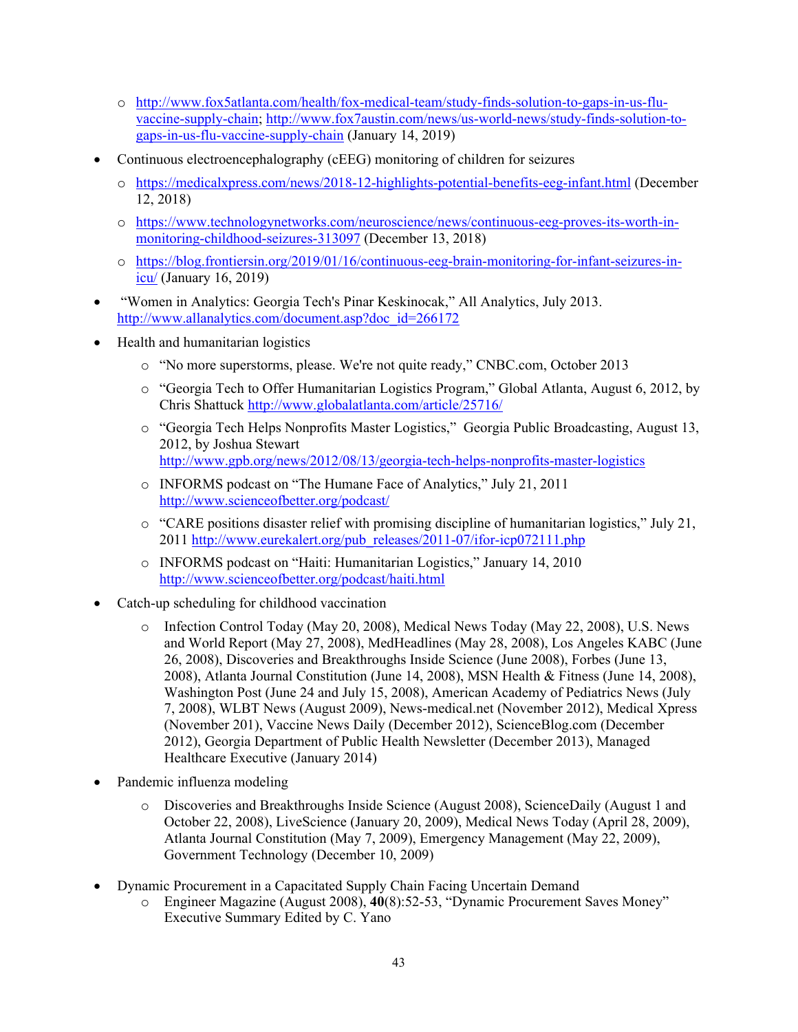- http://www.fox5atlanta.com/health/fox-medical-team/study-finds-solution-to-gaps-in-us-flu-vaccine-supply-chain; http://www.fox7austin.com/news/us-world-news/study-finds-solution-to-gaps-in-us-flu-vaccine-supply-chain (January 14, 2019)

- Continuous electroencephalography (cEEG) monitoring of children for seizures
  - https://medicalxpress.com/news/2018-12-highlights-potential-benefits-eeg-infant.html (December 12, 2018)
  - https://www.technologynetworks.com/neuroscience/news/continuous-eeg-proves-its-worth-in-monitoring-childhood-seizures-313097 (December 13, 2018)
  - https://blog.frontiersin.org/2019/01/16/continuous-eeg-brain-monitoring-for-infant-seizures-in-icu/ (January 16, 2019)

- "Women in Analytics: Georgia Tech's Pinar Keskinocak," All Analytics, July 2013. http://www.allanalytics.com/document.asp?doc_id=266172

- Health and humanitarian logistics
  - "No more superstorms, please. We're not quite ready," CNBC.com, October 2013
  - "Georgia Tech to Offer Humanitarian Logistics Program," Global Atlanta, August 6, 2012, by Chris Shattuck http://www.globalatlanta.com/article/25716/
  - "Georgia Tech Helps Nonprofits Master Logistics," Georgia Public Broadcasting, August 13, 2012, by Joshua Stewart http://www.gpb.org/news/2012/08/13/georgia-tech-helps-nonprofits-master-logistics
  - INFORMS podcast on "The Humane Face of Analytics," July 21, 2011 http://www.scienceofbetter.org/podcast/
  - "CARE positions disaster relief with promising discipline of humanitarian logistics," July 21, 2011 http://www.eurekalert.org/pub_releases/2011-07/ifor-icp072111.php
  - INFORMS podcast on "Haiti: Humanitarian Logistics," January 14, 2010 http://www.scienceofbetter.org/podcast/haiti.html

- Catch-up scheduling for childhood vaccination
  - Infection Control Today (May 20, 2008), Medical News Today (May 22, 2008), U.S. News and World Report (May 27, 2008), MedHeadlines (May 28, 2008), Los Angeles KABC (June 26, 2008), Discoveries and Breakthroughs Inside Science (June 2008), Forbes (June 13, 2008), Atlanta Journal Constitution (June 14, 2008), MSN Health & Fitness (June 14, 2008), Washington Post (June 24 and July 15, 2008), American Academy of Pediatrics News (July 7, 2008), WLBT News (August 2009), News-medical.net (November 2012), Medical Xpress (November 201), Vaccine News Daily (December 2012), ScienceBlog.com (December 2012), Georgia Department of Public Health Newsletter (December 2013), Managed Healthcare Executive (January 2014)

- Pandemic influenza modeling
  - Discoveries and Breakthroughs Inside Science (August 2008), ScienceDaily (August 1 and October 22, 2008), LiveScience (January 20, 2009), Medical News Today (April 28, 2009), Atlanta Journal Constitution (May 7, 2009), Emergency Management (May 22, 2009), Government Technology (December 10, 2009)

- Dynamic Procurement in a Capacitated Supply Chain Facing Uncertain Demand
  - Engineer Magazine (August 2008), **40**(8):52-53, "Dynamic Procurement Saves Money" Executive Summary Edited by C. Yano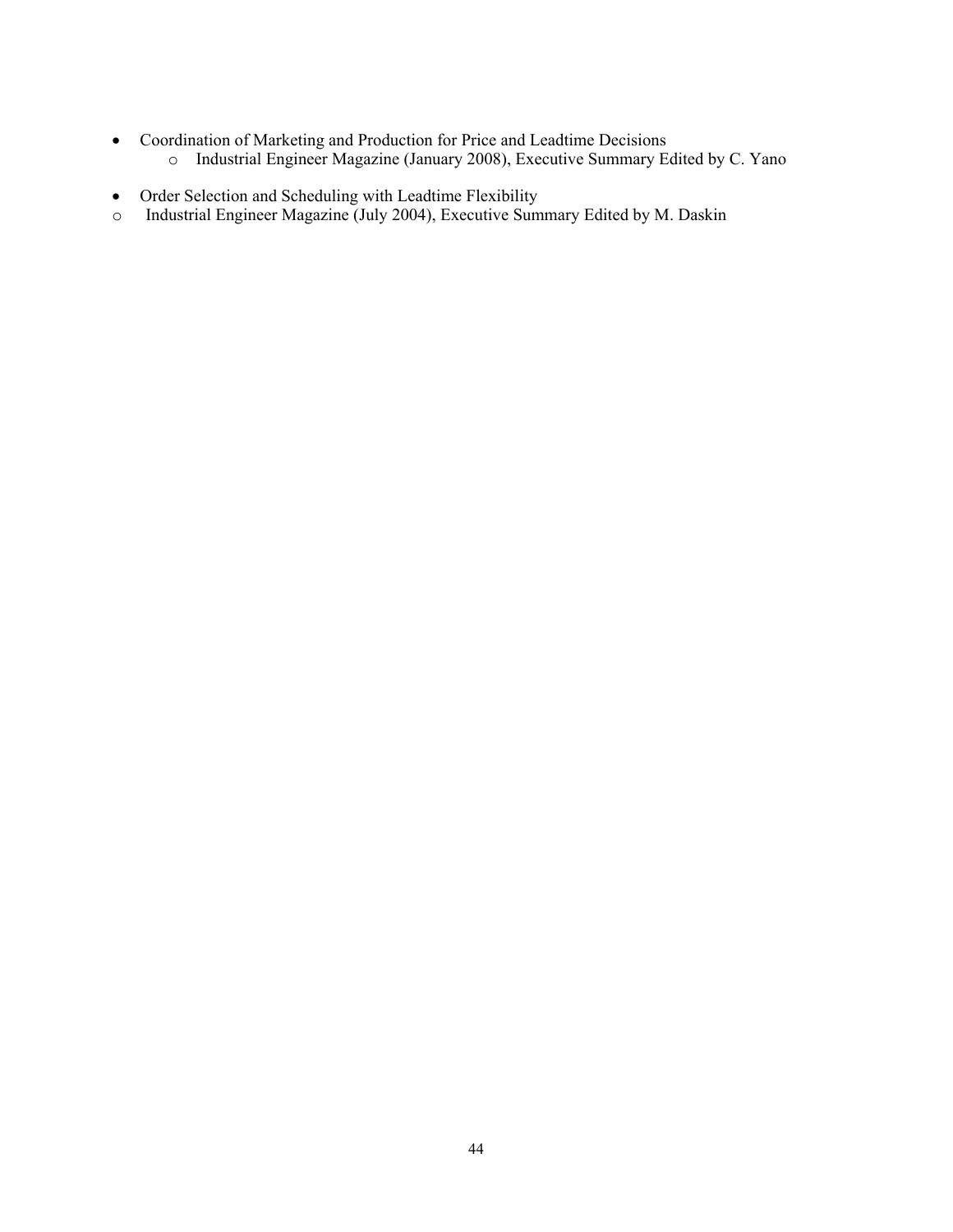- Coordination of Marketing and Production for Price and Leadtime Decisions
  - Industrial Engineer Magazine (January 2008), Executive Summary Edited by C. Yano

- Order Selection and Scheduling with Leadtime Flexibility
  - Industrial Engineer Magazine (July 2004), Executive Summary Edited by M. Daskin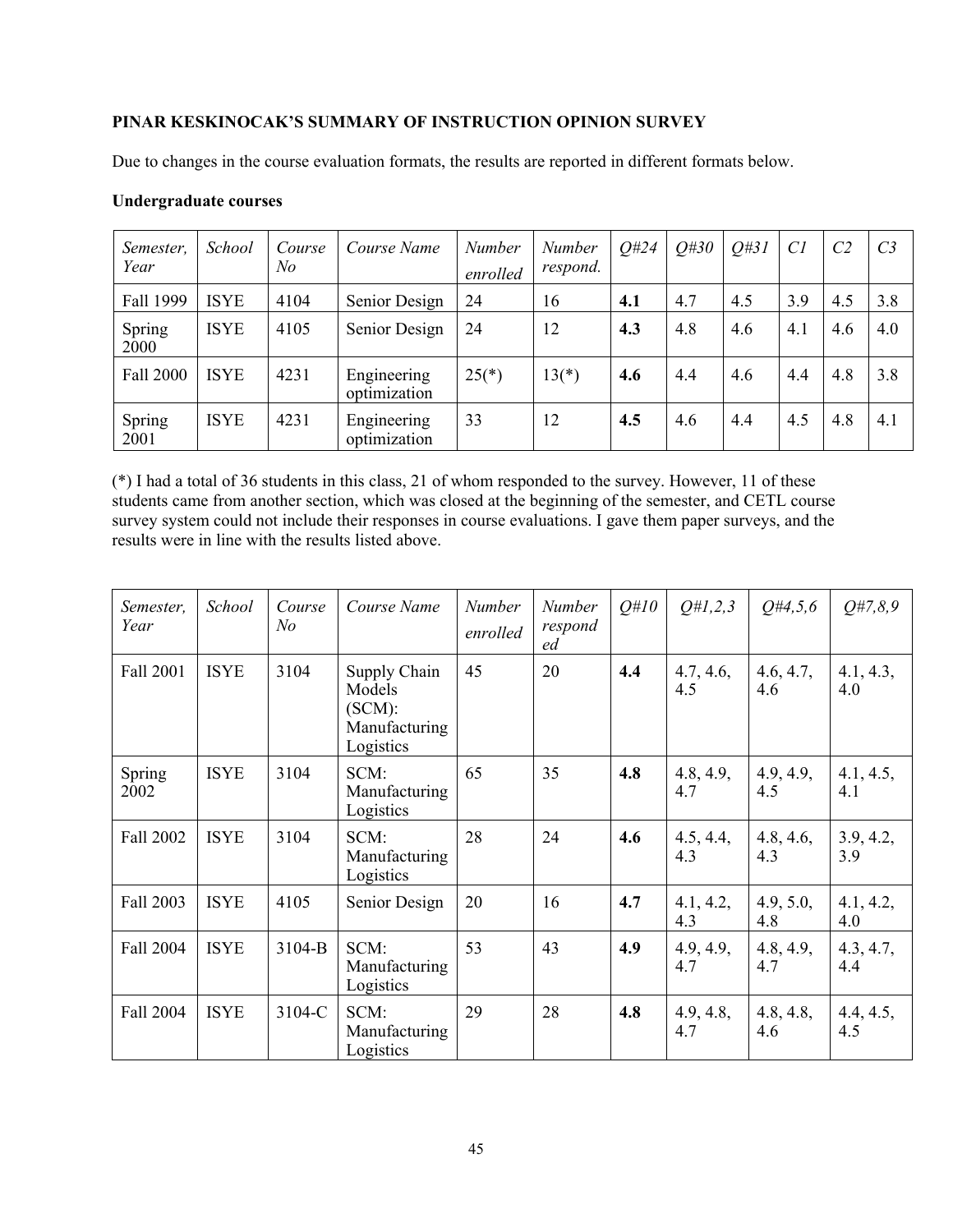**PINAR KESKINOCAK'S SUMMARY OF INSTRUCTION OPINION SURVEY**

Due to changes in the course evaluation formats, the results are reported in different formats below.

**Undergraduate courses**

| *Semester, Year* | *School* | *Course No* | *Course Name* | *Number enrolled* | *Number respond.* | *Q#24* | *Q#30* | *Q#31* | *C1* | *C2* | *C3* |
|---|---|---|---|---|---|---|---|---|---|---|---|
| Fall 1999 | ISYE | 4104 | Senior Design | 24 | 16 | **4.1** | 4.7 | 4.5 | 3.9 | 4.5 | 3.8 |
| Spring 2000 | ISYE | 4105 | Senior Design | 24 | 12 | **4.3** | 4.8 | 4.6 | 4.1 | 4.6 | 4.0 |
| Fall 2000 | ISYE | 4231 | Engineering optimization | 25(*) | 13(*) | **4.6** | 4.4 | 4.6 | 4.4 | 4.8 | 3.8 |
| Spring 2001 | ISYE | 4231 | Engineering optimization | 33 | 12 | **4.5** | 4.6 | 4.4 | 4.5 | 4.8 | 4.1 |

(*) I had a total of 36 students in this class, 21 of whom responded to the survey. However, 11 of these students came from another section, which was closed at the beginning of the semester, and CETL course survey system could not include their responses in course evaluations. I gave them paper surveys, and the results were in line with the results listed above.

| *Semester, Year* | *School* | *Course No* | *Course Name* | *Number enrolled* | *Number responded* | *Q#10* | *Q#1,2,3* | *Q#4,5,6* | *Q#7,8,9* |
|---|---|---|---|---|---|---|---|---|---|
| Fall 2001 | ISYE | 3104 | Supply Chain Models (SCM): Manufacturing Logistics | 45 | 20 | **4.4** | 4.7, 4.6, 4.5 | 4.6, 4.7, 4.6 | 4.1, 4.3, 4.0 |
| Spring 2002 | ISYE | 3104 | SCM: Manufacturing Logistics | 65 | 35 | **4.8** | 4.8, 4.9, 4.7 | 4.9, 4.9, 4.5 | 4.1, 4.5, 4.1 |
| Fall 2002 | ISYE | 3104 | SCM: Manufacturing Logistics | 28 | 24 | **4.6** | 4.5, 4.4, 4.3 | 4.8, 4.6, 4.3 | 3.9, 4.2, 3.9 |
| Fall 2003 | ISYE | 4105 | Senior Design | 20 | 16 | **4.7** | 4.1, 4.2, 4.3 | 4.9, 5.0, 4.8 | 4.1, 4.2, 4.0 |
| Fall 2004 | ISYE | 3104-B | SCM: Manufacturing Logistics | 53 | 43 | **4.9** | 4.9, 4.9, 4.7 | 4.8, 4.9, 4.7 | 4.3, 4.7, 4.4 |
| Fall 2004 | ISYE | 3104-C | SCM: Manufacturing Logistics | 29 | 28 | **4.8** | 4.9, 4.8, 4.7 | 4.8, 4.8, 4.6 | 4.4, 4.5, 4.5 |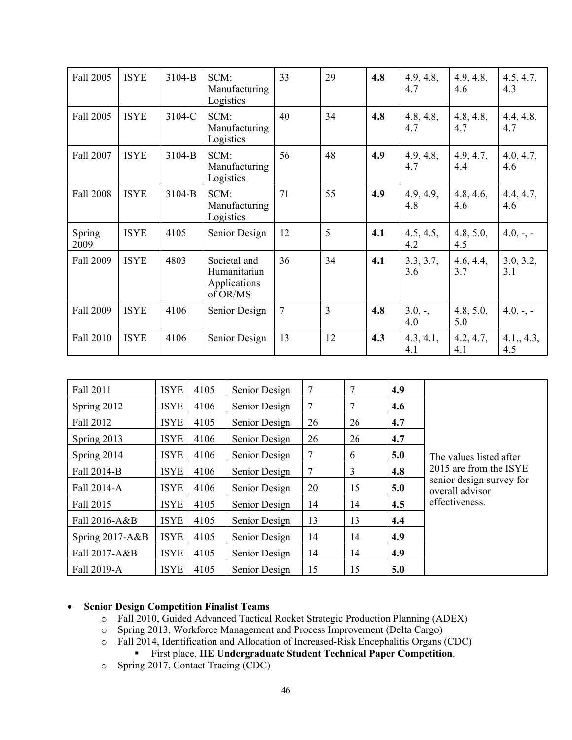| Fall 2005 | ISYE | 3104-B | SCM: Manufacturing Logistics | 33 | 29 | **4.8** | 4.9, 4.8, 4.7 | 4.9, 4.8, 4.6 | 4.5, 4.7, 4.3 |
|---|---|---|---|---|---|---|---|---|---|
| Fall 2005 | ISYE | 3104-C | SCM: Manufacturing Logistics | 40 | 34 | **4.8** | 4.8, 4.8, 4.7 | 4.8, 4.8, 4.7 | 4.4, 4.8, 4.7 |
| Fall 2007 | ISYE | 3104-B | SCM: Manufacturing Logistics | 56 | 48 | **4.9** | 4.9, 4.8, 4.7 | 4.9, 4.7, 4.4 | 4.0, 4.7, 4.6 |
| Fall 2008 | ISYE | 3104-B | SCM: Manufacturing Logistics | 71 | 55 | **4.9** | 4.9, 4.9, 4.8 | 4.8, 4.6, 4.6 | 4.4, 4.7, 4.6 |
| Spring 2009 | ISYE | 4105 | Senior Design | 12 | 5 | **4.1** | 4.5, 4.5, 4.2 | 4.8, 5.0, 4.5 | 4.0, -, - |
| Fall 2009 | ISYE | 4803 | Societal and Humanitarian Applications of OR/MS | 36 | 34 | **4.1** | 3.3, 3.7, 3.6 | 4.6, 4.4, 3.7 | 3.0, 3.2, 3.1 |
| Fall 2009 | ISYE | 4106 | Senior Design | 7 | 3 | **4.8** | 3.0, -, 4.0 | 4.8, 5.0, 5.0 | 4.0, -, - |
| Fall 2010 | ISYE | 4106 | Senior Design | 13 | 12 | **4.3** | 4.3, 4.1, 4.1 | 4.2, 4.7, 4.1 | 4.1., 4.3, 4.5 |

| Fall 2011 | ISYE | 4105 | Senior Design | 7 | 7 | **4.9** | The values listed after 2015 are from the ISYE senior design survey for overall advisor effectiveness. |
|---|---|---|---|---|---|---|---|
| Spring 2012 | ISYE | 4106 | Senior Design | 7 | 7 | **4.6** | |
| Fall 2012 | ISYE | 4105 | Senior Design | 26 | 26 | **4.7** | |
| Spring 2013 | ISYE | 4106 | Senior Design | 26 | 26 | **4.7** | |
| Spring 2014 | ISYE | 4106 | Senior Design | 7 | 6 | **5.0** | |
| Fall 2014-B | ISYE | 4106 | Senior Design | 7 | 3 | **4.8** | |
| Fall 2014-A | ISYE | 4106 | Senior Design | 20 | 15 | **5.0** | |
| Fall 2015 | ISYE | 4105 | Senior Design | 14 | 14 | **4.5** | |
| Fall 2016-A&B | ISYE | 4105 | Senior Design | 13 | 13 | **4.4** | |
| Spring 2017-A&B | ISYE | 4105 | Senior Design | 14 | 14 | **4.9** | |
| Fall 2017-A&B | ISYE | 4105 | Senior Design | 14 | 14 | **4.9** | |
| Fall 2019-A | ISYE | 4105 | Senior Design | 15 | 15 | **5.0** | |

- **Senior Design Competition Finalist Teams**
  - Fall 2010, Guided Advanced Tactical Rocket Strategic Production Planning (ADEX)
  - Spring 2013, Workforce Management and Process Improvement (Delta Cargo)
  - Fall 2014, Identification and Allocation of Increased-Risk Encephalitis Organs (CDC)
    - First place, **IIE Undergraduate Student Technical Paper Competition**.
  - Spring 2017, Contact Tracing (CDC)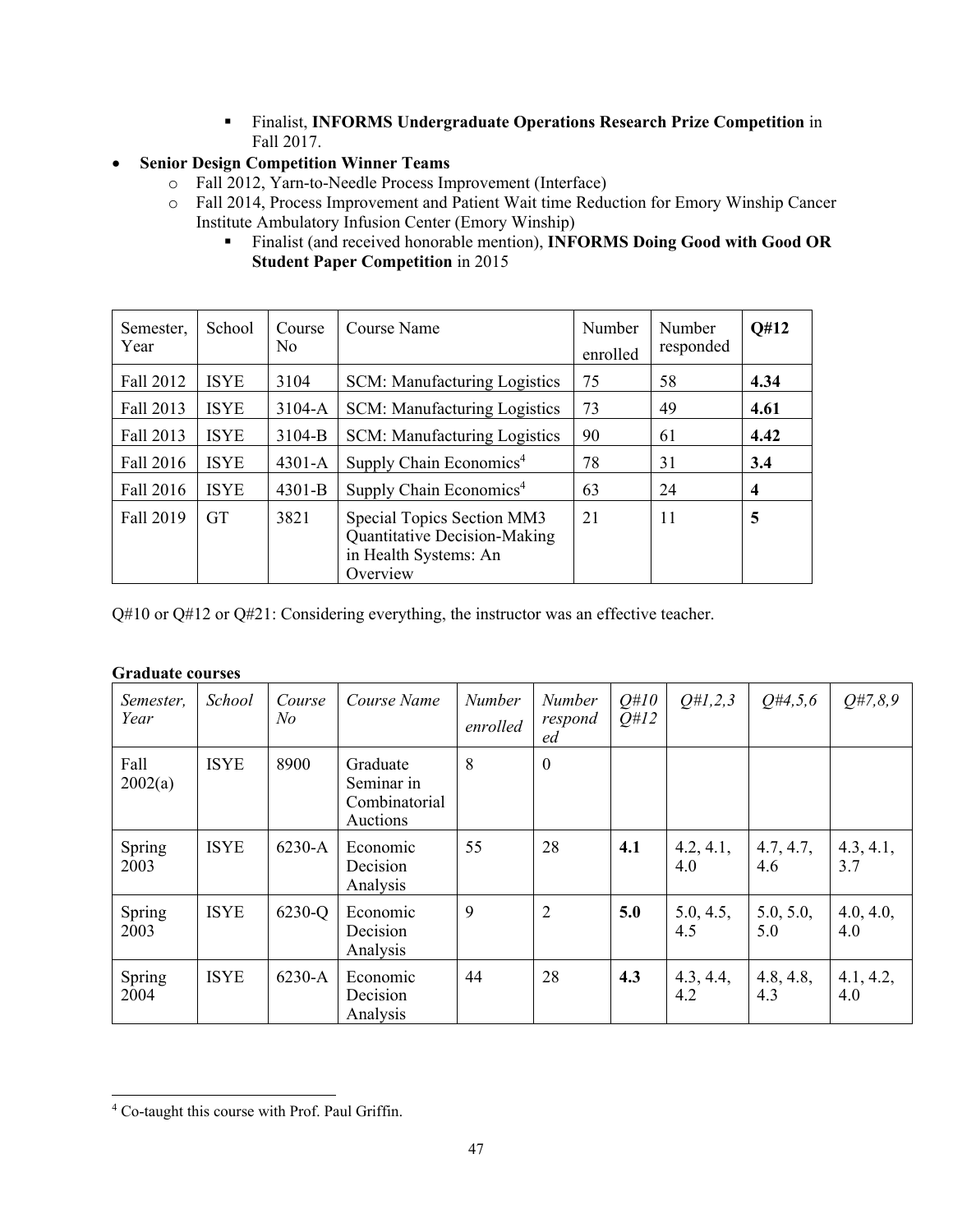- Finalist, **INFORMS Undergraduate Operations Research Prize Competition** in Fall 2017.

- **Senior Design Competition Winner Teams**
    - Fall 2012, Yarn-to-Needle Process Improvement (Interface)
    - Fall 2014, Process Improvement and Patient Wait time Reduction for Emory Winship Cancer Institute Ambulatory Infusion Center (Emory Winship)
        - Finalist (and received honorable mention), **INFORMS Doing Good with Good OR Student Paper Competition** in 2015

| Semester, Year | School | Course No | Course Name | Number enrolled | Number responded | **Q#12** |
|---|---|---|---|---|---|---|
| Fall 2012 | ISYE | 3104 | SCM: Manufacturing Logistics | 75 | 58 | **4.34** |
| Fall 2013 | ISYE | 3104-A | SCM: Manufacturing Logistics | 73 | 49 | **4.61** |
| Fall 2013 | ISYE | 3104-B | SCM: Manufacturing Logistics | 90 | 61 | **4.42** |
| Fall 2016 | ISYE | 4301-A | Supply Chain Economics[4] | 78 | 31 | **3.4** |
| Fall 2016 | ISYE | 4301-B | Supply Chain Economics[4] | 63 | 24 | **4** |
| Fall 2019 | GT | 3821 | Special Topics Section MM3 Quantitative Decision-Making in Health Systems: An Overview | 21 | 11 | **5** |

Q#10 or Q#12 or Q#21: Considering everything, the instructor was an effective teacher.

**Graduate courses**

| *Semester, Year* | *School* | *Course No* | *Course Name* | *Number enrolled* | *Number responded* | *Q#10 Q#12* | *Q#1,2,3* | *Q#4,5,6* | *Q#7,8,9* |
|---|---|---|---|---|---|---|---|---|---|
| Fall 2002(a) | ISYE | 8900 | Graduate Seminar in Combinatorial Auctions | 8 | 0 | | | | |
| Spring 2003 | ISYE | 6230-A | Economic Decision Analysis | 55 | 28 | **4.1** | 4.2, 4.1, 4.0 | 4.7, 4.7, 4.6 | 4.3, 4.1, 3.7 |
| Spring 2003 | ISYE | 6230-Q | Economic Decision Analysis | 9 | 2 | **5.0** | 5.0, 4.5, 4.5 | 5.0, 5.0, 5.0 | 4.0, 4.0, 4.0 |
| Spring 2004 | ISYE | 6230-A | Economic Decision Analysis | 44 | 28 | **4.3** | 4.3, 4.4, 4.2 | 4.8, 4.8, 4.3 | 4.1, 4.2, 4.0 |

[4] Co-taught this course with Prof. Paul Griffin.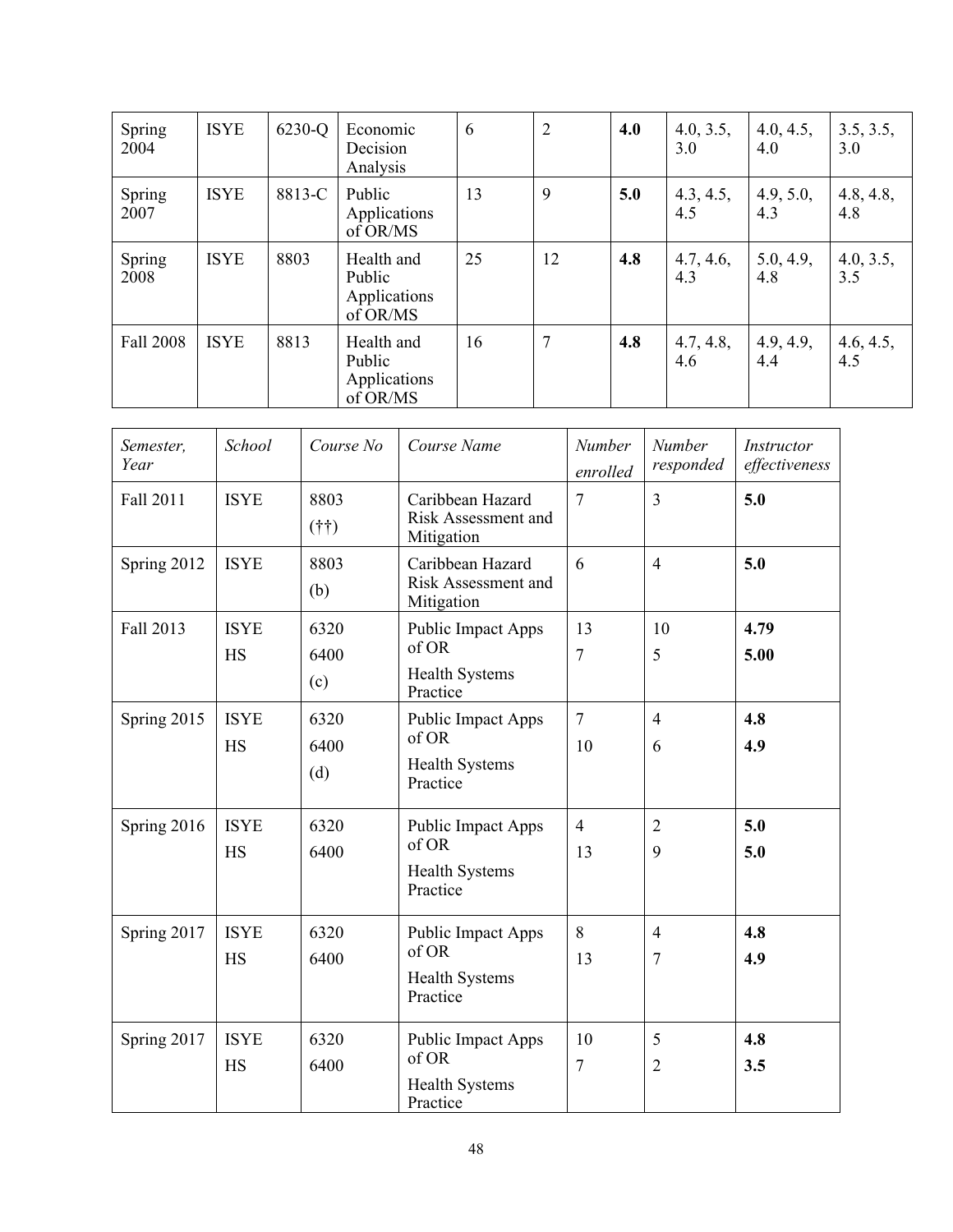| Spring 2004 | ISYE | 6230-Q | Economic Decision Analysis | 6 | 2 | **4.0** | 4.0, 3.5, 3.0 | 4.0, 4.5, 4.0 | 3.5, 3.5, 3.0 |
|---|---|---|---|---|---|---|---|---|---|
| Spring 2007 | ISYE | 8813-C | Public Applications of OR/MS | 13 | 9 | **5.0** | 4.3, 4.5, 4.5 | 4.9, 5.0, 4.3 | 4.8, 4.8, 4.8 |
| Spring 2008 | ISYE | 8803 | Health and Public Applications of OR/MS | 25 | 12 | **4.8** | 4.7, 4.6, 4.3 | 5.0, 4.9, 4.8 | 4.0, 3.5, 3.5 |
| Fall 2008 | ISYE | 8813 | Health and Public Applications of OR/MS | 16 | 7 | **4.8** | 4.7, 4.8, 4.6 | 4.9, 4.9, 4.4 | 4.6, 4.5, 4.5 |

| *Semester, Year* | *School* | *Course No* | *Course Name* | *Number enrolled* | *Number responded* | *Instructor effectiveness* |
|---|---|---|---|---|---|---|
| Fall 2011 | ISYE | 8803 (††) | Caribbean Hazard Risk Assessment and Mitigation | 7 | 3 | **5.0** |
| Spring 2012 | ISYE | 8803 (b) | Caribbean Hazard Risk Assessment and Mitigation | 6 | 4 | **5.0** |
| Fall 2013 | ISYE<br>HS | 6320<br>6400<br>(c) | Public Impact Apps of OR<br>Health Systems Practice | 13<br>7 | 10<br>5 | **4.79**<br>**5.00** |
| Spring 2015 | ISYE<br>HS | 6320<br>6400<br>(d) | Public Impact Apps of OR<br>Health Systems Practice | 7<br>10 | 4<br>6 | **4.8**<br>**4.9** |
| Spring 2016 | ISYE<br>HS | 6320<br>6400 | Public Impact Apps of OR<br>Health Systems Practice | 4<br>13 | 2<br>9 | **5.0**<br>**5.0** |
| Spring 2017 | ISYE<br>HS | 6320<br>6400 | Public Impact Apps of OR<br>Health Systems Practice | 8<br>13 | 4<br>7 | **4.8**<br>**4.9** |
| Spring 2017 | ISYE<br>HS | 6320<br>6400 | Public Impact Apps of OR<br>Health Systems Practice | 10<br>7 | 5<br>2 | **4.8**<br>**3.5** |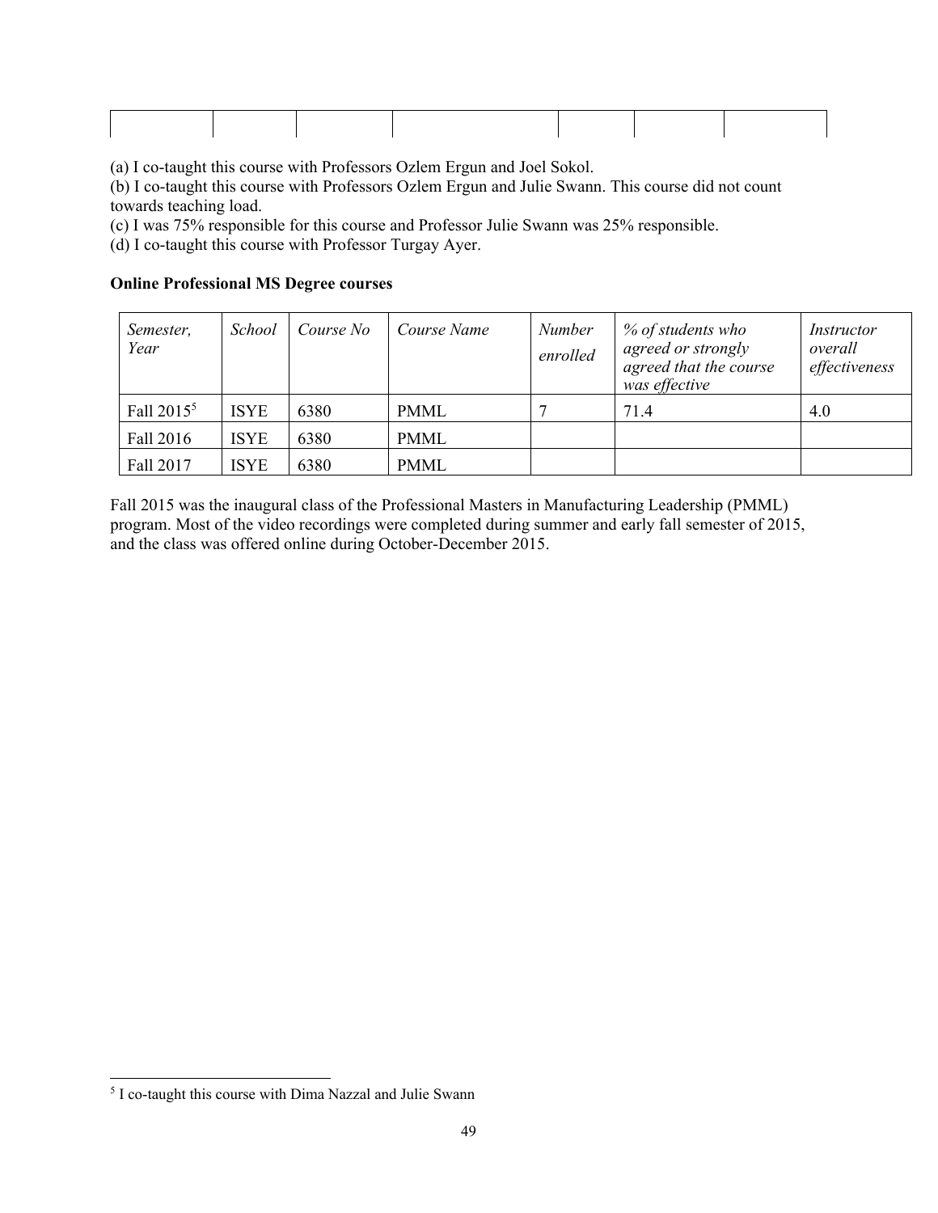(a) I co-taught this course with Professors Ozlem Ergun and Joel Sokol.

(b) I co-taught this course with Professors Ozlem Ergun and Julie Swann. This course did not count towards teaching load.

(c) I was 75% responsible for this course and Professor Julie Swann was 25% responsible.

(d) I co-taught this course with Professor Turgay Ayer.

**Online Professional MS Degree courses**

| *Semester, Year* | *School* | *Course No* | *Course Name* | *Number enrolled* | *% of students who agreed or strongly agreed that the course was effective* | *Instructor overall effectiveness* |
|---|---|---|---|---|---|---|
| Fall 2015[5] | ISYE | 6380 | PMML | 7 | 71.4 | 4.0 |
| Fall 2016 | ISYE | 6380 | PMML | | | |
| Fall 2017 | ISYE | 6380 | PMML | | | |

Fall 2015 was the inaugural class of the Professional Masters in Manufacturing Leadership (PMML) program. Most of the video recordings were completed during summer and early fall semester of 2015, and the class was offered online during October-December 2015.

[5] I co-taught this course with Dima Nazzal and Julie Swann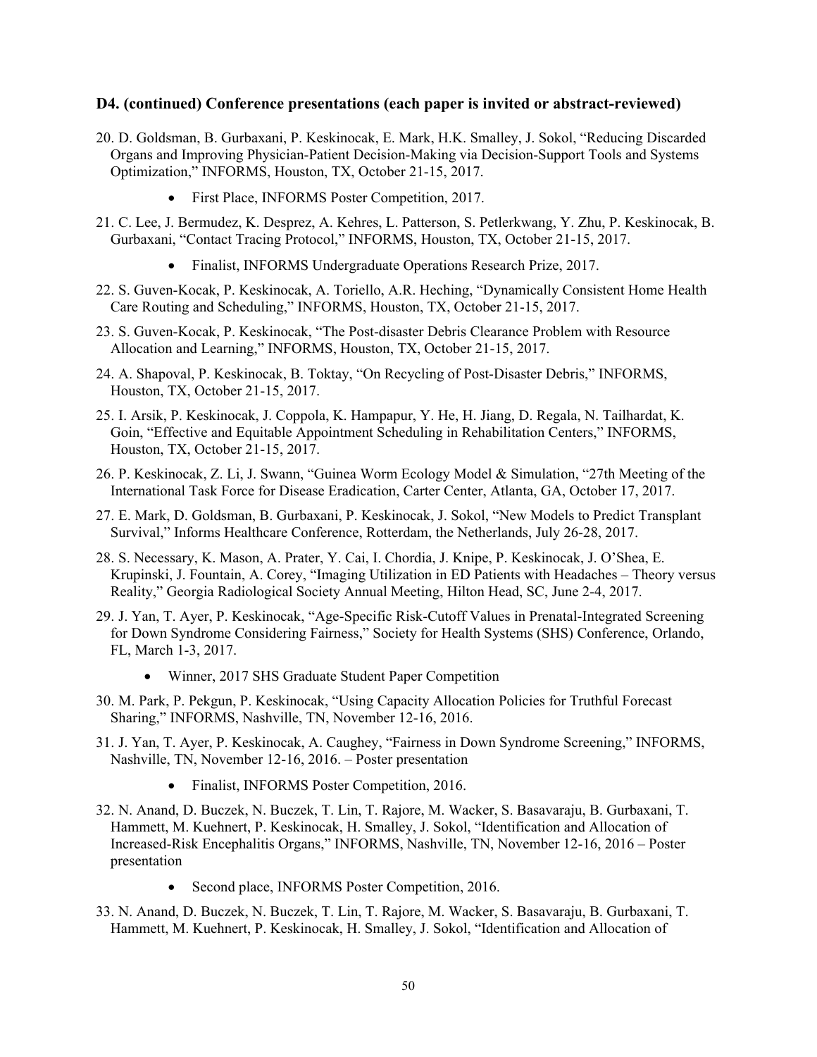### D4. (continued) Conference presentations (each paper is invited or abstract-reviewed)

20. D. Goldsman, B. Gurbaxani, P. Keskinocak, E. Mark, H.K. Smalley, J. Sokol, "Reducing Discarded Organs and Improving Physician-Patient Decision-Making via Decision-Support Tools and Systems Optimization," INFORMS, Houston, TX, October 21-15, 2017.
    - First Place, INFORMS Poster Competition, 2017.
21. C. Lee, J. Bermudez, K. Desprez, A. Kehres, L. Patterson, S. Petlerkwang, Y. Zhu, P. Keskinocak, B. Gurbaxani, "Contact Tracing Protocol," INFORMS, Houston, TX, October 21-15, 2017.
    - Finalist, INFORMS Undergraduate Operations Research Prize, 2017.
22. S. Guven-Kocak, P. Keskinocak, A. Toriello, A.R. Heching, "Dynamically Consistent Home Health Care Routing and Scheduling," INFORMS, Houston, TX, October 21-15, 2017.
23. S. Guven-Kocak, P. Keskinocak, "The Post-disaster Debris Clearance Problem with Resource Allocation and Learning," INFORMS, Houston, TX, October 21-15, 2017.
24. A. Shapoval, P. Keskinocak, B. Toktay, "On Recycling of Post-Disaster Debris," INFORMS, Houston, TX, October 21-15, 2017.
25. I. Arsik, P. Keskinocak, J. Coppola, K. Hampapur, Y. He, H. Jiang, D. Regala, N. Tailhardat, K. Goin, "Effective and Equitable Appointment Scheduling in Rehabilitation Centers," INFORMS, Houston, TX, October 21-15, 2017.
26. P. Keskinocak, Z. Li, J. Swann, "Guinea Worm Ecology Model & Simulation, "27th Meeting of the International Task Force for Disease Eradication, Carter Center, Atlanta, GA, October 17, 2017.
27. E. Mark, D. Goldsman, B. Gurbaxani, P. Keskinocak, J. Sokol, "New Models to Predict Transplant Survival," Informs Healthcare Conference, Rotterdam, the Netherlands, July 26-28, 2017.
28. S. Necessary, K. Mason, A. Prater, Y. Cai, I. Chordia, J. Knipe, P. Keskinocak, J. O'Shea, E. Krupinski, J. Fountain, A. Corey, "Imaging Utilization in ED Patients with Headaches – Theory versus Reality," Georgia Radiological Society Annual Meeting, Hilton Head, SC, June 2-4, 2017.
29. J. Yan, T. Ayer, P. Keskinocak, "Age-Specific Risk-Cutoff Values in Prenatal-Integrated Screening for Down Syndrome Considering Fairness," Society for Health Systems (SHS) Conference, Orlando, FL, March 1-3, 2017.
    - Winner, 2017 SHS Graduate Student Paper Competition
30. M. Park, P. Pekgun, P. Keskinocak, "Using Capacity Allocation Policies for Truthful Forecast Sharing," INFORMS, Nashville, TN, November 12-16, 2016.
31. J. Yan, T. Ayer, P. Keskinocak, A. Caughey, "Fairness in Down Syndrome Screening," INFORMS, Nashville, TN, November 12-16, 2016. – Poster presentation
    - Finalist, INFORMS Poster Competition, 2016.
32. N. Anand, D. Buczek, N. Buczek, T. Lin, T. Rajore, M. Wacker, S. Basavaraju, B. Gurbaxani, T. Hammett, M. Kuehnert, P. Keskinocak, H. Smalley, J. Sokol, "Identification and Allocation of Increased-Risk Encephalitis Organs," INFORMS, Nashville, TN, November 12-16, 2016 – Poster presentation
    - Second place, INFORMS Poster Competition, 2016.
33. N. Anand, D. Buczek, N. Buczek, T. Lin, T. Rajore, M. Wacker, S. Basavaraju, B. Gurbaxani, T. Hammett, M. Kuehnert, P. Keskinocak, H. Smalley, J. Sokol, "Identification and Allocation of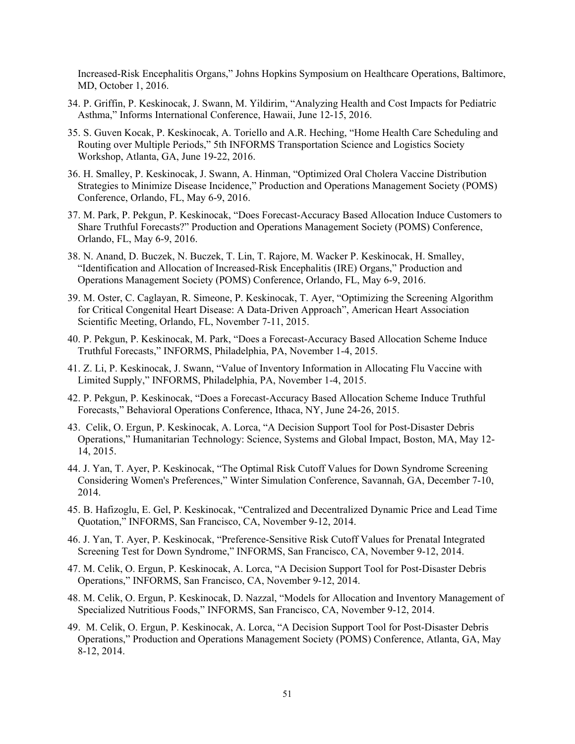Increased-Risk Encephalitis Organs," Johns Hopkins Symposium on Healthcare Operations, Baltimore, MD, October 1, 2016.

34. P. Griffin, P. Keskinocak, J. Swann, M. Yildirim, "Analyzing Health and Cost Impacts for Pediatric Asthma," Informs International Conference, Hawaii, June 12-15, 2016.

35. S. Guven Kocak, P. Keskinocak, A. Toriello and A.R. Heching, "Home Health Care Scheduling and Routing over Multiple Periods," 5th INFORMS Transportation Science and Logistics Society Workshop, Atlanta, GA, June 19-22, 2016.

36. H. Smalley, P. Keskinocak, J. Swann, A. Hinman, "Optimized Oral Cholera Vaccine Distribution Strategies to Minimize Disease Incidence," Production and Operations Management Society (POMS) Conference, Orlando, FL, May 6-9, 2016.

37. M. Park, P. Pekgun, P. Keskinocak, "Does Forecast-Accuracy Based Allocation Induce Customers to Share Truthful Forecasts?" Production and Operations Management Society (POMS) Conference, Orlando, FL, May 6-9, 2016.

38. N. Anand, D. Buczek, N. Buczek, T. Lin, T. Rajore, M. Wacker P. Keskinocak, H. Smalley, "Identification and Allocation of Increased-Risk Encephalitis (IRE) Organs," Production and Operations Management Society (POMS) Conference, Orlando, FL, May 6-9, 2016.

39. M. Oster, C. Caglayan, R. Simeone, P. Keskinocak, T. Ayer, "Optimizing the Screening Algorithm for Critical Congenital Heart Disease: A Data-Driven Approach", American Heart Association Scientific Meeting, Orlando, FL, November 7-11, 2015.

40. P. Pekgun, P. Keskinocak, M. Park, "Does a Forecast-Accuracy Based Allocation Scheme Induce Truthful Forecasts," INFORMS, Philadelphia, PA, November 1-4, 2015.

41. Z. Li, P. Keskinocak, J. Swann, "Value of Inventory Information in Allocating Flu Vaccine with Limited Supply," INFORMS, Philadelphia, PA, November 1-4, 2015.

42. P. Pekgun, P. Keskinocak, "Does a Forecast-Accuracy Based Allocation Scheme Induce Truthful Forecasts," Behavioral Operations Conference, Ithaca, NY, June 24-26, 2015.

43. Celik, O. Ergun, P. Keskinocak, A. Lorca, "A Decision Support Tool for Post-Disaster Debris Operations," Humanitarian Technology: Science, Systems and Global Impact, Boston, MA, May 12-14, 2015.

44. J. Yan, T. Ayer, P. Keskinocak, "The Optimal Risk Cutoff Values for Down Syndrome Screening Considering Women's Preferences," Winter Simulation Conference, Savannah, GA, December 7-10, 2014.

45. B. Hafizoglu, E. Gel, P. Keskinocak, "Centralized and Decentralized Dynamic Price and Lead Time Quotation," INFORMS, San Francisco, CA, November 9-12, 2014.

46. J. Yan, T. Ayer, P. Keskinocak, "Preference-Sensitive Risk Cutoff Values for Prenatal Integrated Screening Test for Down Syndrome," INFORMS, San Francisco, CA, November 9-12, 2014.

47. M. Celik, O. Ergun, P. Keskinocak, A. Lorca, "A Decision Support Tool for Post-Disaster Debris Operations," INFORMS, San Francisco, CA, November 9-12, 2014.

48. M. Celik, O. Ergun, P. Keskinocak, D. Nazzal, "Models for Allocation and Inventory Management of Specialized Nutritious Foods," INFORMS, San Francisco, CA, November 9-12, 2014.

49. M. Celik, O. Ergun, P. Keskinocak, A. Lorca, "A Decision Support Tool for Post-Disaster Debris Operations," Production and Operations Management Society (POMS) Conference, Atlanta, GA, May 8-12, 2014.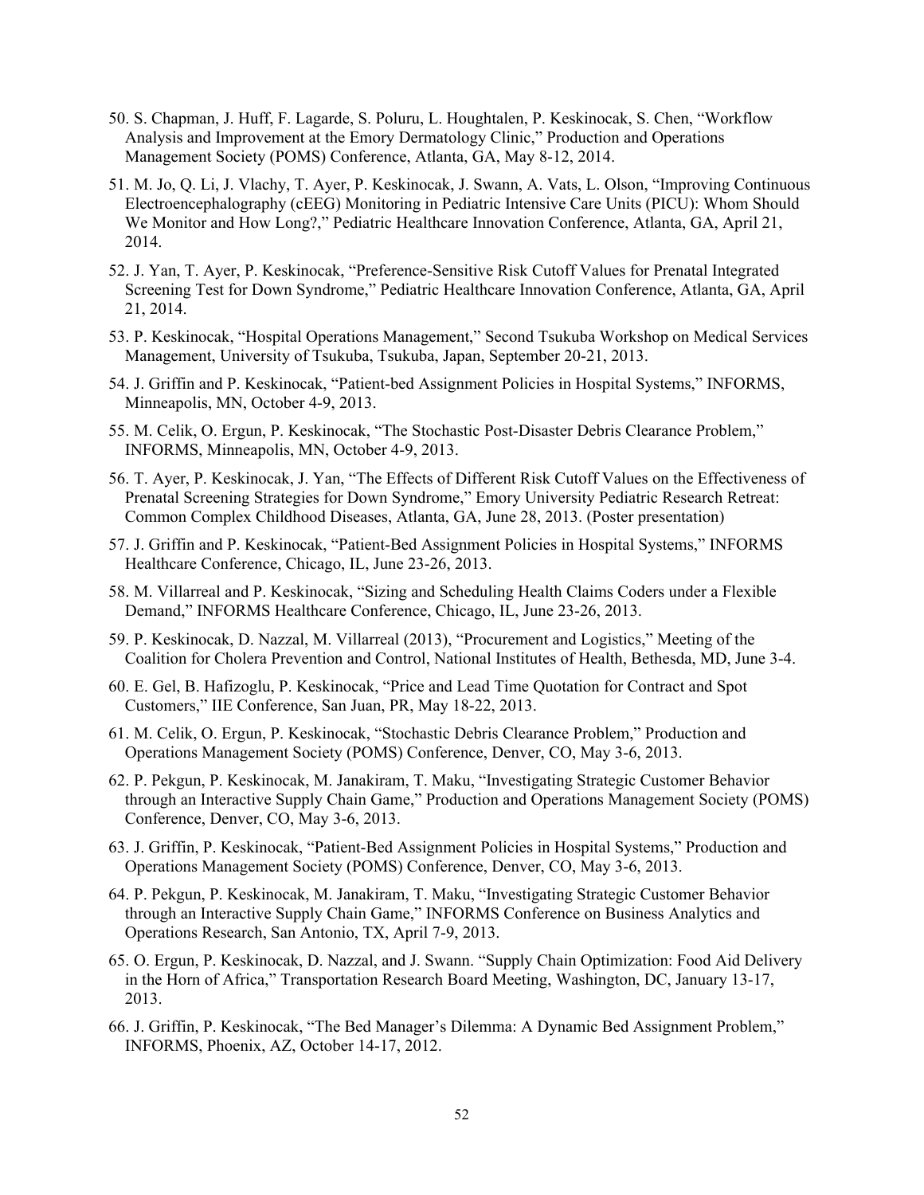50. S. Chapman, J. Huff, F. Lagarde, S. Poluru, L. Houghtalen, P. Keskinocak, S. Chen, "Workflow Analysis and Improvement at the Emory Dermatology Clinic," Production and Operations Management Society (POMS) Conference, Atlanta, GA, May 8-12, 2014.

51. M. Jo, Q. Li, J. Vlachy, T. Ayer, P. Keskinocak, J. Swann, A. Vats, L. Olson, "Improving Continuous Electroencephalography (cEEG) Monitoring in Pediatric Intensive Care Units (PICU): Whom Should We Monitor and How Long?," Pediatric Healthcare Innovation Conference, Atlanta, GA, April 21, 2014.

52. J. Yan, T. Ayer, P. Keskinocak, "Preference-Sensitive Risk Cutoff Values for Prenatal Integrated Screening Test for Down Syndrome," Pediatric Healthcare Innovation Conference, Atlanta, GA, April 21, 2014.

53. P. Keskinocak, "Hospital Operations Management," Second Tsukuba Workshop on Medical Services Management, University of Tsukuba, Tsukuba, Japan, September 20-21, 2013.

54. J. Griffin and P. Keskinocak, "Patient-bed Assignment Policies in Hospital Systems," INFORMS, Minneapolis, MN, October 4-9, 2013.

55. M. Celik, O. Ergun, P. Keskinocak, "The Stochastic Post-Disaster Debris Clearance Problem," INFORMS, Minneapolis, MN, October 4-9, 2013.

56. T. Ayer, P. Keskinocak, J. Yan, "The Effects of Different Risk Cutoff Values on the Effectiveness of Prenatal Screening Strategies for Down Syndrome," Emory University Pediatric Research Retreat: Common Complex Childhood Diseases, Atlanta, GA, June 28, 2013. (Poster presentation)

57. J. Griffin and P. Keskinocak, "Patient-Bed Assignment Policies in Hospital Systems," INFORMS Healthcare Conference, Chicago, IL, June 23-26, 2013.

58. M. Villarreal and P. Keskinocak, "Sizing and Scheduling Health Claims Coders under a Flexible Demand," INFORMS Healthcare Conference, Chicago, IL, June 23-26, 2013.

59. P. Keskinocak, D. Nazzal, M. Villarreal (2013), "Procurement and Logistics," Meeting of the Coalition for Cholera Prevention and Control, National Institutes of Health, Bethesda, MD, June 3-4.

60. E. Gel, B. Hafizoglu, P. Keskinocak, "Price and Lead Time Quotation for Contract and Spot Customers," IIE Conference, San Juan, PR, May 18-22, 2013.

61. M. Celik, O. Ergun, P. Keskinocak, "Stochastic Debris Clearance Problem," Production and Operations Management Society (POMS) Conference, Denver, CO, May 3-6, 2013.

62. P. Pekgun, P. Keskinocak, M. Janakiram, T. Maku, "Investigating Strategic Customer Behavior through an Interactive Supply Chain Game," Production and Operations Management Society (POMS) Conference, Denver, CO, May 3-6, 2013.

63. J. Griffin, P. Keskinocak, "Patient-Bed Assignment Policies in Hospital Systems," Production and Operations Management Society (POMS) Conference, Denver, CO, May 3-6, 2013.

64. P. Pekgun, P. Keskinocak, M. Janakiram, T. Maku, "Investigating Strategic Customer Behavior through an Interactive Supply Chain Game," INFORMS Conference on Business Analytics and Operations Research, San Antonio, TX, April 7-9, 2013.

65. O. Ergun, P. Keskinocak, D. Nazzal, and J. Swann. "Supply Chain Optimization: Food Aid Delivery in the Horn of Africa," Transportation Research Board Meeting, Washington, DC, January 13-17, 2013.

66. J. Griffin, P. Keskinocak, "The Bed Manager's Dilemma: A Dynamic Bed Assignment Problem," INFORMS, Phoenix, AZ, October 14-17, 2012.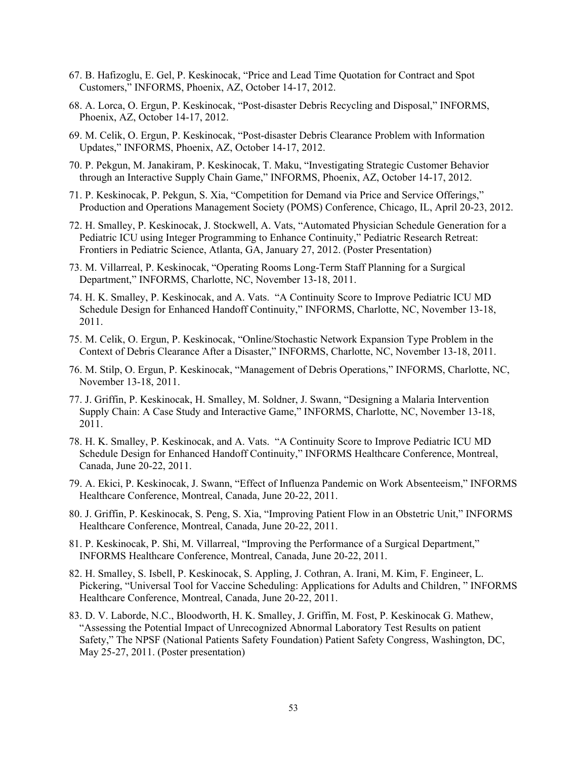67. B. Hafizoglu, E. Gel, P. Keskinocak, "Price and Lead Time Quotation for Contract and Spot Customers," INFORMS, Phoenix, AZ, October 14-17, 2012.

68. A. Lorca, O. Ergun, P. Keskinocak, "Post-disaster Debris Recycling and Disposal," INFORMS, Phoenix, AZ, October 14-17, 2012.

69. M. Celik, O. Ergun, P. Keskinocak, "Post-disaster Debris Clearance Problem with Information Updates," INFORMS, Phoenix, AZ, October 14-17, 2012.

70. P. Pekgun, M. Janakiram, P. Keskinocak, T. Maku, "Investigating Strategic Customer Behavior through an Interactive Supply Chain Game," INFORMS, Phoenix, AZ, October 14-17, 2012.

71. P. Keskinocak, P. Pekgun, S. Xia, "Competition for Demand via Price and Service Offerings," Production and Operations Management Society (POMS) Conference, Chicago, IL, April 20-23, 2012.

72. H. Smalley, P. Keskinocak, J. Stockwell, A. Vats, "Automated Physician Schedule Generation for a Pediatric ICU using Integer Programming to Enhance Continuity," Pediatric Research Retreat: Frontiers in Pediatric Science, Atlanta, GA, January 27, 2012. (Poster Presentation)

73. M. Villarreal, P. Keskinocak, "Operating Rooms Long-Term Staff Planning for a Surgical Department," INFORMS, Charlotte, NC, November 13-18, 2011.

74. H. K. Smalley, P. Keskinocak, and A. Vats. "A Continuity Score to Improve Pediatric ICU MD Schedule Design for Enhanced Handoff Continuity," INFORMS, Charlotte, NC, November 13-18, 2011.

75. M. Celik, O. Ergun, P. Keskinocak, "Online/Stochastic Network Expansion Type Problem in the Context of Debris Clearance After a Disaster," INFORMS, Charlotte, NC, November 13-18, 2011.

76. M. Stilp, O. Ergun, P. Keskinocak, "Management of Debris Operations," INFORMS, Charlotte, NC, November 13-18, 2011.

77. J. Griffin, P. Keskinocak, H. Smalley, M. Soldner, J. Swann, "Designing a Malaria Intervention Supply Chain: A Case Study and Interactive Game," INFORMS, Charlotte, NC, November 13-18, 2011.

78. H. K. Smalley, P. Keskinocak, and A. Vats. "A Continuity Score to Improve Pediatric ICU MD Schedule Design for Enhanced Handoff Continuity," INFORMS Healthcare Conference, Montreal, Canada, June 20-22, 2011.

79. A. Ekici, P. Keskinocak, J. Swann, "Effect of Influenza Pandemic on Work Absenteeism," INFORMS Healthcare Conference, Montreal, Canada, June 20-22, 2011.

80. J. Griffin, P. Keskinocak, S. Peng, S. Xia, "Improving Patient Flow in an Obstetric Unit," INFORMS Healthcare Conference, Montreal, Canada, June 20-22, 2011.

81. P. Keskinocak, P. Shi, M. Villarreal, "Improving the Performance of a Surgical Department," INFORMS Healthcare Conference, Montreal, Canada, June 20-22, 2011.

82. H. Smalley, S. Isbell, P. Keskinocak, S. Appling, J. Cothran, A. Irani, M. Kim, F. Engineer, L. Pickering, "Universal Tool for Vaccine Scheduling: Applications for Adults and Children, " INFORMS Healthcare Conference, Montreal, Canada, June 20-22, 2011.

83. D. V. Laborde, N.C., Bloodworth, H. K. Smalley, J. Griffin, M. Fost, P. Keskinocak G. Mathew, "Assessing the Potential Impact of Unrecognized Abnormal Laboratory Test Results on patient Safety," The NPSF (National Patients Safety Foundation) Patient Safety Congress, Washington, DC, May 25-27, 2011. (Poster presentation)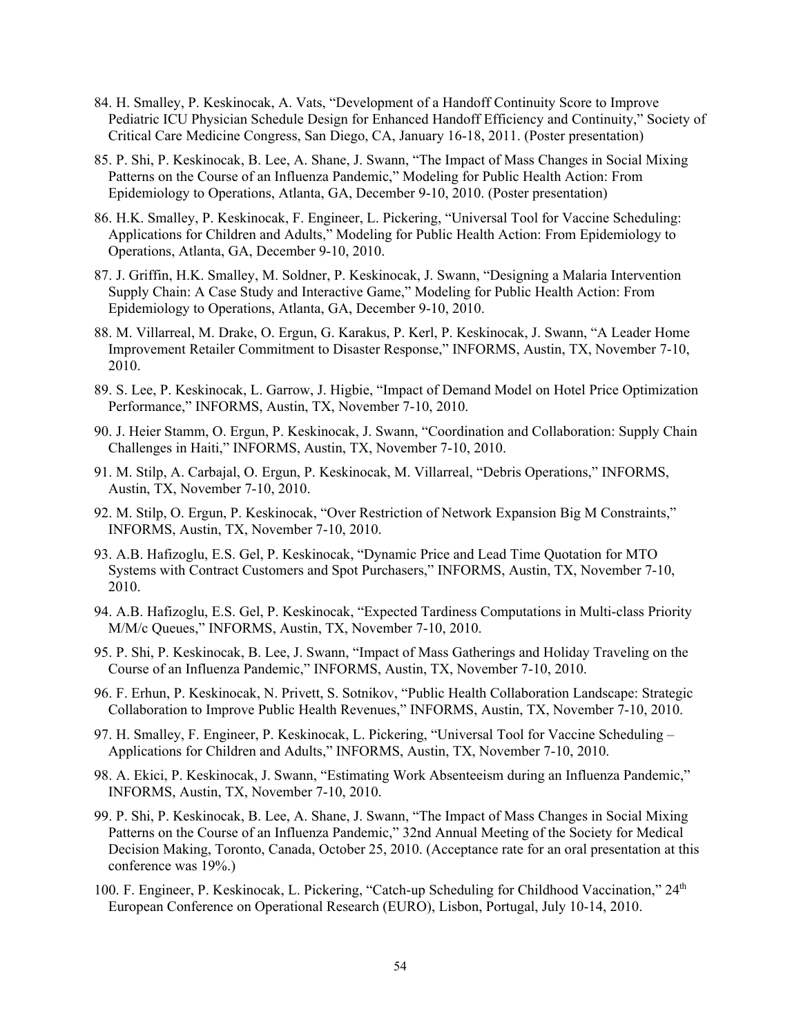84. H. Smalley, P. Keskinocak, A. Vats, "Development of a Handoff Continuity Score to Improve Pediatric ICU Physician Schedule Design for Enhanced Handoff Efficiency and Continuity," Society of Critical Care Medicine Congress, San Diego, CA, January 16-18, 2011. (Poster presentation)

85. P. Shi, P. Keskinocak, B. Lee, A. Shane, J. Swann, "The Impact of Mass Changes in Social Mixing Patterns on the Course of an Influenza Pandemic," Modeling for Public Health Action: From Epidemiology to Operations, Atlanta, GA, December 9-10, 2010. (Poster presentation)

86. H.K. Smalley, P. Keskinocak, F. Engineer, L. Pickering, "Universal Tool for Vaccine Scheduling: Applications for Children and Adults," Modeling for Public Health Action: From Epidemiology to Operations, Atlanta, GA, December 9-10, 2010.

87. J. Griffin, H.K. Smalley, M. Soldner, P. Keskinocak, J. Swann, "Designing a Malaria Intervention Supply Chain: A Case Study and Interactive Game," Modeling for Public Health Action: From Epidemiology to Operations, Atlanta, GA, December 9-10, 2010.

88. M. Villarreal, M. Drake, O. Ergun, G. Karakus, P. Kerl, P. Keskinocak, J. Swann, "A Leader Home Improvement Retailer Commitment to Disaster Response," INFORMS, Austin, TX, November 7-10, 2010.

89. S. Lee, P. Keskinocak, L. Garrow, J. Higbie, "Impact of Demand Model on Hotel Price Optimization Performance," INFORMS, Austin, TX, November 7-10, 2010.

90. J. Heier Stamm, O. Ergun, P. Keskinocak, J. Swann, "Coordination and Collaboration: Supply Chain Challenges in Haiti," INFORMS, Austin, TX, November 7-10, 2010.

91. M. Stilp, A. Carbajal, O. Ergun, P. Keskinocak, M. Villarreal, "Debris Operations," INFORMS, Austin, TX, November 7-10, 2010.

92. M. Stilp, O. Ergun, P. Keskinocak, "Over Restriction of Network Expansion Big M Constraints," INFORMS, Austin, TX, November 7-10, 2010.

93. A.B. Hafizoglu, E.S. Gel, P. Keskinocak, "Dynamic Price and Lead Time Quotation for MTO Systems with Contract Customers and Spot Purchasers," INFORMS, Austin, TX, November 7-10, 2010.

94. A.B. Hafizoglu, E.S. Gel, P. Keskinocak, "Expected Tardiness Computations in Multi-class Priority M/M/c Queues," INFORMS, Austin, TX, November 7-10, 2010.

95. P. Shi, P. Keskinocak, B. Lee, J. Swann, "Impact of Mass Gatherings and Holiday Traveling on the Course of an Influenza Pandemic," INFORMS, Austin, TX, November 7-10, 2010.

96. F. Erhun, P. Keskinocak, N. Privett, S. Sotnikov, "Public Health Collaboration Landscape: Strategic Collaboration to Improve Public Health Revenues," INFORMS, Austin, TX, November 7-10, 2010.

97. H. Smalley, F. Engineer, P. Keskinocak, L. Pickering, "Universal Tool for Vaccine Scheduling – Applications for Children and Adults," INFORMS, Austin, TX, November 7-10, 2010.

98. A. Ekici, P. Keskinocak, J. Swann, "Estimating Work Absenteeism during an Influenza Pandemic," INFORMS, Austin, TX, November 7-10, 2010.

99. P. Shi, P. Keskinocak, B. Lee, A. Shane, J. Swann, "The Impact of Mass Changes in Social Mixing Patterns on the Course of an Influenza Pandemic," 32nd Annual Meeting of the Society for Medical Decision Making, Toronto, Canada, October 25, 2010. (Acceptance rate for an oral presentation at this conference was 19%.)

100. F. Engineer, P. Keskinocak, L. Pickering, "Catch-up Scheduling for Childhood Vaccination," 24th European Conference on Operational Research (EURO), Lisbon, Portugal, July 10-14, 2010.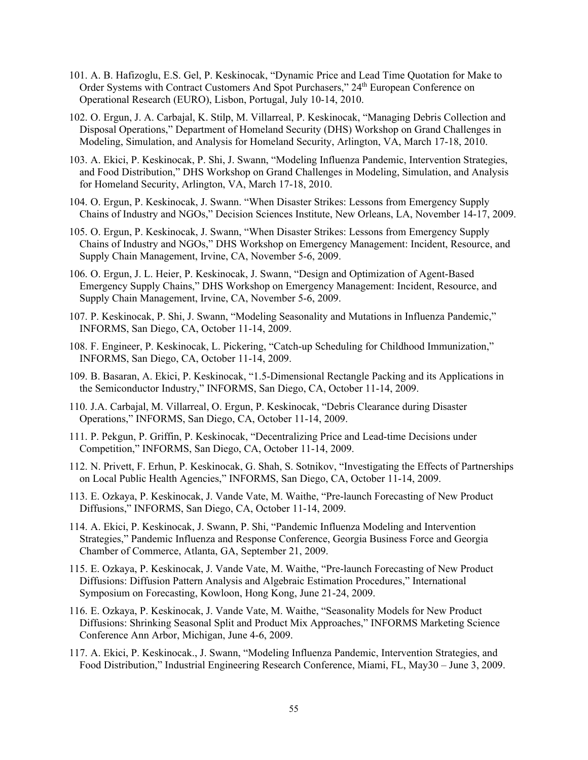101. A. B. Hafizoglu, E.S. Gel, P. Keskinocak, "Dynamic Price and Lead Time Quotation for Make to Order Systems with Contract Customers And Spot Purchasers," 24th European Conference on Operational Research (EURO), Lisbon, Portugal, July 10-14, 2010.

102. O. Ergun, J. A. Carbajal, K. Stilp, M. Villarreal, P. Keskinocak, "Managing Debris Collection and Disposal Operations," Department of Homeland Security (DHS) Workshop on Grand Challenges in Modeling, Simulation, and Analysis for Homeland Security, Arlington, VA, March 17-18, 2010.

103. A. Ekici, P. Keskinocak, P. Shi, J. Swann, "Modeling Influenza Pandemic, Intervention Strategies, and Food Distribution," DHS Workshop on Grand Challenges in Modeling, Simulation, and Analysis for Homeland Security, Arlington, VA, March 17-18, 2010.

104. O. Ergun, P. Keskinocak, J. Swann. "When Disaster Strikes: Lessons from Emergency Supply Chains of Industry and NGOs," Decision Sciences Institute, New Orleans, LA, November 14-17, 2009.

105. O. Ergun, P. Keskinocak, J. Swann, "When Disaster Strikes: Lessons from Emergency Supply Chains of Industry and NGOs," DHS Workshop on Emergency Management: Incident, Resource, and Supply Chain Management, Irvine, CA, November 5-6, 2009.

106. O. Ergun, J. L. Heier, P. Keskinocak, J. Swann, "Design and Optimization of Agent-Based Emergency Supply Chains," DHS Workshop on Emergency Management: Incident, Resource, and Supply Chain Management, Irvine, CA, November 5-6, 2009.

107. P. Keskinocak, P. Shi, J. Swann, "Modeling Seasonality and Mutations in Influenza Pandemic," INFORMS, San Diego, CA, October 11-14, 2009.

108. F. Engineer, P. Keskinocak, L. Pickering, "Catch-up Scheduling for Childhood Immunization," INFORMS, San Diego, CA, October 11-14, 2009.

109. B. Basaran, A. Ekici, P. Keskinocak, "1.5-Dimensional Rectangle Packing and its Applications in the Semiconductor Industry," INFORMS, San Diego, CA, October 11-14, 2009.

110. J.A. Carbajal, M. Villarreal, O. Ergun, P. Keskinocak, "Debris Clearance during Disaster Operations," INFORMS, San Diego, CA, October 11-14, 2009.

111. P. Pekgun, P. Griffin, P. Keskinocak, "Decentralizing Price and Lead-time Decisions under Competition," INFORMS, San Diego, CA, October 11-14, 2009.

112. N. Privett, F. Erhun, P. Keskinocak, G. Shah, S. Sotnikov, "Investigating the Effects of Partnerships on Local Public Health Agencies," INFORMS, San Diego, CA, October 11-14, 2009.

113. E. Ozkaya, P. Keskinocak, J. Vande Vate, M. Waithe, "Pre-launch Forecasting of New Product Diffusions," INFORMS, San Diego, CA, October 11-14, 2009.

114. A. Ekici, P. Keskinocak, J. Swann, P. Shi, "Pandemic Influenza Modeling and Intervention Strategies," Pandemic Influenza and Response Conference, Georgia Business Force and Georgia Chamber of Commerce, Atlanta, GA, September 21, 2009.

115. E. Ozkaya, P. Keskinocak, J. Vande Vate, M. Waithe, "Pre-launch Forecasting of New Product Diffusions: Diffusion Pattern Analysis and Algebraic Estimation Procedures," International Symposium on Forecasting, Kowloon, Hong Kong, June 21-24, 2009.

116. E. Ozkaya, P. Keskinocak, J. Vande Vate, M. Waithe, "Seasonality Models for New Product Diffusions: Shrinking Seasonal Split and Product Mix Approaches," INFORMS Marketing Science Conference Ann Arbor, Michigan, June 4-6, 2009.

117. A. Ekici, P. Keskinocak., J. Swann, "Modeling Influenza Pandemic, Intervention Strategies, and Food Distribution," Industrial Engineering Research Conference, Miami, FL, May30 – June 3, 2009.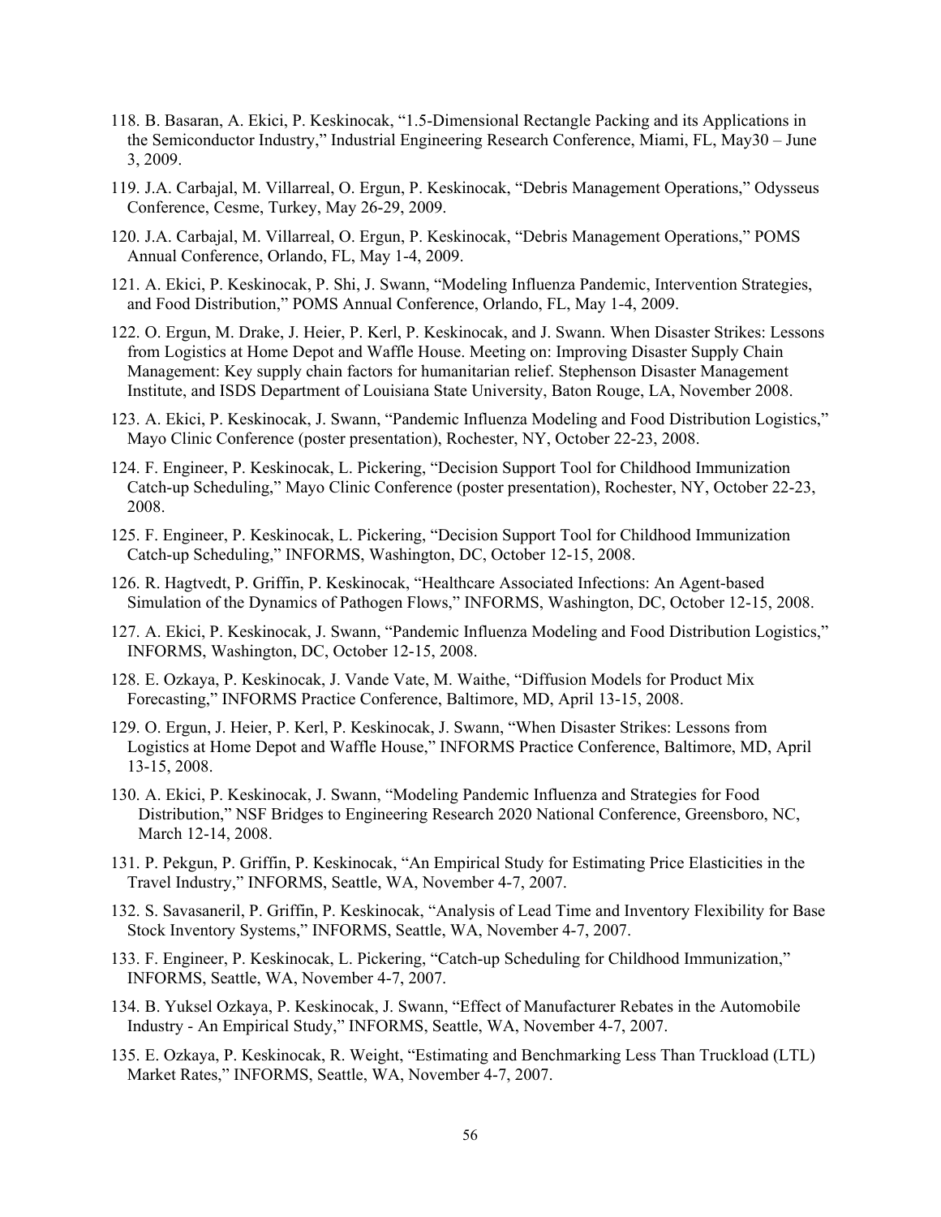118. B. Basaran, A. Ekici, P. Keskinocak, “1.5-Dimensional Rectangle Packing and its Applications in the Semiconductor Industry,” Industrial Engineering Research Conference, Miami, FL, May30 – June 3, 2009.

119. J.A. Carbajal, M. Villarreal, O. Ergun, P. Keskinocak, “Debris Management Operations,” Odysseus Conference, Cesme, Turkey, May 26-29, 2009.

120. J.A. Carbajal, M. Villarreal, O. Ergun, P. Keskinocak, “Debris Management Operations,” POMS Annual Conference, Orlando, FL, May 1-4, 2009.

121. A. Ekici, P. Keskinocak, P. Shi, J. Swann, “Modeling Influenza Pandemic, Intervention Strategies, and Food Distribution,” POMS Annual Conference, Orlando, FL, May 1-4, 2009.

122. O. Ergun, M. Drake, J. Heier, P. Kerl, P. Keskinocak, and J. Swann. When Disaster Strikes: Lessons from Logistics at Home Depot and Waffle House. Meeting on: Improving Disaster Supply Chain Management: Key supply chain factors for humanitarian relief. Stephenson Disaster Management Institute, and ISDS Department of Louisiana State University, Baton Rouge, LA, November 2008.

123. A. Ekici, P. Keskinocak, J. Swann, “Pandemic Influenza Modeling and Food Distribution Logistics,” Mayo Clinic Conference (poster presentation), Rochester, NY, October 22-23, 2008.

124. F. Engineer, P. Keskinocak, L. Pickering, “Decision Support Tool for Childhood Immunization Catch-up Scheduling,” Mayo Clinic Conference (poster presentation), Rochester, NY, October 22-23, 2008.

125. F. Engineer, P. Keskinocak, L. Pickering, “Decision Support Tool for Childhood Immunization Catch-up Scheduling,” INFORMS, Washington, DC, October 12-15, 2008.

126. R. Hagtvedt, P. Griffin, P. Keskinocak, “Healthcare Associated Infections: An Agent-based Simulation of the Dynamics of Pathogen Flows,” INFORMS, Washington, DC, October 12-15, 2008.

127. A. Ekici, P. Keskinocak, J. Swann, “Pandemic Influenza Modeling and Food Distribution Logistics,” INFORMS, Washington, DC, October 12-15, 2008.

128. E. Ozkaya, P. Keskinocak, J. Vande Vate, M. Waithe, “Diffusion Models for Product Mix Forecasting,” INFORMS Practice Conference, Baltimore, MD, April 13-15, 2008.

129. O. Ergun, J. Heier, P. Kerl, P. Keskinocak, J. Swann, “When Disaster Strikes: Lessons from Logistics at Home Depot and Waffle House,” INFORMS Practice Conference, Baltimore, MD, April 13-15, 2008.

130. A. Ekici, P. Keskinocak, J. Swann, “Modeling Pandemic Influenza and Strategies for Food Distribution,” NSF Bridges to Engineering Research 2020 National Conference, Greensboro, NC, March 12-14, 2008.

131. P. Pekgun, P. Griffin, P. Keskinocak, “An Empirical Study for Estimating Price Elasticities in the Travel Industry,” INFORMS, Seattle, WA, November 4-7, 2007.

132. S. Savasaneril, P. Griffin, P. Keskinocak, “Analysis of Lead Time and Inventory Flexibility for Base Stock Inventory Systems,” INFORMS, Seattle, WA, November 4-7, 2007.

133. F. Engineer, P. Keskinocak, L. Pickering, “Catch-up Scheduling for Childhood Immunization,” INFORMS, Seattle, WA, November 4-7, 2007.

134. B. Yuksel Ozkaya, P. Keskinocak, J. Swann, “Effect of Manufacturer Rebates in the Automobile Industry - An Empirical Study,” INFORMS, Seattle, WA, November 4-7, 2007.

135. E. Ozkaya, P. Keskinocak, R. Weight, “Estimating and Benchmarking Less Than Truckload (LTL) Market Rates,” INFORMS, Seattle, WA, November 4-7, 2007.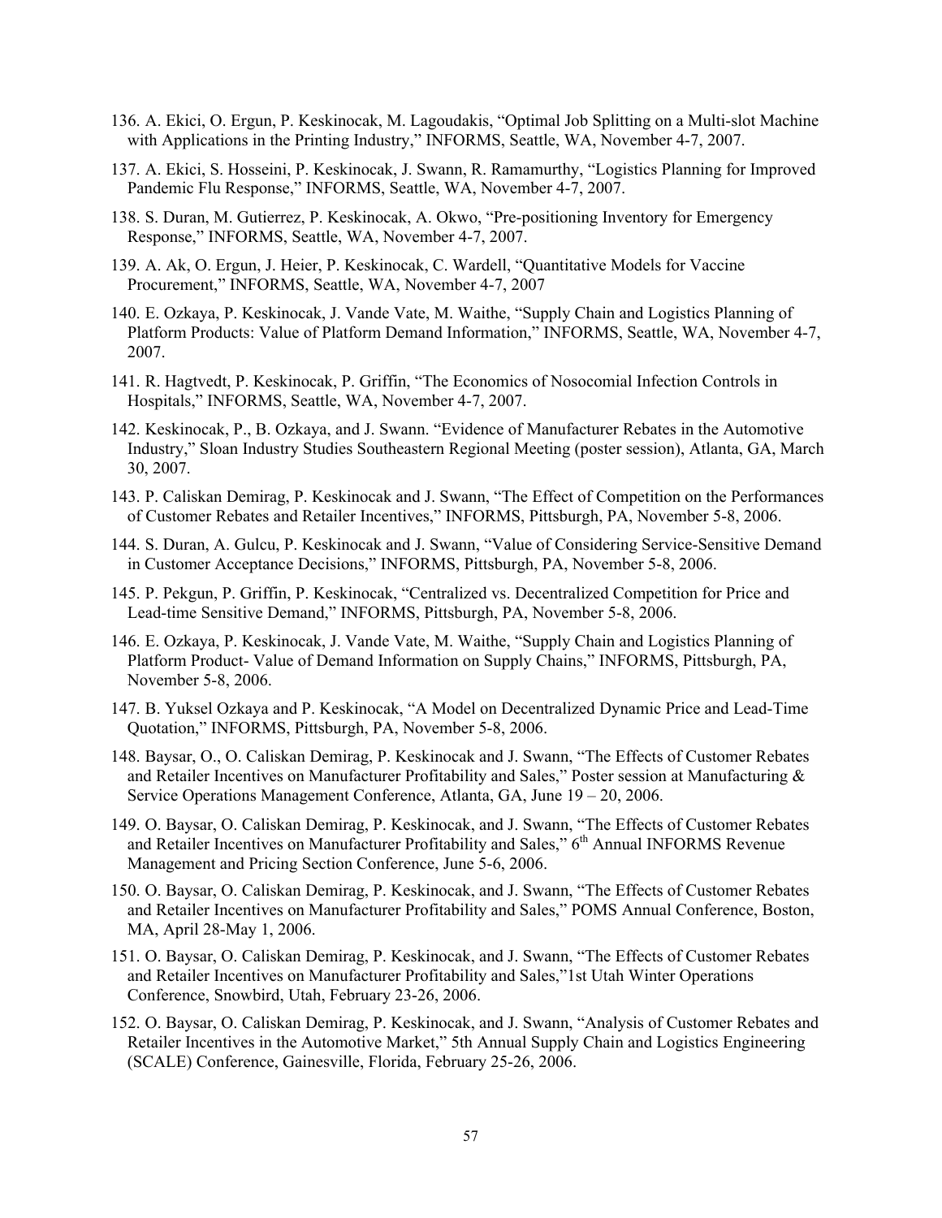136. A. Ekici, O. Ergun, P. Keskinocak, M. Lagoudakis, "Optimal Job Splitting on a Multi-slot Machine with Applications in the Printing Industry," INFORMS, Seattle, WA, November 4-7, 2007.

137. A. Ekici, S. Hosseini, P. Keskinocak, J. Swann, R. Ramamurthy, "Logistics Planning for Improved Pandemic Flu Response," INFORMS, Seattle, WA, November 4-7, 2007.

138. S. Duran, M. Gutierrez, P. Keskinocak, A. Okwo, "Pre-positioning Inventory for Emergency Response," INFORMS, Seattle, WA, November 4-7, 2007.

139. A. Ak, O. Ergun, J. Heier, P. Keskinocak, C. Wardell, "Quantitative Models for Vaccine Procurement," INFORMS, Seattle, WA, November 4-7, 2007

140. E. Ozkaya, P. Keskinocak, J. Vande Vate, M. Waithe, "Supply Chain and Logistics Planning of Platform Products: Value of Platform Demand Information," INFORMS, Seattle, WA, November 4-7, 2007.

141. R. Hagtvedt, P. Keskinocak, P. Griffin, "The Economics of Nosocomial Infection Controls in Hospitals," INFORMS, Seattle, WA, November 4-7, 2007.

142. Keskinocak, P., B. Ozkaya, and J. Swann. "Evidence of Manufacturer Rebates in the Automotive Industry," Sloan Industry Studies Southeastern Regional Meeting (poster session), Atlanta, GA, March 30, 2007.

143. P. Caliskan Demirag, P. Keskinocak and J. Swann, "The Effect of Competition on the Performances of Customer Rebates and Retailer Incentives," INFORMS, Pittsburgh, PA, November 5-8, 2006.

144. S. Duran, A. Gulcu, P. Keskinocak and J. Swann, "Value of Considering Service-Sensitive Demand in Customer Acceptance Decisions," INFORMS, Pittsburgh, PA, November 5-8, 2006.

145. P. Pekgun, P. Griffin, P. Keskinocak, "Centralized vs. Decentralized Competition for Price and Lead-time Sensitive Demand," INFORMS, Pittsburgh, PA, November 5-8, 2006.

146. E. Ozkaya, P. Keskinocak, J. Vande Vate, M. Waithe, "Supply Chain and Logistics Planning of Platform Product- Value of Demand Information on Supply Chains," INFORMS, Pittsburgh, PA, November 5-8, 2006.

147. B. Yuksel Ozkaya and P. Keskinocak, "A Model on Decentralized Dynamic Price and Lead-Time Quotation," INFORMS, Pittsburgh, PA, November 5-8, 2006.

148. Baysar, O., O. Caliskan Demirag, P. Keskinocak and J. Swann, "The Effects of Customer Rebates and Retailer Incentives on Manufacturer Profitability and Sales," Poster session at Manufacturing & Service Operations Management Conference, Atlanta, GA, June 19 – 20, 2006.

149. O. Baysar, O. Caliskan Demirag, P. Keskinocak, and J. Swann, "The Effects of Customer Rebates and Retailer Incentives on Manufacturer Profitability and Sales," 6th Annual INFORMS Revenue Management and Pricing Section Conference, June 5-6, 2006.

150. O. Baysar, O. Caliskan Demirag, P. Keskinocak, and J. Swann, "The Effects of Customer Rebates and Retailer Incentives on Manufacturer Profitability and Sales," POMS Annual Conference, Boston, MA, April 28-May 1, 2006.

151. O. Baysar, O. Caliskan Demirag, P. Keskinocak, and J. Swann, "The Effects of Customer Rebates and Retailer Incentives on Manufacturer Profitability and Sales,"1st Utah Winter Operations Conference, Snowbird, Utah, February 23-26, 2006.

152. O. Baysar, O. Caliskan Demirag, P. Keskinocak, and J. Swann, "Analysis of Customer Rebates and Retailer Incentives in the Automotive Market," 5th Annual Supply Chain and Logistics Engineering (SCALE) Conference, Gainesville, Florida, February 25-26, 2006.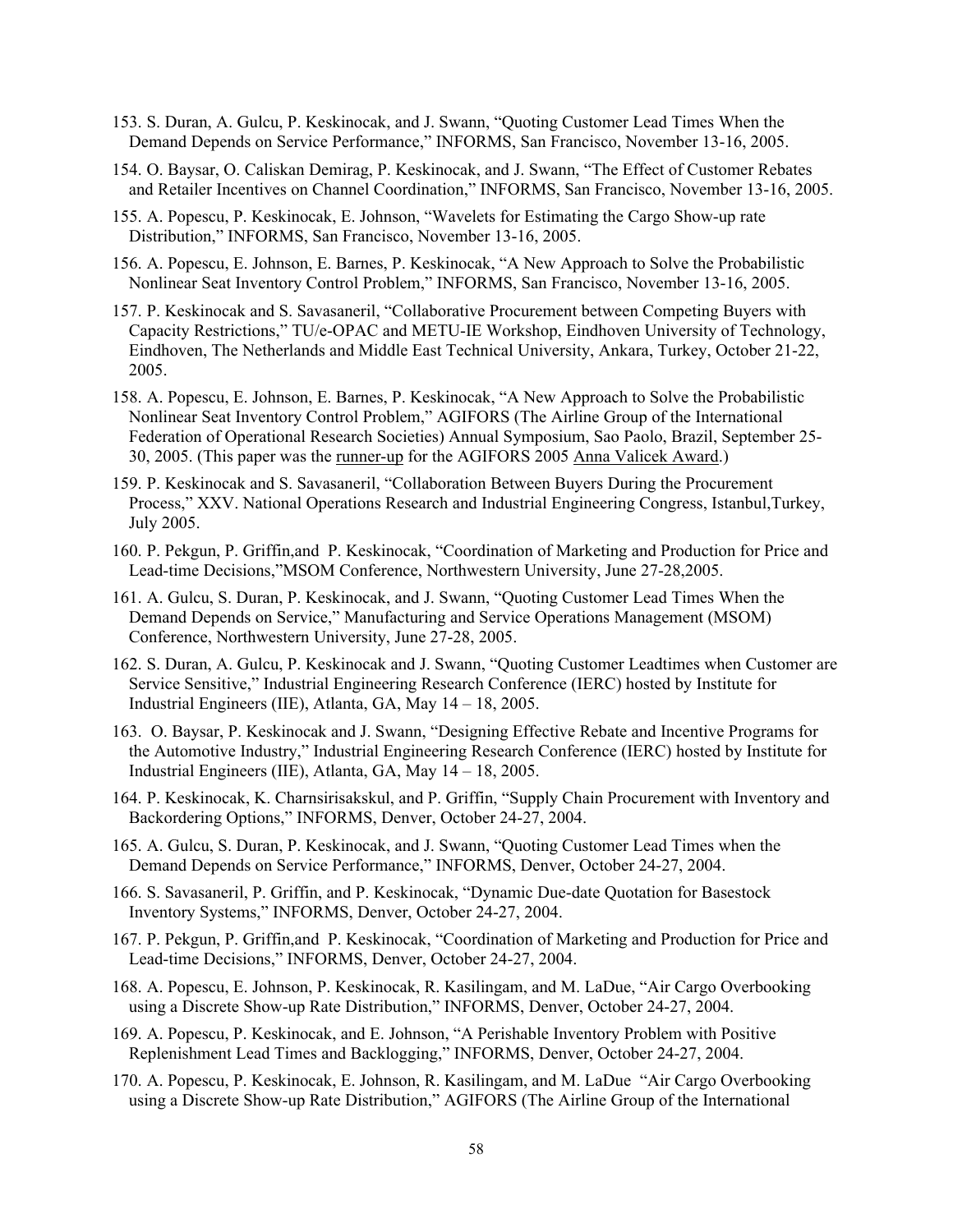153. S. Duran, A. Gulcu, P. Keskinocak, and J. Swann, "Quoting Customer Lead Times When the Demand Depends on Service Performance," INFORMS, San Francisco, November 13-16, 2005.

154. O. Baysar, O. Caliskan Demirag, P. Keskinocak, and J. Swann, "The Effect of Customer Rebates and Retailer Incentives on Channel Coordination," INFORMS, San Francisco, November 13-16, 2005.

155. A. Popescu, P. Keskinocak, E. Johnson, "Wavelets for Estimating the Cargo Show-up rate Distribution," INFORMS, San Francisco, November 13-16, 2005.

156. A. Popescu, E. Johnson, E. Barnes, P. Keskinocak, "A New Approach to Solve the Probabilistic Nonlinear Seat Inventory Control Problem," INFORMS, San Francisco, November 13-16, 2005.

157. P. Keskinocak and S. Savasaneril, "Collaborative Procurement between Competing Buyers with Capacity Restrictions," TU/e-OPAC and METU-IE Workshop, Eindhoven University of Technology, Eindhoven, The Netherlands and Middle East Technical University, Ankara, Turkey, October 21-22, 2005.

158. A. Popescu, E. Johnson, E. Barnes, P. Keskinocak, "A New Approach to Solve the Probabilistic Nonlinear Seat Inventory Control Problem," AGIFORS (The Airline Group of the International Federation of Operational Research Societies) Annual Symposium, Sao Paolo, Brazil, September 25-30, 2005. (This paper was the runner-up for the AGIFORS 2005 Anna Valicek Award.)

159. P. Keskinocak and S. Savasaneril, "Collaboration Between Buyers During the Procurement Process," XXV. National Operations Research and Industrial Engineering Congress, Istanbul,Turkey, July 2005.

160. P. Pekgun, P. Griffin,and P. Keskinocak, "Coordination of Marketing and Production for Price and Lead-time Decisions,"MSOM Conference, Northwestern University, June 27-28,2005.

161. A. Gulcu, S. Duran, P. Keskinocak, and J. Swann, "Quoting Customer Lead Times When the Demand Depends on Service," Manufacturing and Service Operations Management (MSOM) Conference, Northwestern University, June 27-28, 2005.

162. S. Duran, A. Gulcu, P. Keskinocak and J. Swann, "Quoting Customer Leadtimes when Customer are Service Sensitive," Industrial Engineering Research Conference (IERC) hosted by Institute for Industrial Engineers (IIE), Atlanta, GA, May 14 – 18, 2005.

163. O. Baysar, P. Keskinocak and J. Swann, "Designing Effective Rebate and Incentive Programs for the Automotive Industry," Industrial Engineering Research Conference (IERC) hosted by Institute for Industrial Engineers (IIE), Atlanta, GA, May 14 – 18, 2005.

164. P. Keskinocak, K. Charnsirisakskul, and P. Griffin, "Supply Chain Procurement with Inventory and Backordering Options," INFORMS, Denver, October 24-27, 2004.

165. A. Gulcu, S. Duran, P. Keskinocak, and J. Swann, "Quoting Customer Lead Times when the Demand Depends on Service Performance," INFORMS, Denver, October 24-27, 2004.

166. S. Savasaneril, P. Griffin, and P. Keskinocak, "Dynamic Due-date Quotation for Basestock Inventory Systems," INFORMS, Denver, October 24-27, 2004.

167. P. Pekgun, P. Griffin,and P. Keskinocak, "Coordination of Marketing and Production for Price and Lead-time Decisions," INFORMS, Denver, October 24-27, 2004.

168. A. Popescu, E. Johnson, P. Keskinocak, R. Kasilingam, and M. LaDue, "Air Cargo Overbooking using a Discrete Show-up Rate Distribution," INFORMS, Denver, October 24-27, 2004.

169. A. Popescu, P. Keskinocak, and E. Johnson, "A Perishable Inventory Problem with Positive Replenishment Lead Times and Backlogging," INFORMS, Denver, October 24-27, 2004.

170. A. Popescu, P. Keskinocak, E. Johnson, R. Kasilingam, and M. LaDue "Air Cargo Overbooking using a Discrete Show-up Rate Distribution," AGIFORS (The Airline Group of the International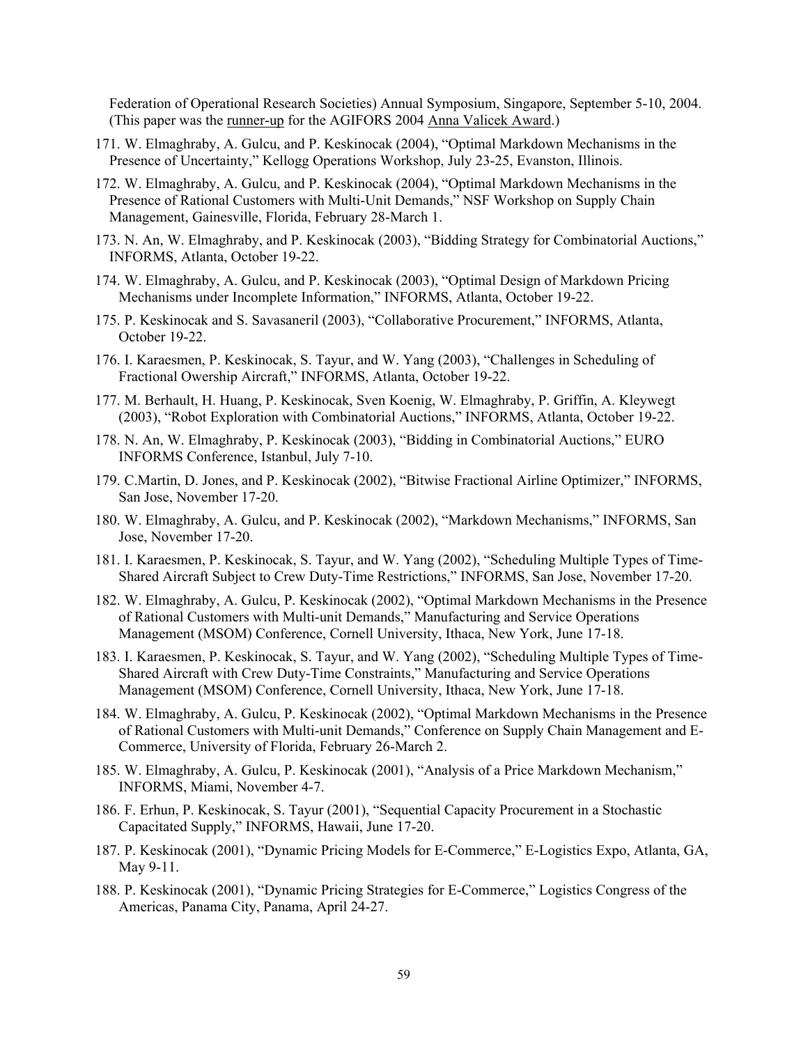Federation of Operational Research Societies) Annual Symposium, Singapore, September 5-10, 2004. (This paper was the runner-up for the AGIFORS 2004 Anna Valicek Award.)

171. W. Elmaghraby, A. Gulcu, and P. Keskinocak (2004), "Optimal Markdown Mechanisms in the Presence of Uncertainty," Kellogg Operations Workshop, July 23-25, Evanston, Illinois.
172. W. Elmaghraby, A. Gulcu, and P. Keskinocak (2004), "Optimal Markdown Mechanisms in the Presence of Rational Customers with Multi-Unit Demands," NSF Workshop on Supply Chain Management, Gainesville, Florida, February 28-March 1.
173. N. An, W. Elmaghraby, and P. Keskinocak (2003), "Bidding Strategy for Combinatorial Auctions," INFORMS, Atlanta, October 19-22.
174. W. Elmaghraby, A. Gulcu, and P. Keskinocak (2003), "Optimal Design of Markdown Pricing Mechanisms under Incomplete Information," INFORMS, Atlanta, October 19-22.
175. P. Keskinocak and S. Savasaneril (2003), "Collaborative Procurement," INFORMS, Atlanta, October 19-22.
176. I. Karaesmen, P. Keskinocak, S. Tayur, and W. Yang (2003), "Challenges in Scheduling of Fractional Owership Aircraft," INFORMS, Atlanta, October 19-22.
177. M. Berhault, H. Huang, P. Keskinocak, Sven Koenig, W. Elmaghraby, P. Griffin, A. Kleywegt (2003), "Robot Exploration with Combinatorial Auctions," INFORMS, Atlanta, October 19-22.
178. N. An, W. Elmaghraby, P. Keskinocak (2003), "Bidding in Combinatorial Auctions," EURO INFORMS Conference, Istanbul, July 7-10.
179. C.Martin, D. Jones, and P. Keskinocak (2002), "Bitwise Fractional Airline Optimizer," INFORMS, San Jose, November 17-20.
180. W. Elmaghraby, A. Gulcu, and P. Keskinocak (2002), "Markdown Mechanisms," INFORMS, San Jose, November 17-20.
181. I. Karaesmen, P. Keskinocak, S. Tayur, and W. Yang (2002), "Scheduling Multiple Types of Time-Shared Aircraft Subject to Crew Duty-Time Restrictions," INFORMS, San Jose, November 17-20.
182. W. Elmaghraby, A. Gulcu, P. Keskinocak (2002), "Optimal Markdown Mechanisms in the Presence of Rational Customers with Multi-unit Demands," Manufacturing and Service Operations Management (MSOM) Conference, Cornell University, Ithaca, New York, June 17-18.
183. I. Karaesmen, P. Keskinocak, S. Tayur, and W. Yang (2002), "Scheduling Multiple Types of Time-Shared Aircraft with Crew Duty-Time Constraints," Manufacturing and Service Operations Management (MSOM) Conference, Cornell University, Ithaca, New York, June 17-18.
184. W. Elmaghraby, A. Gulcu, P. Keskinocak (2002), "Optimal Markdown Mechanisms in the Presence of Rational Customers with Multi-unit Demands," Conference on Supply Chain Management and E-Commerce, University of Florida, February 26-March 2.
185. W. Elmaghraby, A. Gulcu, P. Keskinocak (2001), "Analysis of a Price Markdown Mechanism," INFORMS, Miami, November 4-7.
186. F. Erhun, P. Keskinocak, S. Tayur (2001), "Sequential Capacity Procurement in a Stochastic Capacitated Supply," INFORMS, Hawaii, June 17-20.
187. P. Keskinocak (2001), "Dynamic Pricing Models for E-Commerce," E-Logistics Expo, Atlanta, GA, May 9-11.
188. P. Keskinocak (2001), "Dynamic Pricing Strategies for E-Commerce," Logistics Congress of the Americas, Panama City, Panama, April 24-27.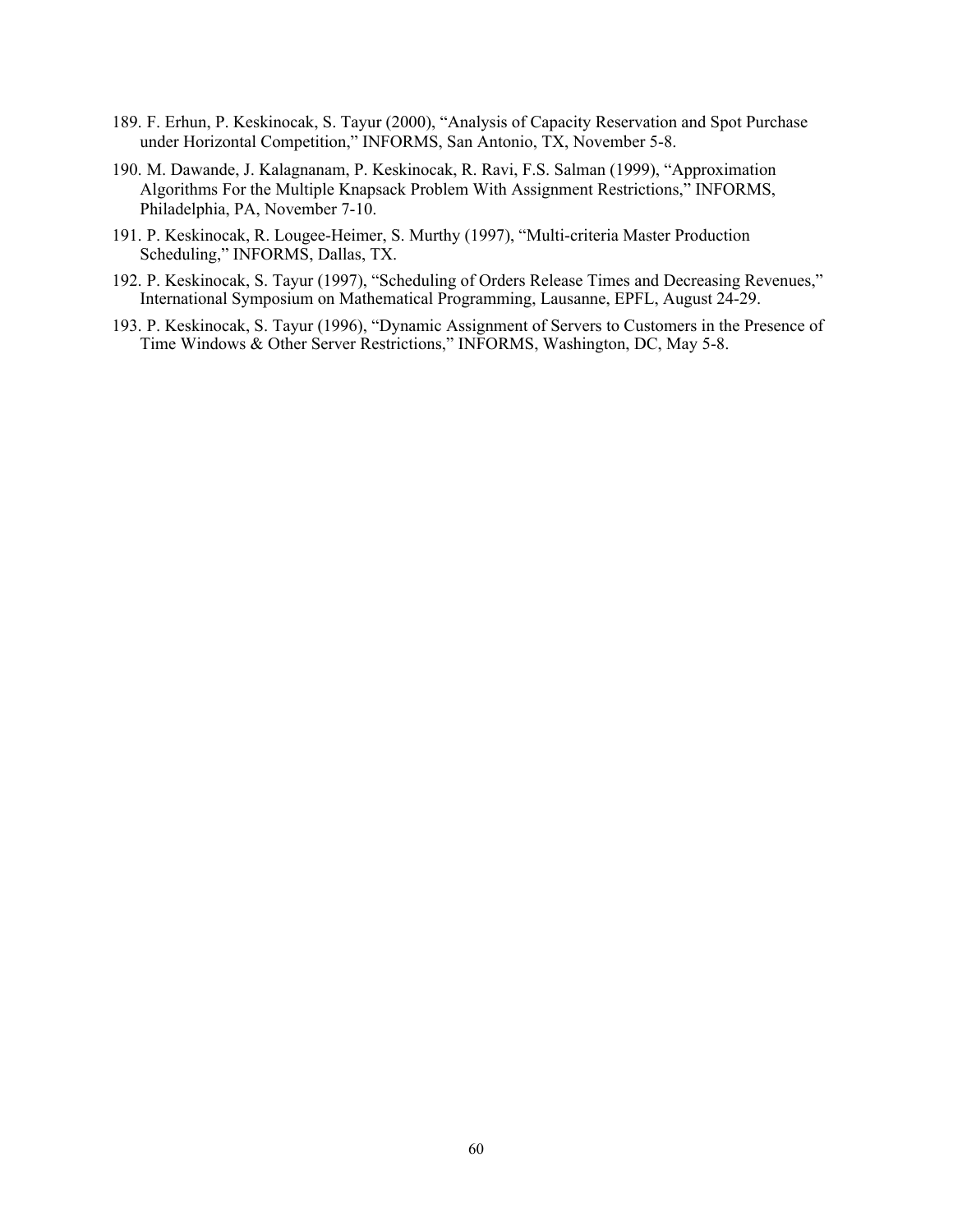189. F. Erhun, P. Keskinocak, S. Tayur (2000), "Analysis of Capacity Reservation and Spot Purchase under Horizontal Competition," INFORMS, San Antonio, TX, November 5-8.

190. M. Dawande, J. Kalagnanam, P. Keskinocak, R. Ravi, F.S. Salman (1999), "Approximation Algorithms For the Multiple Knapsack Problem With Assignment Restrictions," INFORMS, Philadelphia, PA, November 7-10.

191. P. Keskinocak, R. Lougee-Heimer, S. Murthy (1997), "Multi-criteria Master Production Scheduling," INFORMS, Dallas, TX.

192. P. Keskinocak, S. Tayur (1997), "Scheduling of Orders Release Times and Decreasing Revenues," International Symposium on Mathematical Programming, Lausanne, EPFL, August 24-29.

193. P. Keskinocak, S. Tayur (1996), "Dynamic Assignment of Servers to Customers in the Presence of Time Windows & Other Server Restrictions," INFORMS, Washington, DC, May 5-8.